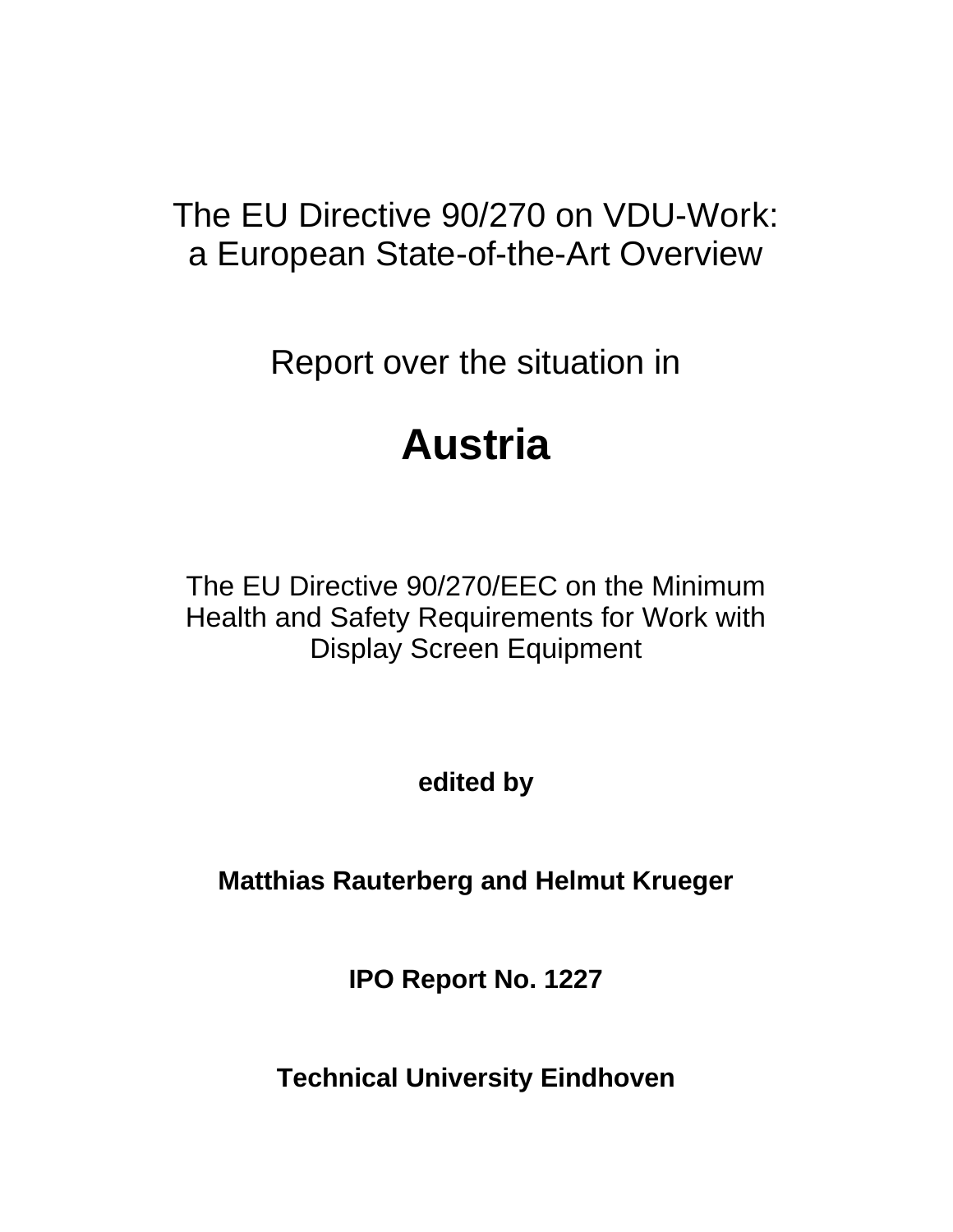# The EU Directive 90/270 on VDU-Work: a European State-of-the-Art Overview

Report over the situation in

# **Austria**

The EU Directive 90/270/EEC on the Minimum Health and Safety Requirements for Work with Display Screen Equipment

**edited by**

**Matthias Rauterberg and Helmut Krueger**

**IPO Report No. 1227**

**Technical University Eindhoven**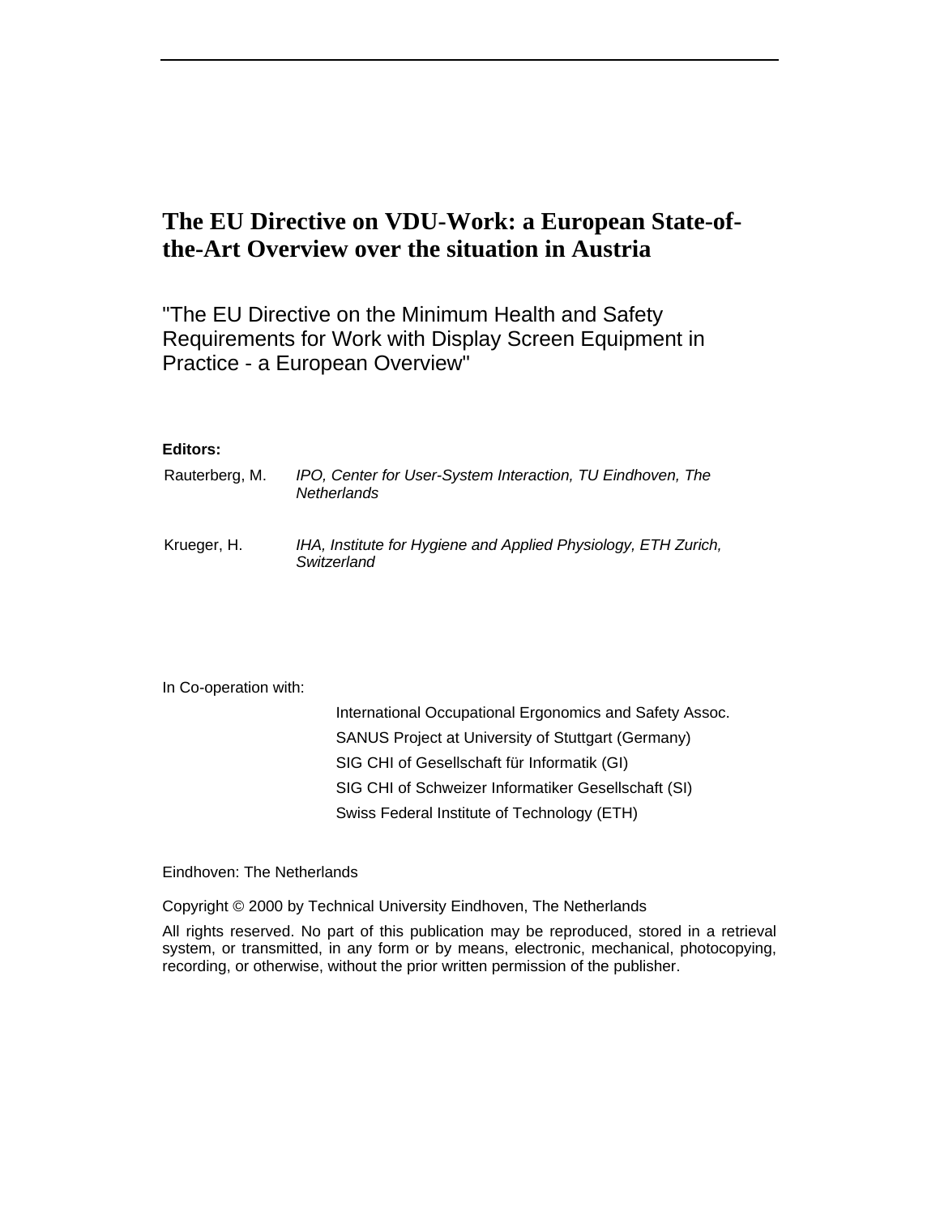# The EU Directive on VDU-Work: a European State-of-the-Art Overview over the situation in Austria

"The EU Directive on the Minimum Health and Safety Requirements for Work with Display Screen Equipment in Practice - a European Overview"

**Editors:**

Rauterberg, M. *IPO, Center for User-System Interaction, TU Eindhoven, The Netherlands*

Krueger, H. *IHA, Institute for Hygiene and Applied Physiology, ETH Zurich, Switzerland*

In Co-operation with:

International Occupational Ergonomics and Safety Assoc.
SANUS Project at University of Stuttgart (Germany)
SIG CHI of Gesellschaft für Informatik (GI)
SIG CHI of Schweizer Informatiker Gesellschaft (SI)
Swiss Federal Institute of Technology (ETH)

Eindhoven: The Netherlands

Copyright © 2000 by Technical University Eindhoven, The Netherlands

All rights reserved. No part of this publication may be reproduced, stored in a retrieval system, or transmitted, in any form or by means, electronic, mechanical, photocopying, recording, or otherwise, without the prior written permission of the publisher.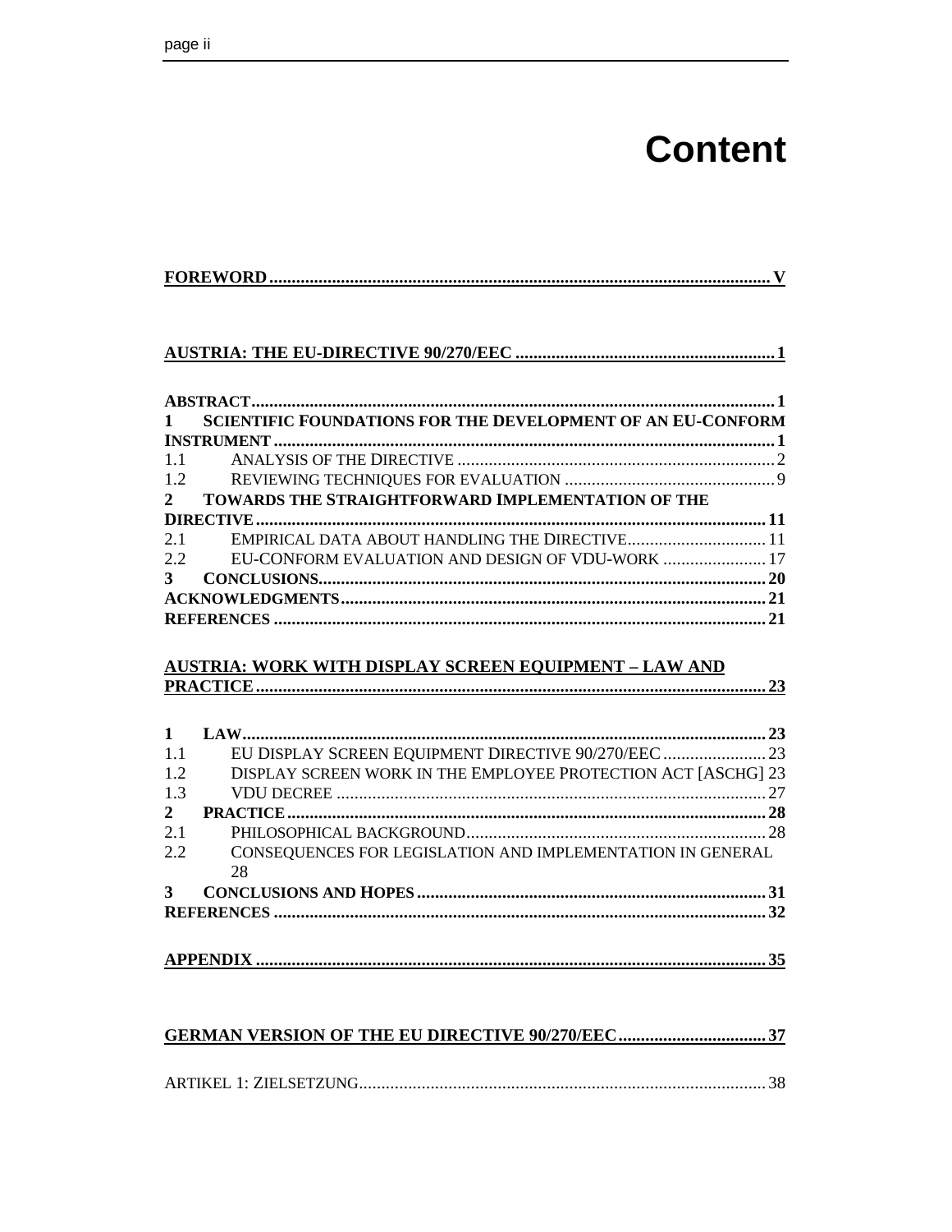# Content

**FOREWORD** ............................................................ V

**AUSTRIA: THE EU-DIRECTIVE 90/270/EEC** ............................................................ 1

**ABSTRACT** ............................................................ 1

**1 SCIENTIFIC FOUNDATIONS FOR THE DEVELOPMENT OF AN EU-CONFORM INSTRUMENT** ............................................................ 1

1.1 ANALYSIS OF THE DIRECTIVE ............................................................ 2

1.2 REVIEWING TECHNIQUES FOR EVALUATION ............................................................ 9

**2 TOWARDS THE STRAIGHTFORWARD IMPLEMENTATION OF THE DIRECTIVE** ............................................................ 11

2.1 EMPIRICAL DATA ABOUT HANDLING THE DIRECTIVE ............................................................ 11

2.2 EU-CONFORM EVALUATION AND DESIGN OF VDU-WORK ............................................................ 17

**3 CONCLUSIONS** ............................................................ 20

**ACKNOWLEDGMENTS** ............................................................ 21

**REFERENCES** ............................................................ 21

**AUSTRIA: WORK WITH DISPLAY SCREEN EQUIPMENT – LAW AND PRACTICE** ............................................................ 23

**1 LAW** ............................................................ 23

1.1 EU DISPLAY SCREEN EQUIPMENT DIRECTIVE 90/270/EEC ............................................................ 23

1.2 DISPLAY SCREEN WORK IN THE EMPLOYEE PROTECTION ACT [ASCHG] 23

1.3 VDU DECREE ............................................................ 27

**2 PRACTICE** ............................................................ 28

2.1 PHILOSOPHICAL BACKGROUND ............................................................ 28

2.2 CONSEQUENCES FOR LEGISLATION AND IMPLEMENTATION IN GENERAL 28

**3 CONCLUSIONS AND HOPES** ............................................................ 31

**REFERENCES** ............................................................ 32

**APPENDIX** ............................................................ 35

**GERMAN VERSION OF THE EU DIRECTIVE 90/270/EEC** ............................................................ 37

ARTIKEL 1: ZIELSETZUNG ............................................................ 38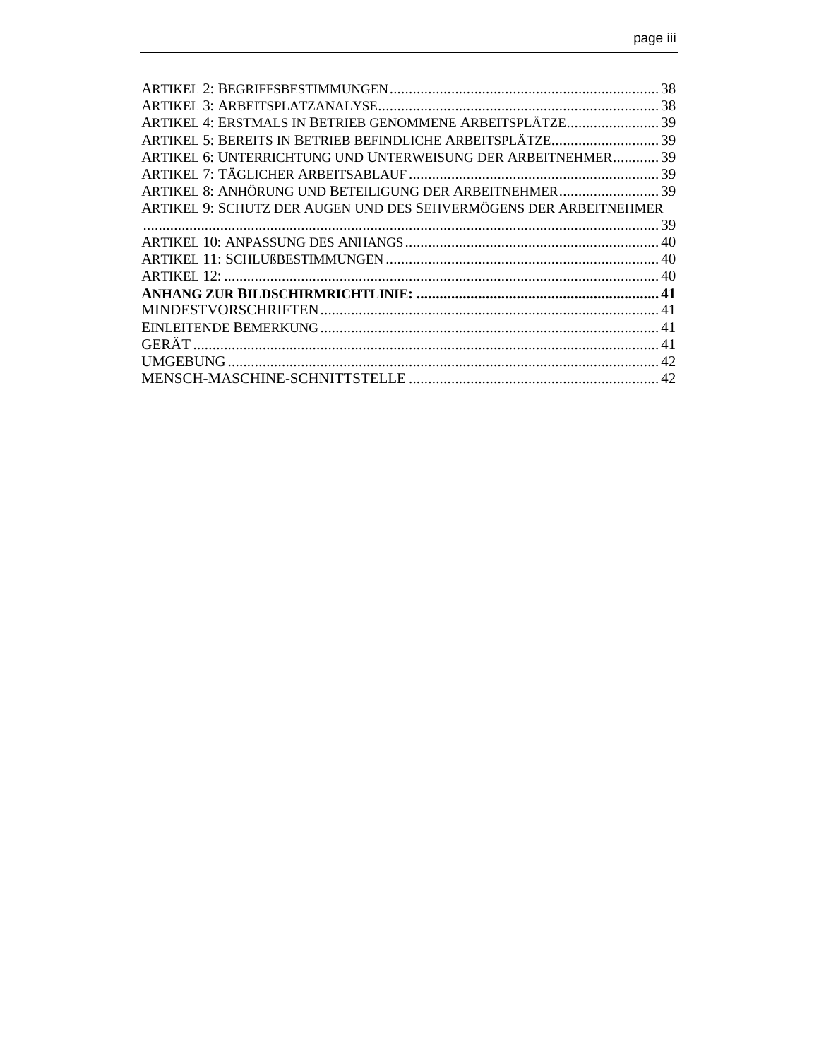ARTIKEL 2: BEGRIFFSBESTIMMUNGEN ........ 38
ARTIKEL 3: ARBEITSPLATZANALYSE ........ 38
ARTIKEL 4: ERSTMALS IN BETRIEB GENOMMENE ARBEITSPLÄTZE ........ 39
ARTIKEL 5: BEREITS IN BETRIEB BEFINDLICHE ARBEITSPLÄTZE ........ 39
ARTIKEL 6: UNTERRICHTUNG UND UNTERWEISUNG DER ARBEITNEHMER ........ 39
ARTIKEL 7: TÄGLICHER ARBEITSABLAUF ........ 39
ARTIKEL 8: ANHÖRUNG UND BETEILIGUNG DER ARBEITNEHMER ........ 39
ARTIKEL 9: SCHUTZ DER AUGEN UND DES SEHVERMÖGENS DER ARBEITNEHMER ........ 39
ARTIKEL 10: ANPASSUNG DES ANHANGS ........ 40
ARTIKEL 11: SCHLUßBESTIMMUNGEN ........ 40
ARTIKEL 12: ........ 40
**ANHANG ZUR BILDSCHIRMRICHTLINIE: ........ 41**
MINDESTVORSCHRIFTEN ........ 41
EINLEITENDE BEMERKUNG ........ 41
GERÄT ........ 41
UMGEBUNG ........ 42
MENSCH-MASCHINE-SCHNITTSTELLE ........ 42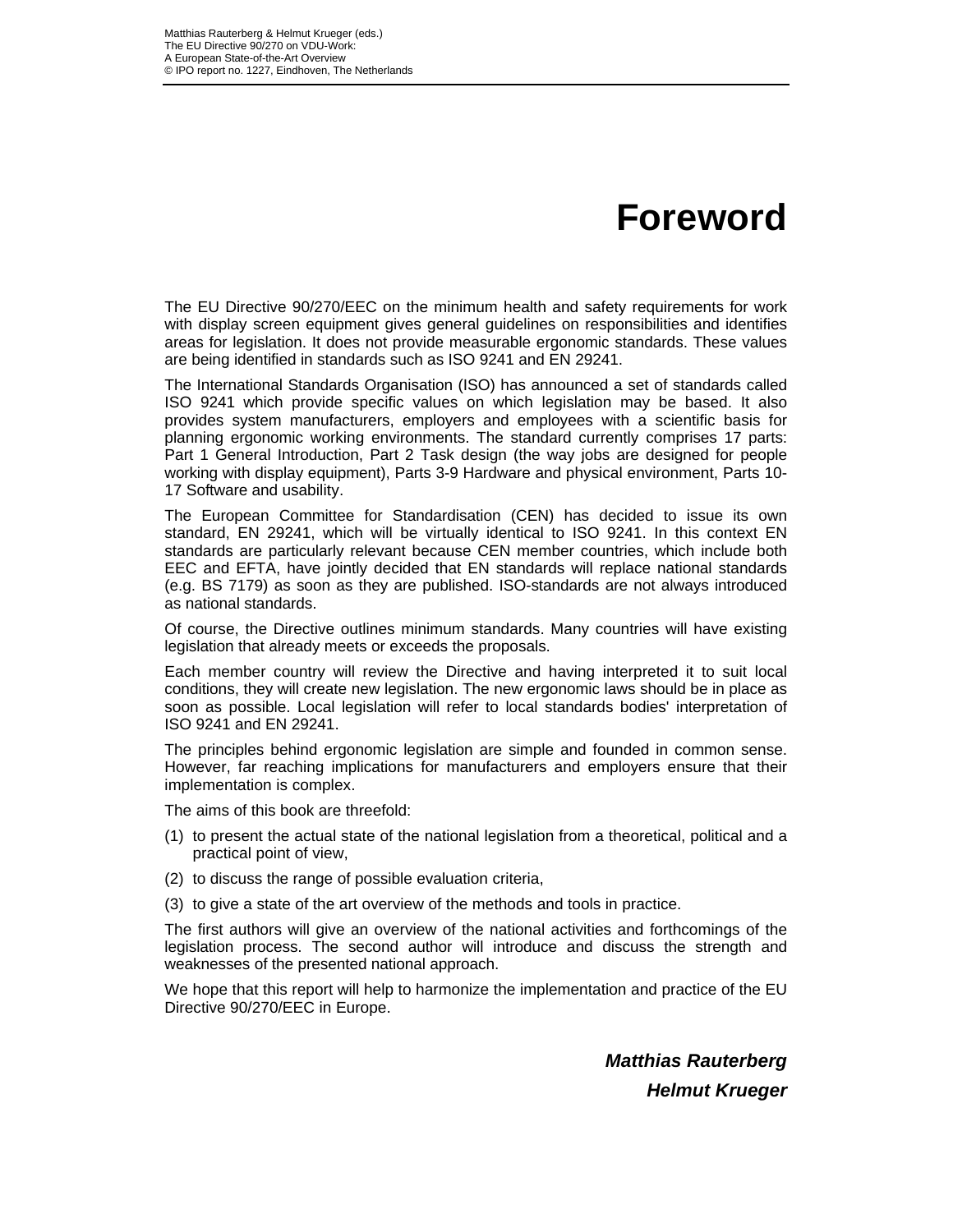# Foreword

The EU Directive 90/270/EEC on the minimum health and safety requirements for work with display screen equipment gives general guidelines on responsibilities and identifies areas for legislation. It does not provide measurable ergonomic standards. These values are being identified in standards such as ISO 9241 and EN 29241.

The International Standards Organisation (ISO) has announced a set of standards called ISO 9241 which provide specific values on which legislation may be based. It also provides system manufacturers, employers and employees with a scientific basis for planning ergonomic working environments. The standard currently comprises 17 parts: Part 1 General Introduction, Part 2 Task design (the way jobs are designed for people working with display equipment), Parts 3-9 Hardware and physical environment, Parts 10-17 Software and usability.

The European Committee for Standardisation (CEN) has decided to issue its own standard, EN 29241, which will be virtually identical to ISO 9241. In this context EN standards are particularly relevant because CEN member countries, which include both EEC and EFTA, have jointly decided that EN standards will replace national standards (e.g. BS 7179) as soon as they are published. ISO-standards are not always introduced as national standards.

Of course, the Directive outlines minimum standards. Many countries will have existing legislation that already meets or exceeds the proposals.

Each member country will review the Directive and having interpreted it to suit local conditions, they will create new legislation. The new ergonomic laws should be in place as soon as possible. Local legislation will refer to local standards bodies' interpretation of ISO 9241 and EN 29241.

The principles behind ergonomic legislation are simple and founded in common sense. However, far reaching implications for manufacturers and employers ensure that their implementation is complex.

The aims of this book are threefold:

(1) to present the actual state of the national legislation from a theoretical, political and a practical point of view,

(2) to discuss the range of possible evaluation criteria,

(3) to give a state of the art overview of the methods and tools in practice.

The first authors will give an overview of the national activities and forthcomings of the legislation process. The second author will introduce and discuss the strength and weaknesses of the presented national approach.

We hope that this report will help to harmonize the implementation and practice of the EU Directive 90/270/EEC in Europe.

***Matthias Rauterberg***

***Helmut Krueger***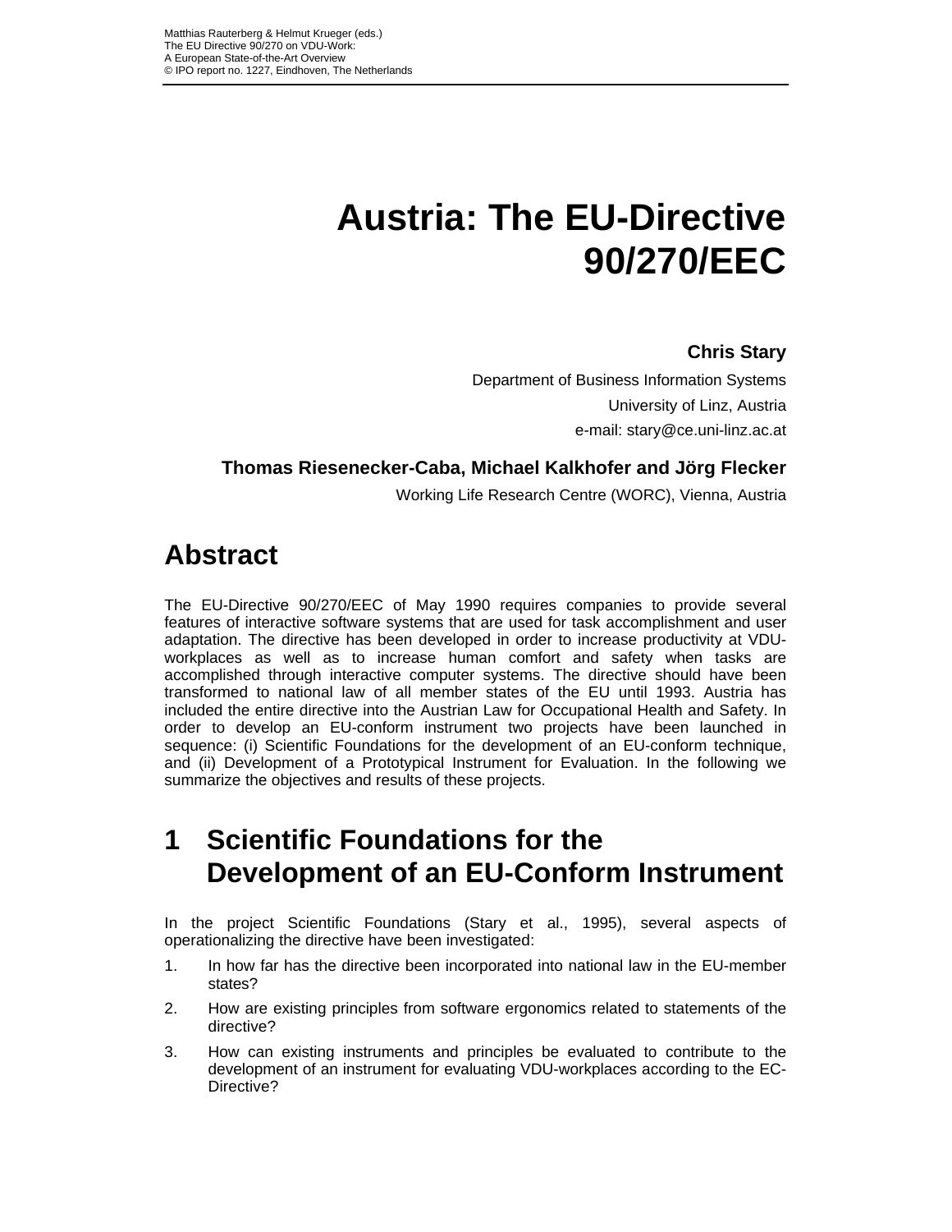# Austria: The EU-Directive 90/270/EEC

**Chris Stary**

Department of Business Information Systems

University of Linz, Austria

e-mail: stary@ce.uni-linz.ac.at

**Thomas Riesenecker-Caba, Michael Kalkhofer and Jörg Flecker**

Working Life Research Centre (WORC), Vienna, Austria

## Abstract

The EU-Directive 90/270/EEC of May 1990 requires companies to provide several features of interactive software systems that are used for task accomplishment and user adaptation. The directive has been developed in order to increase productivity at VDU-workplaces as well as to increase human comfort and safety when tasks are accomplished through interactive computer systems. The directive should have been transformed to national law of all member states of the EU until 1993. Austria has included the entire directive into the Austrian Law for Occupational Health and Safety. In order to develop an EU-conform instrument two projects have been launched in sequence: (i) Scientific Foundations for the development of an EU-conform technique, and (ii) Development of a Prototypical Instrument for Evaluation. In the following we summarize the objectives and results of these projects.

## 1 Scientific Foundations for the Development of an EU-Conform Instrument

In the project Scientific Foundations (Stary et al., 1995), several aspects of operationalizing the directive have been investigated:

1. In how far has the directive been incorporated into national law in the EU-member states?
2. How are existing principles from software ergonomics related to statements of the directive?
3. How can existing instruments and principles be evaluated to contribute to the development of an instrument for evaluating VDU-workplaces according to the EC-Directive?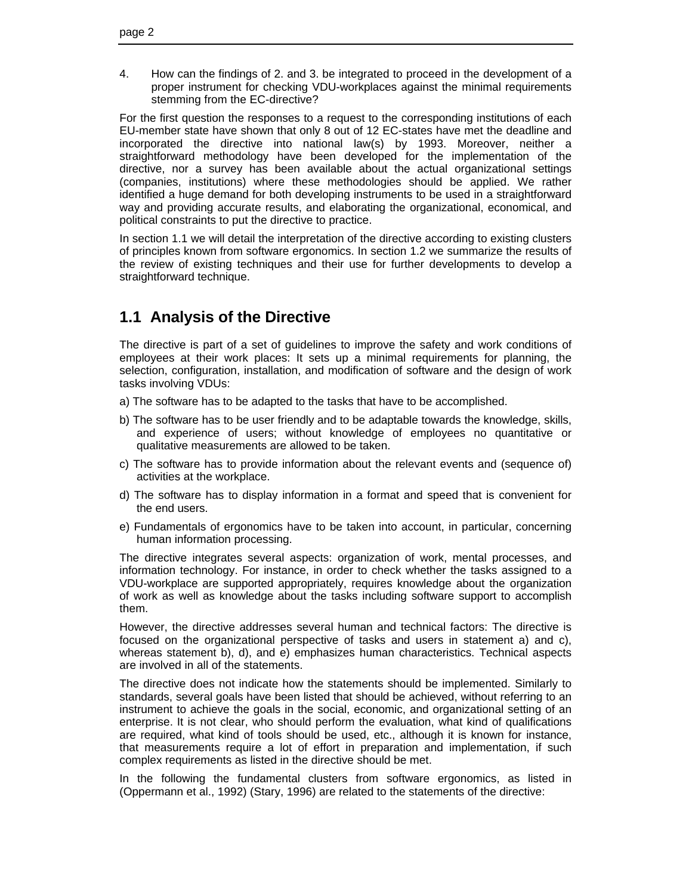4. How can the findings of 2. and 3. be integrated to proceed in the development of a proper instrument for checking VDU-workplaces against the minimal requirements stemming from the EC-directive?

For the first question the responses to a request to the corresponding institutions of each EU-member state have shown that only 8 out of 12 EC-states have met the deadline and incorporated the directive into national law(s) by 1993. Moreover, neither a straightforward methodology have been developed for the implementation of the directive, nor a survey has been available about the actual organizational settings (companies, institutions) where these methodologies should be applied. We rather identified a huge demand for both developing instruments to be used in a straightforward way and providing accurate results, and elaborating the organizational, economical, and political constraints to put the directive to practice.

In section 1.1 we will detail the interpretation of the directive according to existing clusters of principles known from software ergonomics. In section 1.2 we summarize the results of the review of existing techniques and their use for further developments to develop a straightforward technique.

## 1.1 Analysis of the Directive

The directive is part of a set of guidelines to improve the safety and work conditions of employees at their work places: It sets up a minimal requirements for planning, the selection, configuration, installation, and modification of software and the design of work tasks involving VDUs:

a) The software has to be adapted to the tasks that have to be accomplished.

b) The software has to be user friendly and to be adaptable towards the knowledge, skills, and experience of users; without knowledge of employees no quantitative or qualitative measurements are allowed to be taken.

c) The software has to provide information about the relevant events and (sequence of) activities at the workplace.

d) The software has to display information in a format and speed that is convenient for the end users.

e) Fundamentals of ergonomics have to be taken into account, in particular, concerning human information processing.

The directive integrates several aspects: organization of work, mental processes, and information technology. For instance, in order to check whether the tasks assigned to a VDU-workplace are supported appropriately, requires knowledge about the organization of work as well as knowledge about the tasks including software support to accomplish them.

However, the directive addresses several human and technical factors: The directive is focused on the organizational perspective of tasks and users in statement a) and c), whereas statement b), d), and e) emphasizes human characteristics. Technical aspects are involved in all of the statements.

The directive does not indicate how the statements should be implemented. Similarly to standards, several goals have been listed that should be achieved, without referring to an instrument to achieve the goals in the social, economic, and organizational setting of an enterprise. It is not clear, who should perform the evaluation, what kind of qualifications are required, what kind of tools should be used, etc., although it is known for instance, that measurements require a lot of effort in preparation and implementation, if such complex requirements as listed in the directive should be met.

In the following the fundamental clusters from software ergonomics, as listed in (Oppermann et al., 1992) (Stary, 1996) are related to the statements of the directive: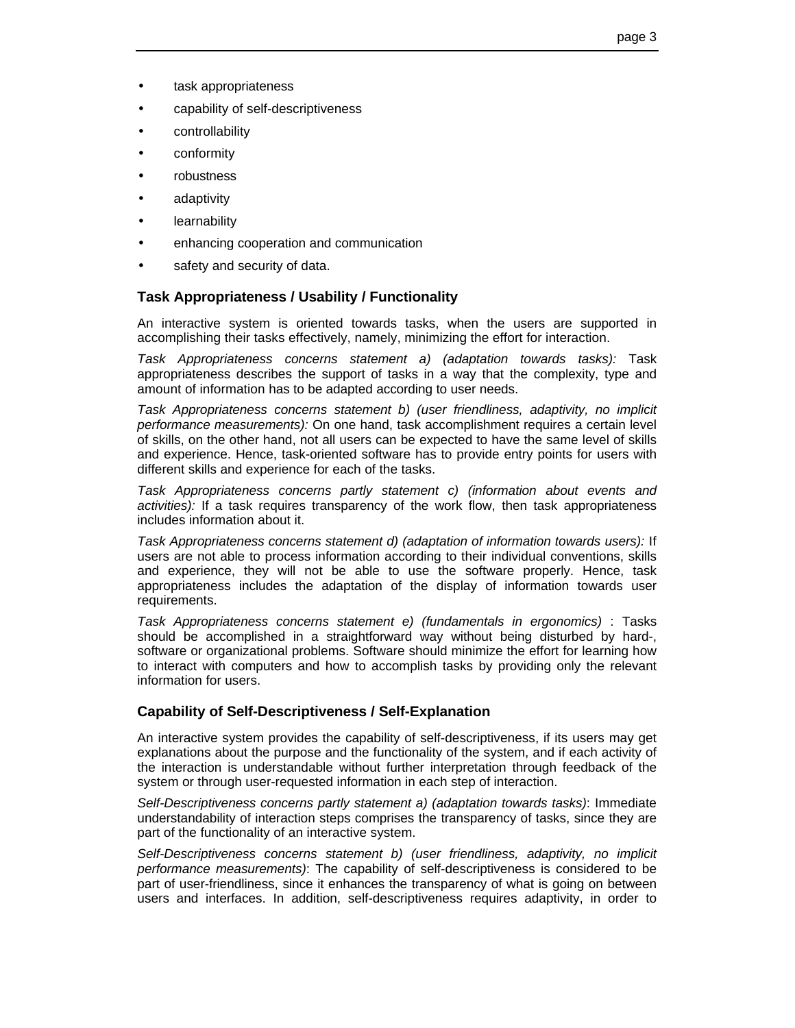- task appropriateness
- capability of self-descriptiveness
- controllability
- conformity
- robustness
- adaptivity
- learnability
- enhancing cooperation and communication
- safety and security of data.

### Task Appropriateness / Usability / Functionality

An interactive system is oriented towards tasks, when the users are supported in accomplishing their tasks effectively, namely, minimizing the effort for interaction.

*Task Appropriateness concerns statement a) (adaptation towards tasks):* Task appropriateness describes the support of tasks in a way that the complexity, type and amount of information has to be adapted according to user needs.

*Task Appropriateness concerns statement b) (user friendliness, adaptivity, no implicit performance measurements):* On one hand, task accomplishment requires a certain level of skills, on the other hand, not all users can be expected to have the same level of skills and experience. Hence, task-oriented software has to provide entry points for users with different skills and experience for each of the tasks.

*Task Appropriateness concerns partly statement c) (information about events and activities):* If a task requires transparency of the work flow, then task appropriateness includes information about it.

*Task Appropriateness concerns statement d) (adaptation of information towards users):* If users are not able to process information according to their individual conventions, skills and experience, they will not be able to use the software properly. Hence, task appropriateness includes the adaptation of the display of information towards user requirements.

*Task Appropriateness concerns statement e) (fundamentals in ergonomics)* : Tasks should be accomplished in a straightforward way without being disturbed by hard-, software or organizational problems. Software should minimize the effort for learning how to interact with computers and how to accomplish tasks by providing only the relevant information for users.

### Capability of Self-Descriptiveness / Self-Explanation

An interactive system provides the capability of self-descriptiveness, if its users may get explanations about the purpose and the functionality of the system, and if each activity of the interaction is understandable without further interpretation through feedback of the system or through user-requested information in each step of interaction.

*Self-Descriptiveness concerns partly statement a) (adaptation towards tasks)*: Immediate understandability of interaction steps comprises the transparency of tasks, since they are part of the functionality of an interactive system.

*Self-Descriptiveness concerns statement b) (user friendliness, adaptivity, no implicit performance measurements)*: The capability of self-descriptiveness is considered to be part of user-friendliness, since it enhances the transparency of what is going on between users and interfaces. In addition, self-descriptiveness requires adaptivity, in order to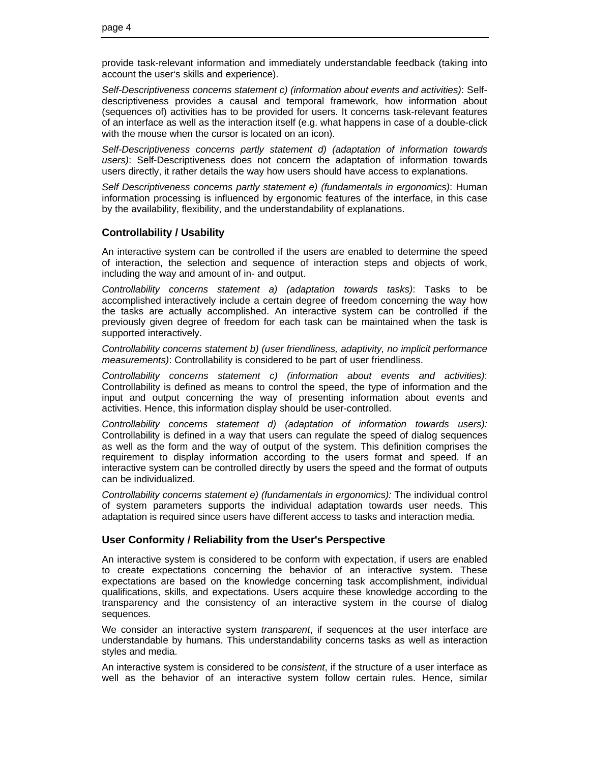provide task-relevant information and immediately understandable feedback (taking into account the user's skills and experience).

*Self-Descriptiveness concerns statement c) (information about events and activities)*: Self-descriptiveness provides a causal and temporal framework, how information about (sequences of) activities has to be provided for users. It concerns task-relevant features of an interface as well as the interaction itself (e.g. what happens in case of a double-click with the mouse when the cursor is located on an icon).

*Self-Descriptiveness concerns partly statement d) (adaptation of information towards users)*: Self-Descriptiveness does not concern the adaptation of information towards users directly, it rather details the way how users should have access to explanations.

*Self Descriptiveness concerns partly statement e) (fundamentals in ergonomics)*: Human information processing is influenced by ergonomic features of the interface, in this case by the availability, flexibility, and the understandability of explanations.

### Controllability / Usability

An interactive system can be controlled if the users are enabled to determine the speed of interaction, the selection and sequence of interaction steps and objects of work, including the way and amount of in- and output.

*Controllability concerns statement a) (adaptation towards tasks)*: Tasks to be accomplished interactively include a certain degree of freedom concerning the way how the tasks are actually accomplished. An interactive system can be controlled if the previously given degree of freedom for each task can be maintained when the task is supported interactively.

*Controllability concerns statement b) (user friendliness, adaptivity, no implicit performance measurements)*: Controllability is considered to be part of user friendliness.

*Controllability concerns statement c) (information about events and activities)*: Controllability is defined as means to control the speed, the type of information and the input and output concerning the way of presenting information about events and activities. Hence, this information display should be user-controlled.

*Controllability concerns statement d) (adaptation of information towards users):* Controllability is defined in a way that users can regulate the speed of dialog sequences as well as the form and the way of output of the system. This definition comprises the requirement to display information according to the users format and speed. If an interactive system can be controlled directly by users the speed and the format of outputs can be individualized.

*Controllability concerns statement e) (fundamentals in ergonomics):* The individual control of system parameters supports the individual adaptation towards user needs. This adaptation is required since users have different access to tasks and interaction media.

### User Conformity / Reliability from the User's Perspective

An interactive system is considered to be conform with expectation, if users are enabled to create expectations concerning the behavior of an interactive system. These expectations are based on the knowledge concerning task accomplishment, individual qualifications, skills, and expectations. Users acquire these knowledge according to the transparency and the consistency of an interactive system in the course of dialog sequences.

We consider an interactive system *transparent*, if sequences at the user interface are understandable by humans. This understandability concerns tasks as well as interaction styles and media.

An interactive system is considered to be *consistent*, if the structure of a user interface as well as the behavior of an interactive system follow certain rules. Hence, similar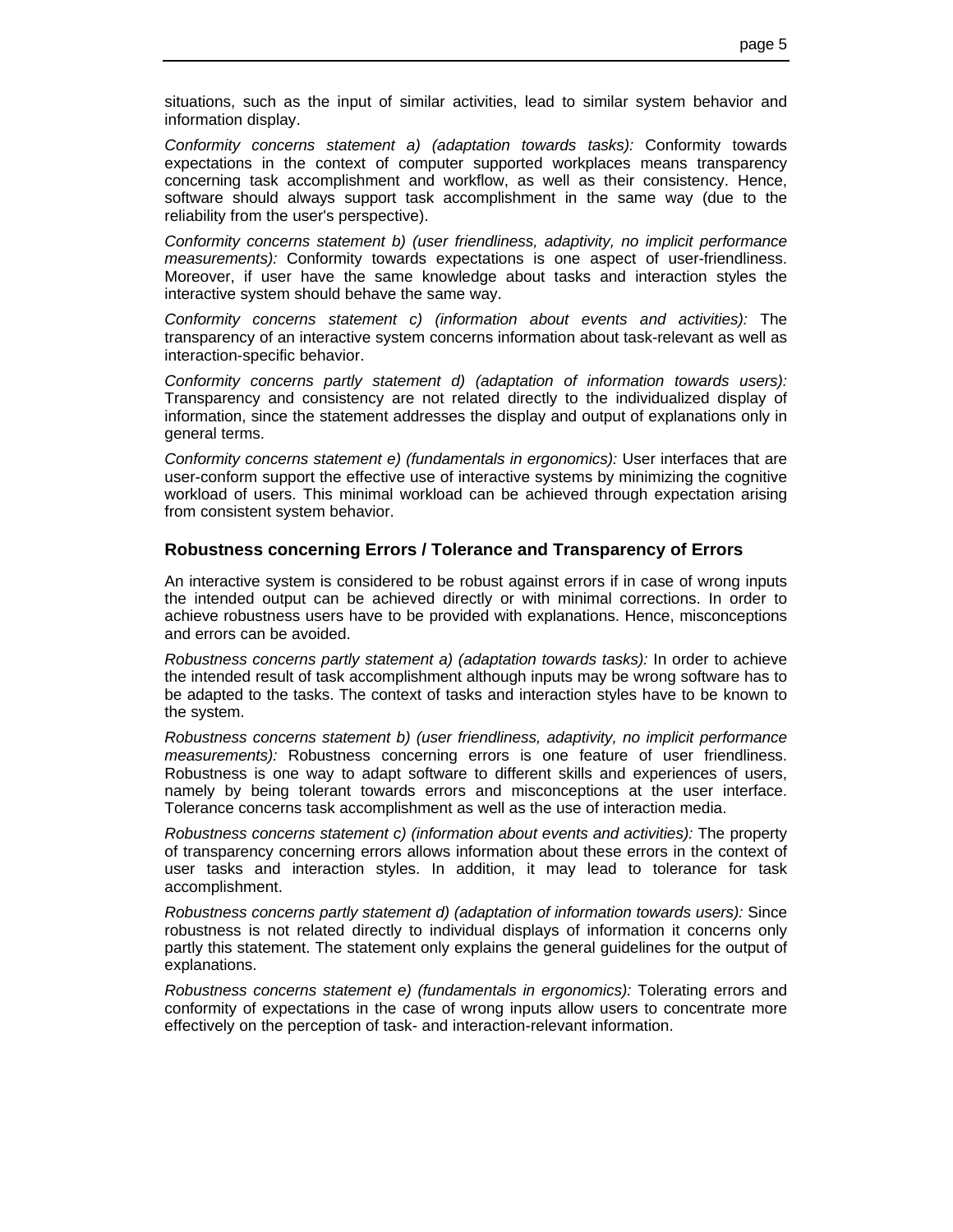situations, such as the input of similar activities, lead to similar system behavior and information display.

*Conformity concerns statement a) (adaptation towards tasks):* Conformity towards expectations in the context of computer supported workplaces means transparency concerning task accomplishment and workflow, as well as their consistency. Hence, software should always support task accomplishment in the same way (due to the reliability from the user's perspective).

*Conformity concerns statement b) (user friendliness, adaptivity, no implicit performance measurements):* Conformity towards expectations is one aspect of user-friendliness. Moreover, if user have the same knowledge about tasks and interaction styles the interactive system should behave the same way.

*Conformity concerns statement c) (information about events and activities):* The transparency of an interactive system concerns information about task-relevant as well as interaction-specific behavior.

*Conformity concerns partly statement d) (adaptation of information towards users):* Transparency and consistency are not related directly to the individualized display of information, since the statement addresses the display and output of explanations only in general terms.

*Conformity concerns statement e) (fundamentals in ergonomics):* User interfaces that are user-conform support the effective use of interactive systems by minimizing the cognitive workload of users. This minimal workload can be achieved through expectation arising from consistent system behavior.

### Robustness concerning Errors / Tolerance and Transparency of Errors

An interactive system is considered to be robust against errors if in case of wrong inputs the intended output can be achieved directly or with minimal corrections. In order to achieve robustness users have to be provided with explanations. Hence, misconceptions and errors can be avoided.

*Robustness concerns partly statement a) (adaptation towards tasks):* In order to achieve the intended result of task accomplishment although inputs may be wrong software has to be adapted to the tasks. The context of tasks and interaction styles have to be known to the system.

*Robustness concerns statement b) (user friendliness, adaptivity, no implicit performance measurements):* Robustness concerning errors is one feature of user friendliness. Robustness is one way to adapt software to different skills and experiences of users, namely by being tolerant towards errors and misconceptions at the user interface. Tolerance concerns task accomplishment as well as the use of interaction media.

*Robustness concerns statement c) (information about events and activities):* The property of transparency concerning errors allows information about these errors in the context of user tasks and interaction styles. In addition, it may lead to tolerance for task accomplishment.

*Robustness concerns partly statement d) (adaptation of information towards users):* Since robustness is not related directly to individual displays of information it concerns only partly this statement. The statement only explains the general guidelines for the output of explanations.

*Robustness concerns statement e) (fundamentals in ergonomics):* Tolerating errors and conformity of expectations in the case of wrong inputs allow users to concentrate more effectively on the perception of task- and interaction-relevant information.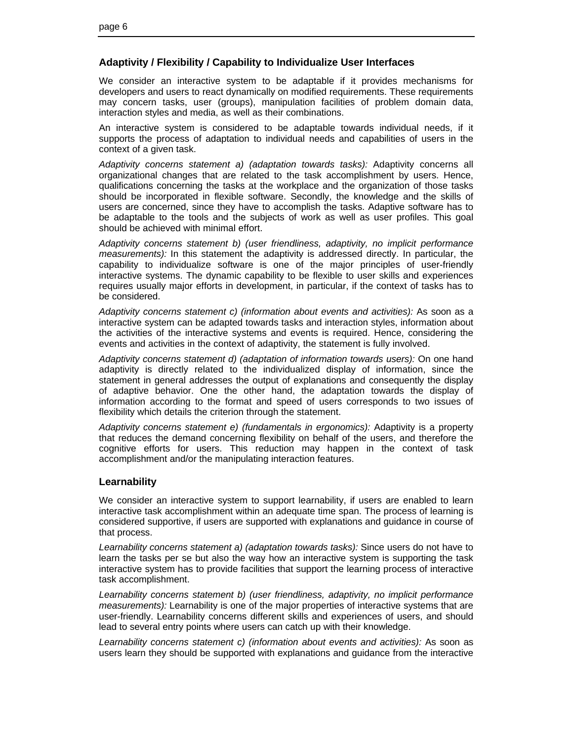### Adaptivity / Flexibility / Capability to Individualize User Interfaces

We consider an interactive system to be adaptable if it provides mechanisms for developers and users to react dynamically on modified requirements. These requirements may concern tasks, user (groups), manipulation facilities of problem domain data, interaction styles and media, as well as their combinations.

An interactive system is considered to be adaptable towards individual needs, if it supports the process of adaptation to individual needs and capabilities of users in the context of a given task.

*Adaptivity concerns statement a) (adaptation towards tasks):* Adaptivity concerns all organizational changes that are related to the task accomplishment by users. Hence, qualifications concerning the tasks at the workplace and the organization of those tasks should be incorporated in flexible software. Secondly, the knowledge and the skills of users are concerned, since they have to accomplish the tasks. Adaptive software has to be adaptable to the tools and the subjects of work as well as user profiles. This goal should be achieved with minimal effort.

*Adaptivity concerns statement b) (user friendliness, adaptivity, no implicit performance measurements):* In this statement the adaptivity is addressed directly. In particular, the capability to individualize software is one of the major principles of user-friendly interactive systems. The dynamic capability to be flexible to user skills and experiences requires usually major efforts in development, in particular, if the context of tasks has to be considered.

*Adaptivity concerns statement c) (information about events and activities):* As soon as a interactive system can be adapted towards tasks and interaction styles, information about the activities of the interactive systems and events is required. Hence, considering the events and activities in the context of adaptivity, the statement is fully involved.

*Adaptivity concerns statement d) (adaptation of information towards users):* On one hand adaptivity is directly related to the individualized display of information, since the statement in general addresses the output of explanations and consequently the display of adaptive behavior. One the other hand, the adaptation towards the display of information according to the format and speed of users corresponds to two issues of flexibility which details the criterion through the statement.

*Adaptivity concerns statement e) (fundamentals in ergonomics):* Adaptivity is a property that reduces the demand concerning flexibility on behalf of the users, and therefore the cognitive efforts for users. This reduction may happen in the context of task accomplishment and/or the manipulating interaction features.

### Learnability

We consider an interactive system to support learnability, if users are enabled to learn interactive task accomplishment within an adequate time span. The process of learning is considered supportive, if users are supported with explanations and guidance in course of that process.

*Learnability concerns statement a) (adaptation towards tasks):* Since users do not have to learn the tasks per se but also the way how an interactive system is supporting the task interactive system has to provide facilities that support the learning process of interactive task accomplishment.

*Learnability concerns statement b) (user friendliness, adaptivity, no implicit performance measurements):* Learnability is one of the major properties of interactive systems that are user-friendly. Learnability concerns different skills and experiences of users, and should lead to several entry points where users can catch up with their knowledge.

*Learnability concerns statement c) (information about events and activities):* As soon as users learn they should be supported with explanations and guidance from the interactive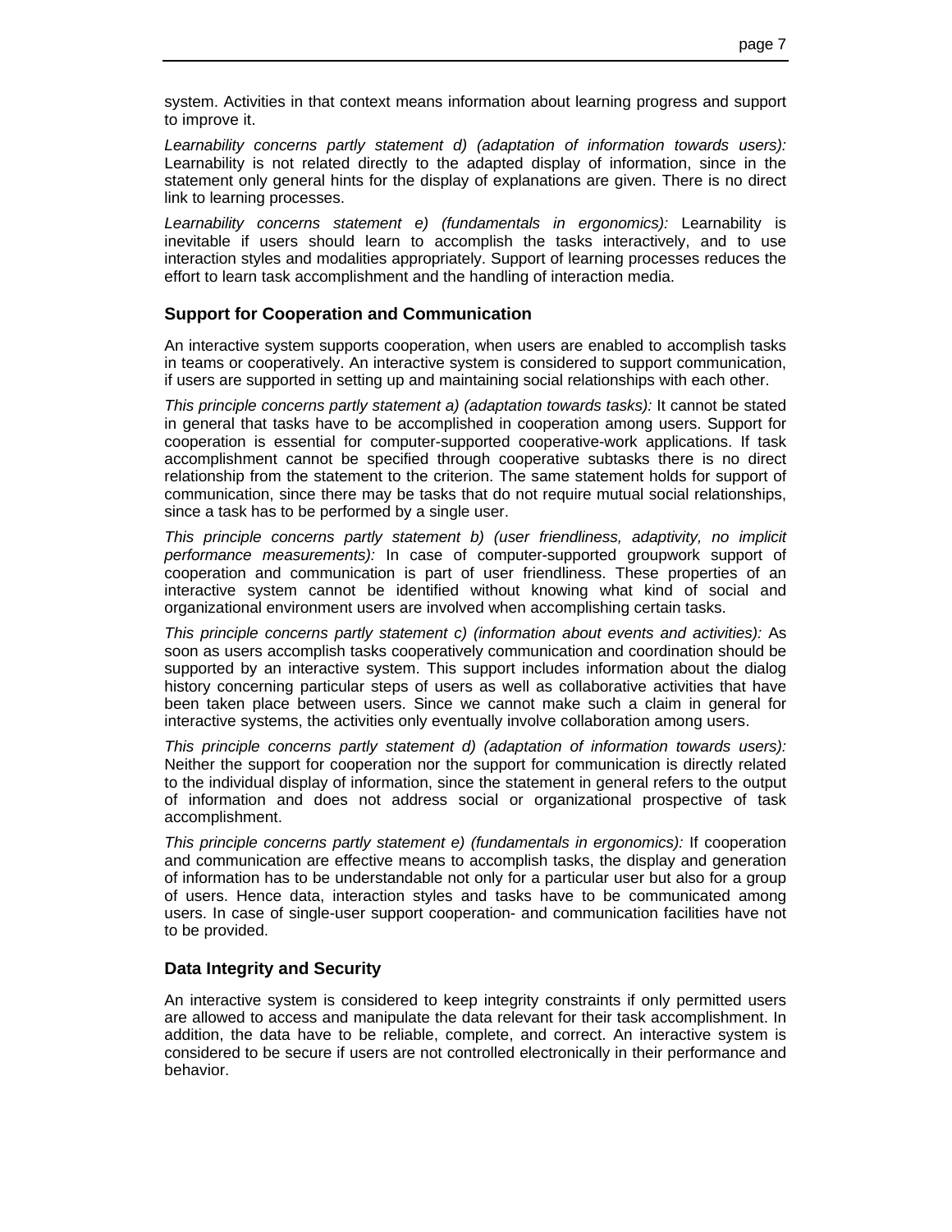system. Activities in that context means information about learning progress and support to improve it.

*Learnability concerns partly statement d) (adaptation of information towards users):* Learnability is not related directly to the adapted display of information, since in the statement only general hints for the display of explanations are given. There is no direct link to learning processes.

*Learnability concerns statement e) (fundamentals in ergonomics):* Learnability is inevitable if users should learn to accomplish the tasks interactively, and to use interaction styles and modalities appropriately. Support of learning processes reduces the effort to learn task accomplishment and the handling of interaction media.

### Support for Cooperation and Communication

An interactive system supports cooperation, when users are enabled to accomplish tasks in teams or cooperatively. An interactive system is considered to support communication, if users are supported in setting up and maintaining social relationships with each other.

*This principle concerns partly statement a) (adaptation towards tasks):* It cannot be stated in general that tasks have to be accomplished in cooperation among users. Support for cooperation is essential for computer-supported cooperative-work applications. If task accomplishment cannot be specified through cooperative subtasks there is no direct relationship from the statement to the criterion. The same statement holds for support of communication, since there may be tasks that do not require mutual social relationships, since a task has to be performed by a single user.

*This principle concerns partly statement b) (user friendliness, adaptivity, no implicit performance measurements):* In case of computer-supported groupwork support of cooperation and communication is part of user friendliness. These properties of an interactive system cannot be identified without knowing what kind of social and organizational environment users are involved when accomplishing certain tasks.

*This principle concerns partly statement c) (information about events and activities):* As soon as users accomplish tasks cooperatively communication and coordination should be supported by an interactive system. This support includes information about the dialog history concerning particular steps of users as well as collaborative activities that have been taken place between users. Since we cannot make such a claim in general for interactive systems, the activities only eventually involve collaboration among users.

*This principle concerns partly statement d) (adaptation of information towards users):* Neither the support for cooperation nor the support for communication is directly related to the individual display of information, since the statement in general refers to the output of information and does not address social or organizational prospective of task accomplishment.

*This principle concerns partly statement e) (fundamentals in ergonomics):* If cooperation and communication are effective means to accomplish tasks, the display and generation of information has to be understandable not only for a particular user but also for a group of users. Hence data, interaction styles and tasks have to be communicated among users. In case of single-user support cooperation- and communication facilities have not to be provided.

### Data Integrity and Security

An interactive system is considered to keep integrity constraints if only permitted users are allowed to access and manipulate the data relevant for their task accomplishment. In addition, the data have to be reliable, complete, and correct. An interactive system is considered to be secure if users are not controlled electronically in their performance and behavior.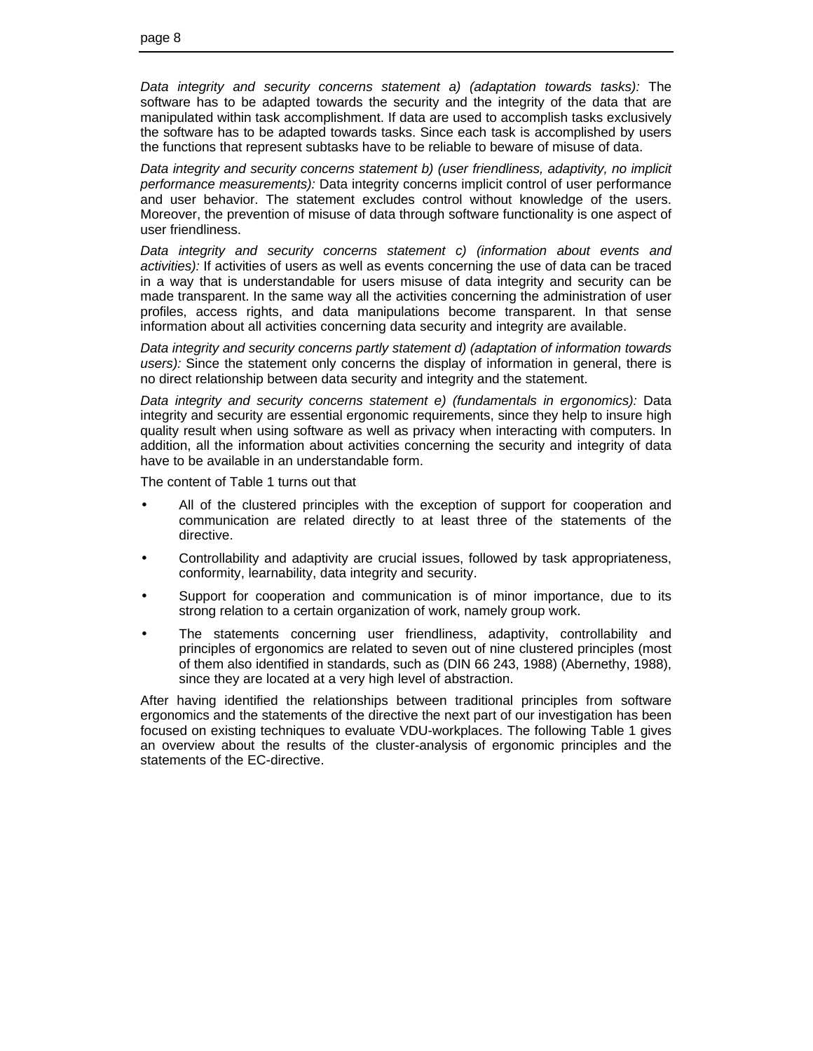*Data integrity and security concerns statement a) (adaptation towards tasks):* The software has to be adapted towards the security and the integrity of the data that are manipulated within task accomplishment. If data are used to accomplish tasks exclusively the software has to be adapted towards tasks. Since each task is accomplished by users the functions that represent subtasks have to be reliable to beware of misuse of data.

*Data integrity and security concerns statement b) (user friendliness, adaptivity, no implicit performance measurements):* Data integrity concerns implicit control of user performance and user behavior. The statement excludes control without knowledge of the users. Moreover, the prevention of misuse of data through software functionality is one aspect of user friendliness.

*Data integrity and security concerns statement c) (information about events and activities):* If activities of users as well as events concerning the use of data can be traced in a way that is understandable for users misuse of data integrity and security can be made transparent. In the same way all the activities concerning the administration of user profiles, access rights, and data manipulations become transparent. In that sense information about all activities concerning data security and integrity are available.

*Data integrity and security concerns partly statement d) (adaptation of information towards users):* Since the statement only concerns the display of information in general, there is no direct relationship between data security and integrity and the statement.

*Data integrity and security concerns statement e) (fundamentals in ergonomics):* Data integrity and security are essential ergonomic requirements, since they help to insure high quality result when using software as well as privacy when interacting with computers. In addition, all the information about activities concerning the security and integrity of data have to be available in an understandable form.

The content of Table 1 turns out that

- All of the clustered principles with the exception of support for cooperation and communication are related directly to at least three of the statements of the directive.
- Controllability and adaptivity are crucial issues, followed by task appropriateness, conformity, learnability, data integrity and security.
- Support for cooperation and communication is of minor importance, due to its strong relation to a certain organization of work, namely group work.
- The statements concerning user friendliness, adaptivity, controllability and principles of ergonomics are related to seven out of nine clustered principles (most of them also identified in standards, such as (DIN 66 243, 1988) (Abernethy, 1988), since they are located at a very high level of abstraction.

After having identified the relationships between traditional principles from software ergonomics and the statements of the directive the next part of our investigation has been focused on existing techniques to evaluate VDU-workplaces. The following Table 1 gives an overview about the results of the cluster-analysis of ergonomic principles and the statements of the EC-directive.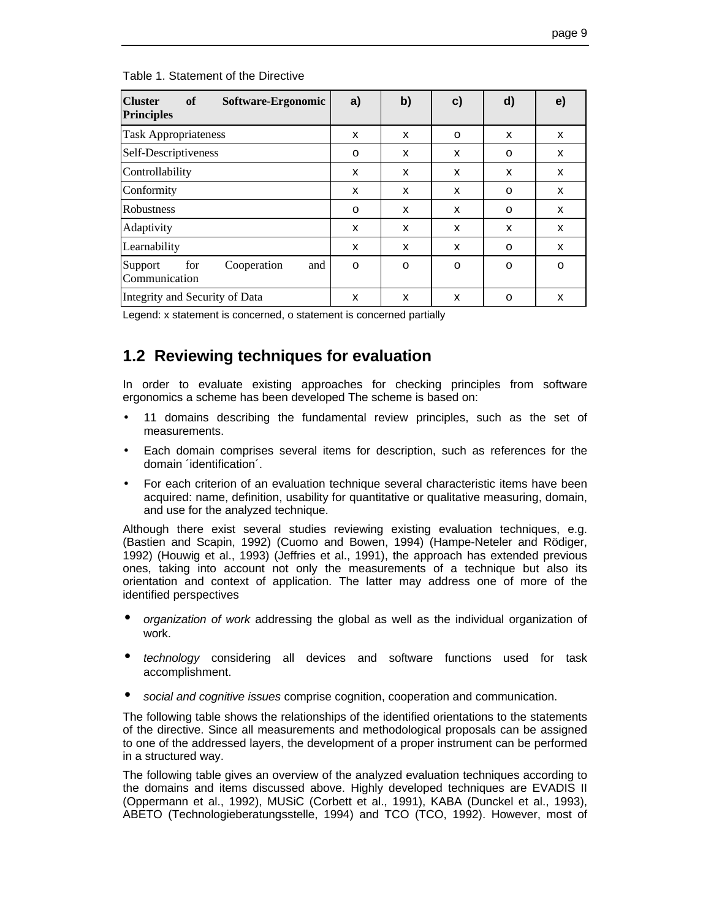Table 1. Statement of the Directive

| Cluster of Software-Ergonomic Principles | a) | b) | c) | d) | e) |
|---|---|---|---|---|---|
| Task Appropriateness | x | x | o | x | x |
| Self-Descriptiveness | o | x | x | o | x |
| Controllability | x | x | x | x | x |
| Conformity | x | x | x | o | x |
| Robustness | o | x | x | o | x |
| Adaptivity | x | x | x | x | x |
| Learnability | x | x | x | o | x |
| Support for Cooperation and Communication | o | o | o | o | o |
| Integrity and Security of Data | x | x | x | o | x |

Legend: x statement is concerned, o statement is concerned partially

## 1.2 Reviewing techniques for evaluation

In order to evaluate existing approaches for checking principles from software ergonomics a scheme has been developed The scheme is based on:

- 11 domains describing the fundamental review principles, such as the set of measurements.
- Each domain comprises several items for description, such as references for the domain ´identification´.
- For each criterion of an evaluation technique several characteristic items have been acquired: name, definition, usability for quantitative or qualitative measuring, domain, and use for the analyzed technique.

Although there exist several studies reviewing existing evaluation techniques, e.g. (Bastien and Scapin, 1992) (Cuomo and Bowen, 1994) (Hampe-Neteler and Rödiger, 1992) (Houwig et al., 1993) (Jeffries et al., 1991), the approach has extended previous ones, taking into account not only the measurements of a technique but also its orientation and context of application. The latter may address one of more of the identified perspectives

- *organization of work* addressing the global as well as the individual organization of work.
- *technology* considering all devices and software functions used for task accomplishment.
- *social and cognitive issues* comprise cognition, cooperation and communication.

The following table shows the relationships of the identified orientations to the statements of the directive. Since all measurements and methodological proposals can be assigned to one of the addressed layers, the development of a proper instrument can be performed in a structured way.

The following table gives an overview of the analyzed evaluation techniques according to the domains and items discussed above. Highly developed techniques are EVADIS II (Oppermann et al., 1992), MUSiC (Corbett et al., 1991), KABA (Dunckel et al., 1993), ABETO (Technologieberatungsstelle, 1994) and TCO (TCO, 1992). However, most of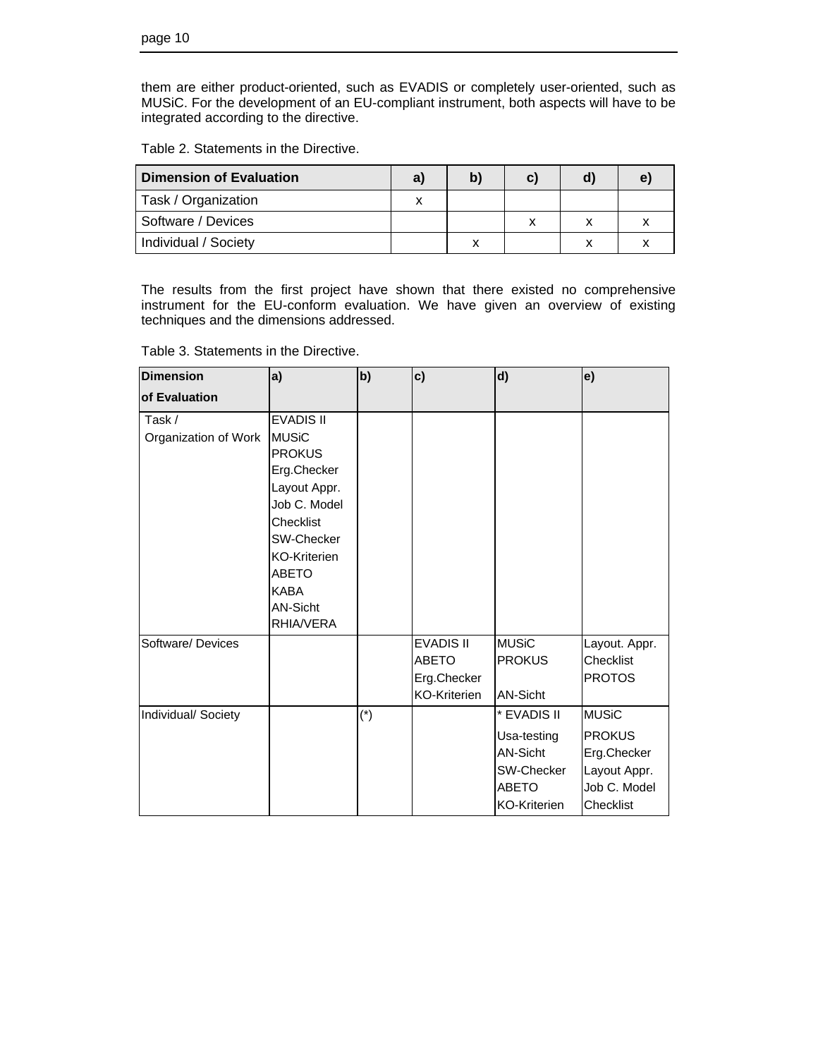them are either product-oriented, such as EVADIS or completely user-oriented, such as MUSiC. For the development of an EU-compliant instrument, both aspects will have to be integrated according to the directive.

Table 2. Statements in the Directive.

| Dimension of Evaluation | a) | b) | c) | d) | e) |
|---|---|---|---|---|---|
| Task / Organization | x | | | | |
| Software / Devices | | | x | x | x |
| Individual / Society | | x | | x | x |

The results from the first project have shown that there existed no comprehensive instrument for the EU-conform evaluation. We have given an overview of existing techniques and the dimensions addressed.

Table 3. Statements in the Directive.

| Dimension of Evaluation | a) | b) | c) | d) | e) |
|---|---|---|---|---|---|
| Task / Organization of Work | EVADIS II<br>MUSiC<br>PROKUS<br>Erg.Checker<br>Layout Appr.<br>Job C. Model<br>Checklist<br>SW-Checker<br>KO-Kriterien<br>ABETO<br>KABA<br>AN-Sicht<br>RHIA/VERA | | | | |
| Software/ Devices | | | EVADIS II<br>ABETO<br>Erg.Checker<br>KO-Kriterien | MUSiC<br>PROKUS<br><br>AN-Sicht | Layout. Appr.<br>Checklist<br>PROTOS |
| Individual/ Society | | (*) | | * EVADIS II<br>Usa-testing<br>AN-Sicht<br>SW-Checker<br>ABETO<br>KO-Kriterien | MUSiC<br>PROKUS<br>Erg.Checker<br>Layout Appr.<br>Job C. Model<br>Checklist |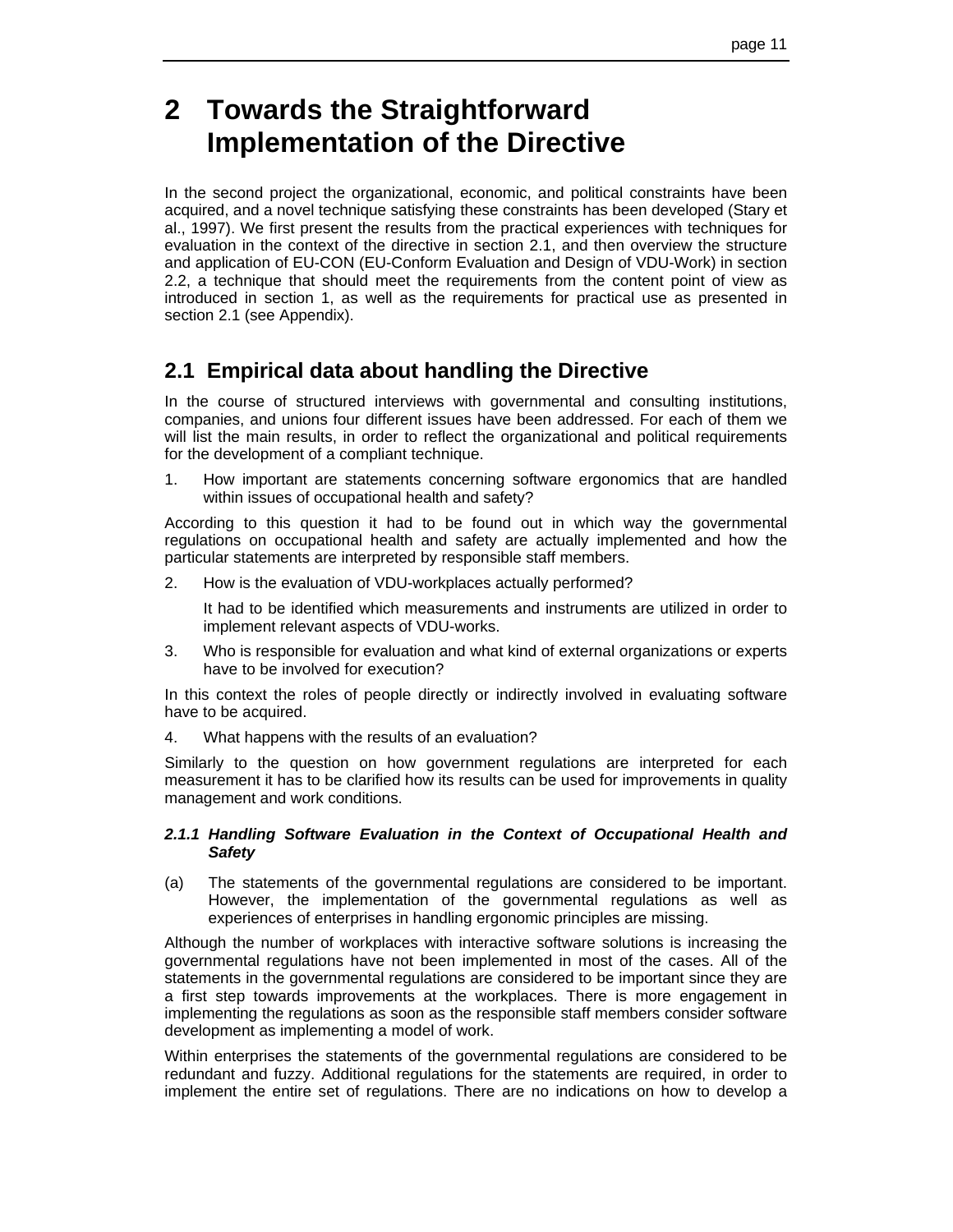# 2 Towards the Straightforward Implementation of the Directive

In the second project the organizational, economic, and political constraints have been acquired, and a novel technique satisfying these constraints has been developed (Stary et al., 1997). We first present the results from the practical experiences with techniques for evaluation in the context of the directive in section 2.1, and then overview the structure and application of EU-CON (EU-Conform Evaluation and Design of VDU-Work) in section 2.2, a technique that should meet the requirements from the content point of view as introduced in section 1, as well as the requirements for practical use as presented in section 2.1 (see Appendix).

## 2.1 Empirical data about handling the Directive

In the course of structured interviews with governmental and consulting institutions, companies, and unions four different issues have been addressed. For each of them we will list the main results, in order to reflect the organizational and political requirements for the development of a compliant technique.

1. How important are statements concerning software ergonomics that are handled within issues of occupational health and safety?

According to this question it had to be found out in which way the governmental regulations on occupational health and safety are actually implemented and how the particular statements are interpreted by responsible staff members.

2. How is the evaluation of VDU-workplaces actually performed?

   It had to be identified which measurements and instruments are utilized in order to implement relevant aspects of VDU-works.

3. Who is responsible for evaluation and what kind of external organizations or experts have to be involved for execution?

In this context the roles of people directly or indirectly involved in evaluating software have to be acquired.

4. What happens with the results of an evaluation?

Similarly to the question on how government regulations are interpreted for each measurement it has to be clarified how its results can be used for improvements in quality management and work conditions.

#### *2.1.1 Handling Software Evaluation in the Context of Occupational Health and Safety*

(a) The statements of the governmental regulations are considered to be important. However, the implementation of the governmental regulations as well as experiences of enterprises in handling ergonomic principles are missing.

Although the number of workplaces with interactive software solutions is increasing the governmental regulations have not been implemented in most of the cases. All of the statements in the governmental regulations are considered to be important since they are a first step towards improvements at the workplaces. There is more engagement in implementing the regulations as soon as the responsible staff members consider software development as implementing a model of work.

Within enterprises the statements of the governmental regulations are considered to be redundant and fuzzy. Additional regulations for the statements are required, in order to implement the entire set of regulations. There are no indications on how to develop a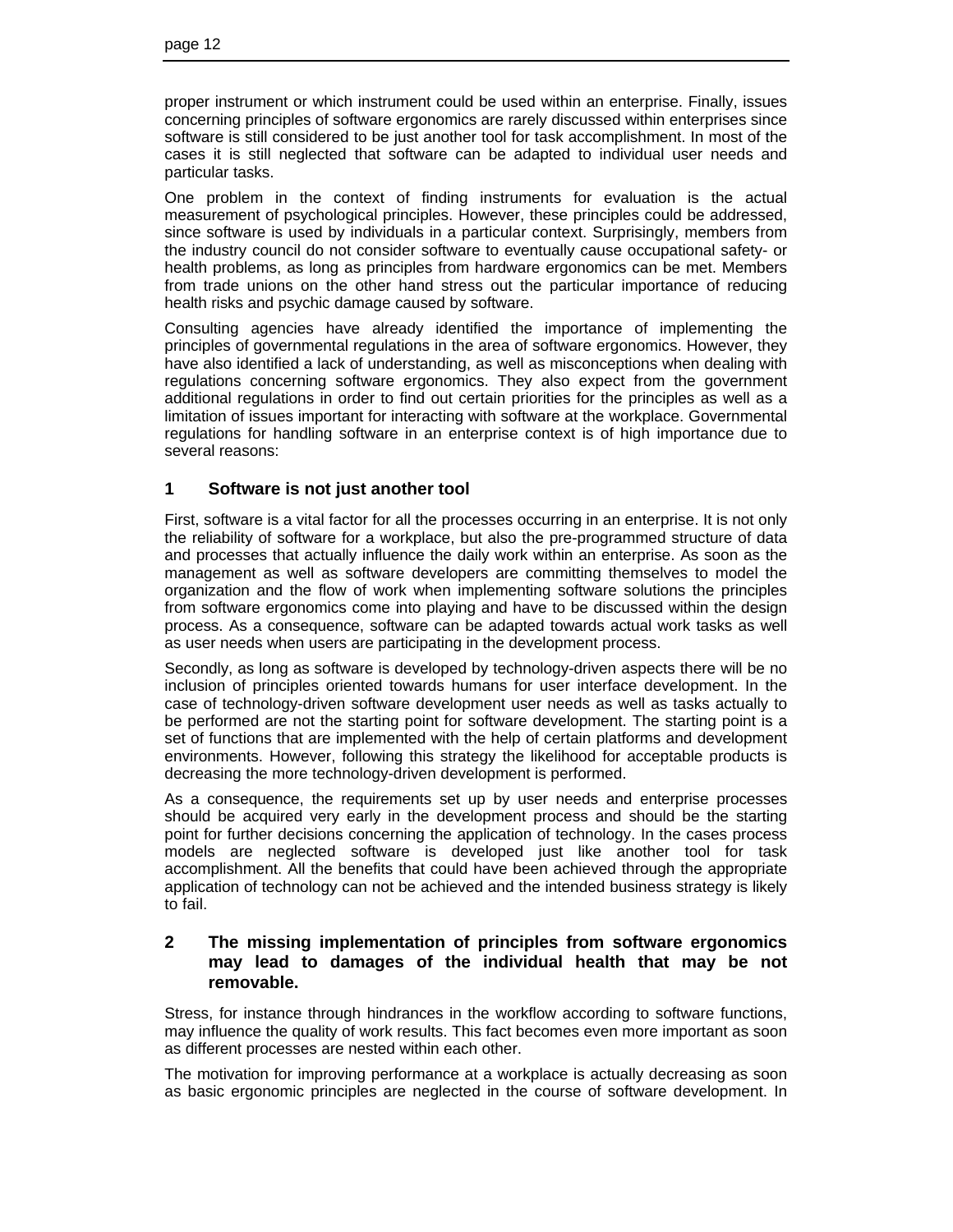proper instrument or which instrument could be used within an enterprise. Finally, issues concerning principles of software ergonomics are rarely discussed within enterprises since software is still considered to be just another tool for task accomplishment. In most of the cases it is still neglected that software can be adapted to individual user needs and particular tasks.

One problem in the context of finding instruments for evaluation is the actual measurement of psychological principles. However, these principles could be addressed, since software is used by individuals in a particular context. Surprisingly, members from the industry council do not consider software to eventually cause occupational safety- or health problems, as long as principles from hardware ergonomics can be met. Members from trade unions on the other hand stress out the particular importance of reducing health risks and psychic damage caused by software.

Consulting agencies have already identified the importance of implementing the principles of governmental regulations in the area of software ergonomics. However, they have also identified a lack of understanding, as well as misconceptions when dealing with regulations concerning software ergonomics. They also expect from the government additional regulations in order to find out certain priorities for the principles as well as a limitation of issues important for interacting with software at the workplace. Governmental regulations for handling software in an enterprise context is of high importance due to several reasons:

## 1 Software is not just another tool

First, software is a vital factor for all the processes occurring in an enterprise. It is not only the reliability of software for a workplace, but also the pre-programmed structure of data and processes that actually influence the daily work within an enterprise. As soon as the management as well as software developers are committing themselves to model the organization and the flow of work when implementing software solutions the principles from software ergonomics come into playing and have to be discussed within the design process. As a consequence, software can be adapted towards actual work tasks as well as user needs when users are participating in the development process.

Secondly, as long as software is developed by technology-driven aspects there will be no inclusion of principles oriented towards humans for user interface development. In the case of technology-driven software development user needs as well as tasks actually to be performed are not the starting point for software development. The starting point is a set of functions that are implemented with the help of certain platforms and development environments. However, following this strategy the likelihood for acceptable products is decreasing the more technology-driven development is performed.

As a consequence, the requirements set up by user needs and enterprise processes should be acquired very early in the development process and should be the starting point for further decisions concerning the application of technology. In the cases process models are neglected software is developed just like another tool for task accomplishment. All the benefits that could have been achieved through the appropriate application of technology can not be achieved and the intended business strategy is likely to fail.

## 2 The missing implementation of principles from software ergonomics may lead to damages of the individual health that may be not removable.

Stress, for instance through hindrances in the workflow according to software functions, may influence the quality of work results. This fact becomes even more important as soon as different processes are nested within each other.

The motivation for improving performance at a workplace is actually decreasing as soon as basic ergonomic principles are neglected in the course of software development. In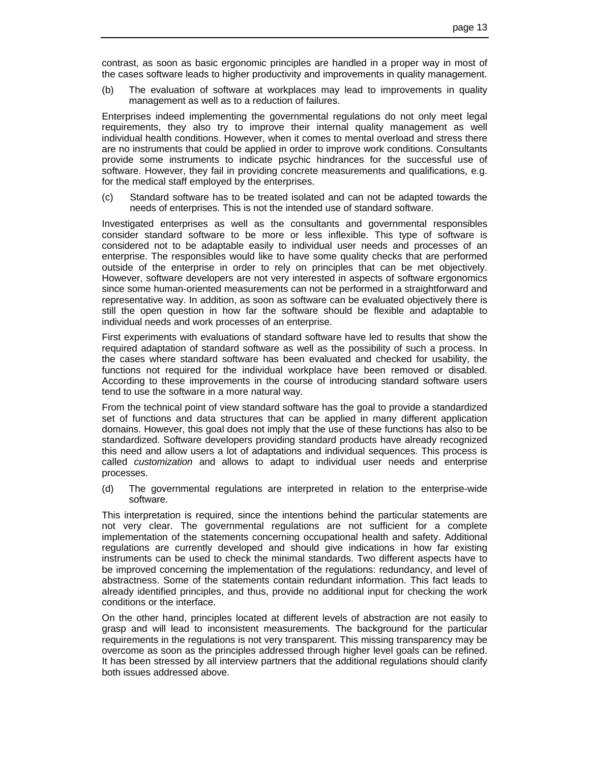contrast, as soon as basic ergonomic principles are handled in a proper way in most of the cases software leads to higher productivity and improvements in quality management.

(b) The evaluation of software at workplaces may lead to improvements in quality management as well as to a reduction of failures.

Enterprises indeed implementing the governmental regulations do not only meet legal requirements, they also try to improve their internal quality management as well individual health conditions. However, when it comes to mental overload and stress there are no instruments that could be applied in order to improve work conditions. Consultants provide some instruments to indicate psychic hindrances for the successful use of software. However, they fail in providing concrete measurements and qualifications, e.g. for the medical staff employed by the enterprises.

(c) Standard software has to be treated isolated and can not be adapted towards the needs of enterprises. This is not the intended use of standard software.

Investigated enterprises as well as the consultants and governmental responsibles consider standard software to be more or less inflexible. This type of software is considered not to be adaptable easily to individual user needs and processes of an enterprise. The responsibles would like to have some quality checks that are performed outside of the enterprise in order to rely on principles that can be met objectively. However, software developers are not very interested in aspects of software ergonomics since some human-oriented measurements can not be performed in a straightforward and representative way. In addition, as soon as software can be evaluated objectively there is still the open question in how far the software should be flexible and adaptable to individual needs and work processes of an enterprise.

First experiments with evaluations of standard software have led to results that show the required adaptation of standard software as well as the possibility of such a process. In the cases where standard software has been evaluated and checked for usability, the functions not required for the individual workplace have been removed or disabled. According to these improvements in the course of introducing standard software users tend to use the software in a more natural way.

From the technical point of view standard software has the goal to provide a standardized set of functions and data structures that can be applied in many different application domains. However, this goal does not imply that the use of these functions has also to be standardized. Software developers providing standard products have already recognized this need and allow users a lot of adaptations and individual sequences. This process is called *customization* and allows to adapt to individual user needs and enterprise processes.

(d) The governmental regulations are interpreted in relation to the enterprise-wide software.

This interpretation is required, since the intentions behind the particular statements are not very clear. The governmental regulations are not sufficient for a complete implementation of the statements concerning occupational health and safety. Additional regulations are currently developed and should give indications in how far existing instruments can be used to check the minimal standards. Two different aspects have to be improved concerning the implementation of the regulations: redundancy, and level of abstractness. Some of the statements contain redundant information. This fact leads to already identified principles, and thus, provide no additional input for checking the work conditions or the interface.

On the other hand, principles located at different levels of abstraction are not easily to grasp and will lead to inconsistent measurements. The background for the particular requirements in the regulations is not very transparent. This missing transparency may be overcome as soon as the principles addressed through higher level goals can be refined. It has been stressed by all interview partners that the additional regulations should clarify both issues addressed above.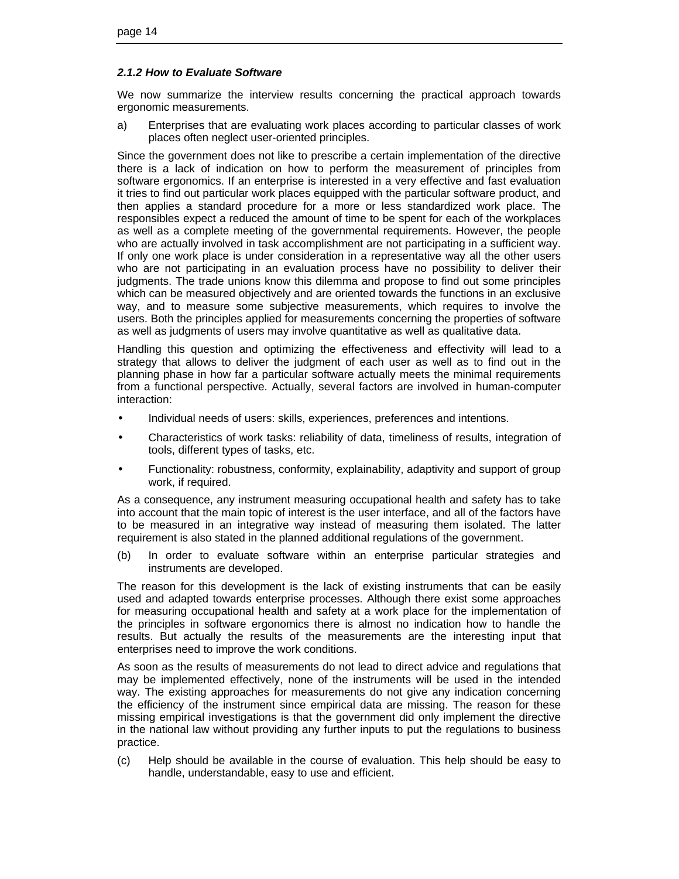### *2.1.2 How to Evaluate Software*

We now summarize the interview results concerning the practical approach towards ergonomic measurements.

a) Enterprises that are evaluating work places according to particular classes of work places often neglect user-oriented principles.

Since the government does not like to prescribe a certain implementation of the directive there is a lack of indication on how to perform the measurement of principles from software ergonomics. If an enterprise is interested in a very effective and fast evaluation it tries to find out particular work places equipped with the particular software product, and then applies a standard procedure for a more or less standardized work place. The responsibles expect a reduced the amount of time to be spent for each of the workplaces as well as a complete meeting of the governmental requirements. However, the people who are actually involved in task accomplishment are not participating in a sufficient way. If only one work place is under consideration in a representative way all the other users who are not participating in an evaluation process have no possibility to deliver their judgments. The trade unions know this dilemma and propose to find out some principles which can be measured objectively and are oriented towards the functions in an exclusive way, and to measure some subjective measurements, which requires to involve the users. Both the principles applied for measurements concerning the properties of software as well as judgments of users may involve quantitative as well as qualitative data.

Handling this question and optimizing the effectiveness and effectivity will lead to a strategy that allows to deliver the judgment of each user as well as to find out in the planning phase in how far a particular software actually meets the minimal requirements from a functional perspective. Actually, several factors are involved in human-computer interaction:

- Individual needs of users: skills, experiences, preferences and intentions.
- Characteristics of work tasks: reliability of data, timeliness of results, integration of tools, different types of tasks, etc.
- Functionality: robustness, conformity, explainability, adaptivity and support of group work, if required.

As a consequence, any instrument measuring occupational health and safety has to take into account that the main topic of interest is the user interface, and all of the factors have to be measured in an integrative way instead of measuring them isolated. The latter requirement is also stated in the planned additional regulations of the government.

(b) In order to evaluate software within an enterprise particular strategies and instruments are developed.

The reason for this development is the lack of existing instruments that can be easily used and adapted towards enterprise processes. Although there exist some approaches for measuring occupational health and safety at a work place for the implementation of the principles in software ergonomics there is almost no indication how to handle the results. But actually the results of the measurements are the interesting input that enterprises need to improve the work conditions.

As soon as the results of measurements do not lead to direct advice and regulations that may be implemented effectively, none of the instruments will be used in the intended way. The existing approaches for measurements do not give any indication concerning the efficiency of the instrument since empirical data are missing. The reason for these missing empirical investigations is that the government did only implement the directive in the national law without providing any further inputs to put the regulations to business practice.

(c) Help should be available in the course of evaluation. This help should be easy to handle, understandable, easy to use and efficient.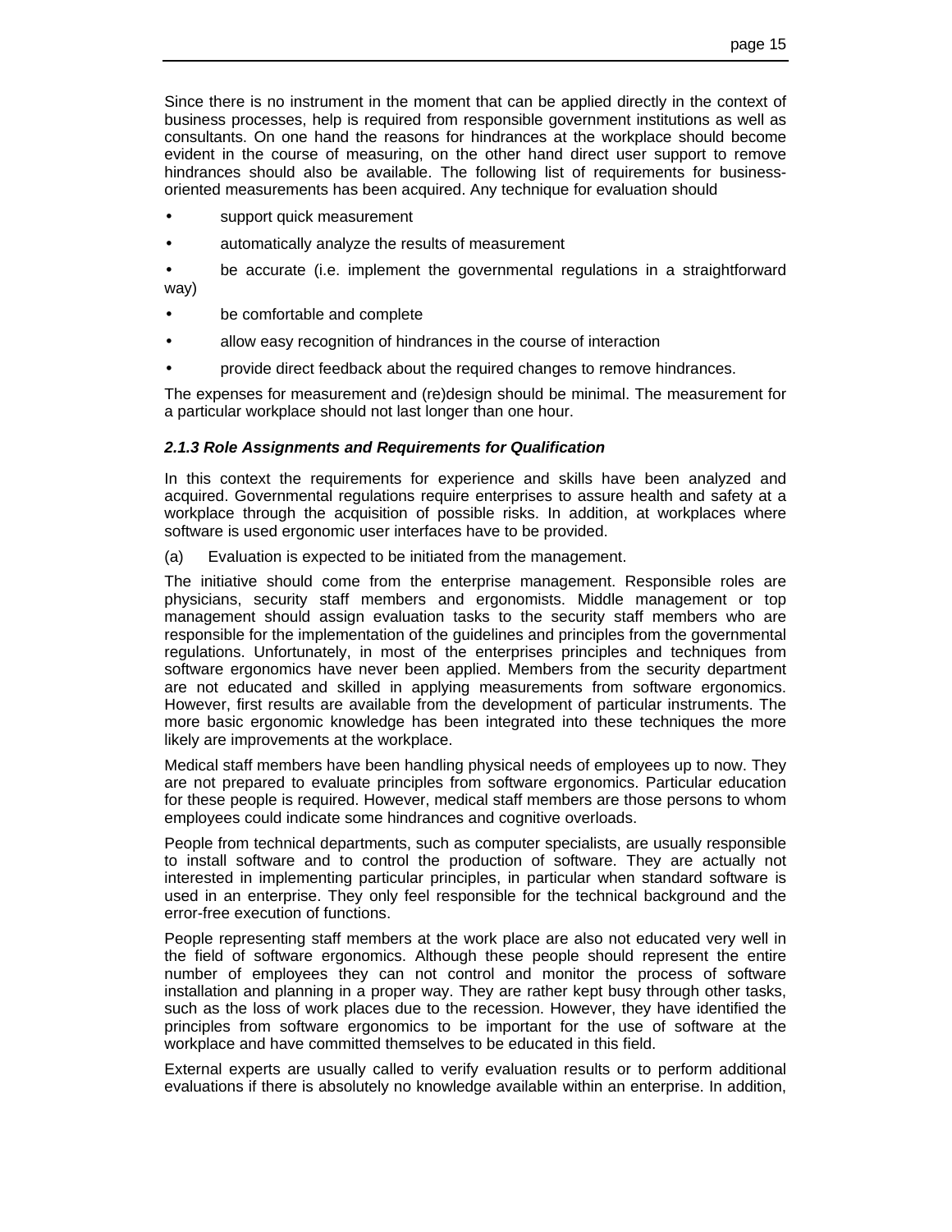Since there is no instrument in the moment that can be applied directly in the context of business processes, help is required from responsible government institutions as well as consultants. On one hand the reasons for hindrances at the workplace should become evident in the course of measuring, on the other hand direct user support to remove hindrances should also be available. The following list of requirements for business-oriented measurements has been acquired. Any technique for evaluation should

- support quick measurement
- automatically analyze the results of measurement
- be accurate (i.e. implement the governmental regulations in a straightforward way)
- be comfortable and complete
- allow easy recognition of hindrances in the course of interaction
- provide direct feedback about the required changes to remove hindrances.

The expenses for measurement and (re)design should be minimal. The measurement for a particular workplace should not last longer than one hour.

### *2.1.3 Role Assignments and Requirements for Qualification*

In this context the requirements for experience and skills have been analyzed and acquired. Governmental regulations require enterprises to assure health and safety at a workplace through the acquisition of possible risks. In addition, at workplaces where software is used ergonomic user interfaces have to be provided.

(a) Evaluation is expected to be initiated from the management.

The initiative should come from the enterprise management. Responsible roles are physicians, security staff members and ergonomists. Middle management or top management should assign evaluation tasks to the security staff members who are responsible for the implementation of the guidelines and principles from the governmental regulations. Unfortunately, in most of the enterprises principles and techniques from software ergonomics have never been applied. Members from the security department are not educated and skilled in applying measurements from software ergonomics. However, first results are available from the development of particular instruments. The more basic ergonomic knowledge has been integrated into these techniques the more likely are improvements at the workplace.

Medical staff members have been handling physical needs of employees up to now. They are not prepared to evaluate principles from software ergonomics. Particular education for these people is required. However, medical staff members are those persons to whom employees could indicate some hindrances and cognitive overloads.

People from technical departments, such as computer specialists, are usually responsible to install software and to control the production of software. They are actually not interested in implementing particular principles, in particular when standard software is used in an enterprise. They only feel responsible for the technical background and the error-free execution of functions.

People representing staff members at the work place are also not educated very well in the field of software ergonomics. Although these people should represent the entire number of employees they can not control and monitor the process of software installation and planning in a proper way. They are rather kept busy through other tasks, such as the loss of work places due to the recession. However, they have identified the principles from software ergonomics to be important for the use of software at the workplace and have committed themselves to be educated in this field.

External experts are usually called to verify evaluation results or to perform additional evaluations if there is absolutely no knowledge available within an enterprise. In addition,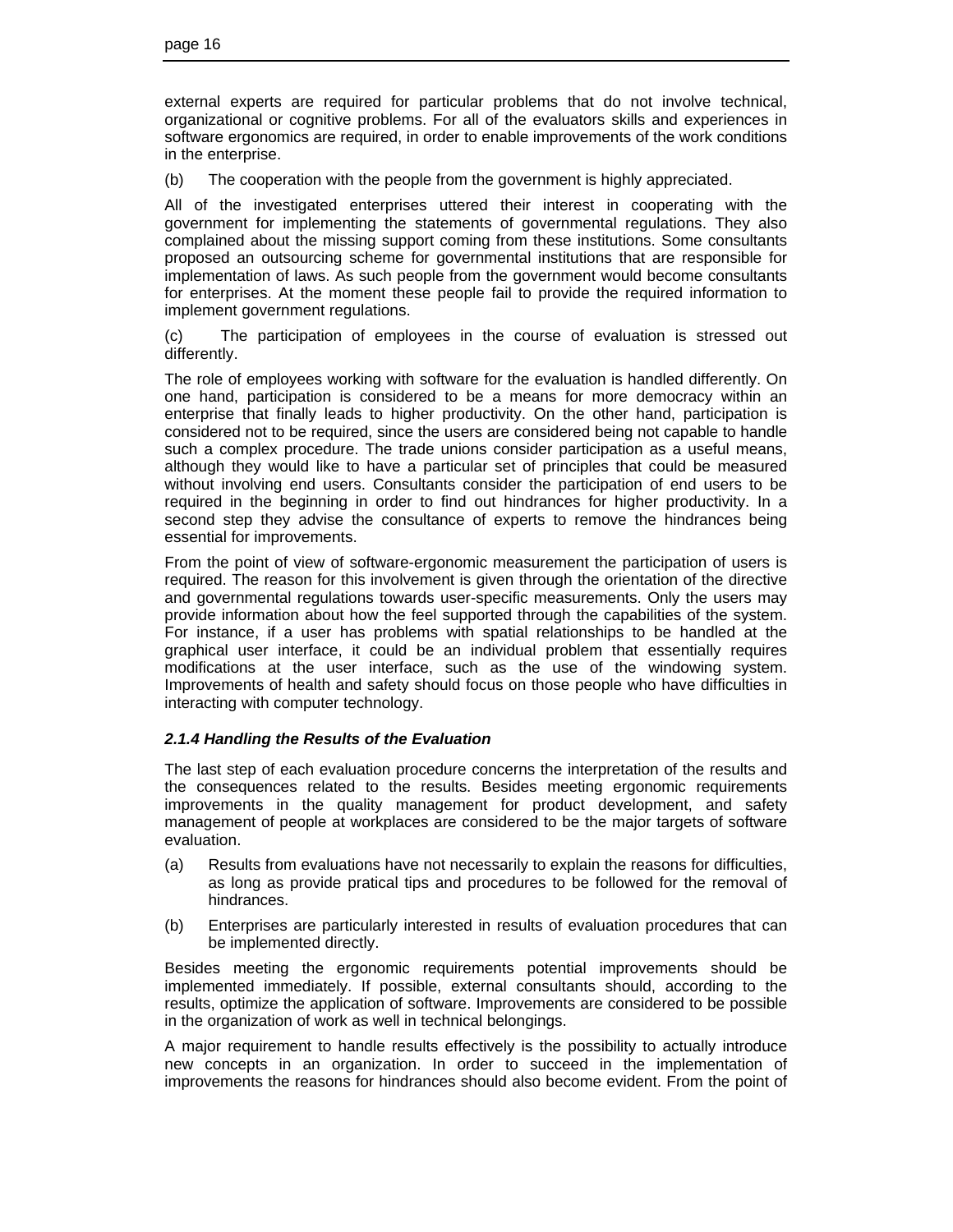external experts are required for particular problems that do not involve technical, organizational or cognitive problems. For all of the evaluators skills and experiences in software ergonomics are required, in order to enable improvements of the work conditions in the enterprise.

(b) The cooperation with the people from the government is highly appreciated.

All of the investigated enterprises uttered their interest in cooperating with the government for implementing the statements of governmental regulations. They also complained about the missing support coming from these institutions. Some consultants proposed an outsourcing scheme for governmental institutions that are responsible for implementation of laws. As such people from the government would become consultants for enterprises. At the moment these people fail to provide the required information to implement government regulations.

(c) The participation of employees in the course of evaluation is stressed out differently.

The role of employees working with software for the evaluation is handled differently. On one hand, participation is considered to be a means for more democracy within an enterprise that finally leads to higher productivity. On the other hand, participation is considered not to be required, since the users are considered being not capable to handle such a complex procedure. The trade unions consider participation as a useful means, although they would like to have a particular set of principles that could be measured without involving end users. Consultants consider the participation of end users to be required in the beginning in order to find out hindrances for higher productivity. In a second step they advise the consultance of experts to remove the hindrances being essential for improvements.

From the point of view of software-ergonomic measurement the participation of users is required. The reason for this involvement is given through the orientation of the directive and governmental regulations towards user-specific measurements. Only the users may provide information about how the feel supported through the capabilities of the system. For instance, if a user has problems with spatial relationships to be handled at the graphical user interface, it could be an individual problem that essentially requires modifications at the user interface, such as the use of the windowing system. Improvements of health and safety should focus on those people who have difficulties in interacting with computer technology.

#### *2.1.4 Handling the Results of the Evaluation*

The last step of each evaluation procedure concerns the interpretation of the results and the consequences related to the results. Besides meeting ergonomic requirements improvements in the quality management for product development, and safety management of people at workplaces are considered to be the major targets of software evaluation.

(a) Results from evaluations have not necessarily to explain the reasons for difficulties, as long as provide pratical tips and procedures to be followed for the removal of hindrances.

(b) Enterprises are particularly interested in results of evaluation procedures that can be implemented directly.

Besides meeting the ergonomic requirements potential improvements should be implemented immediately. If possible, external consultants should, according to the results, optimize the application of software. Improvements are considered to be possible in the organization of work as well in technical belongings.

A major requirement to handle results effectively is the possibility to actually introduce new concepts in an organization. In order to succeed in the implementation of improvements the reasons for hindrances should also become evident. From the point of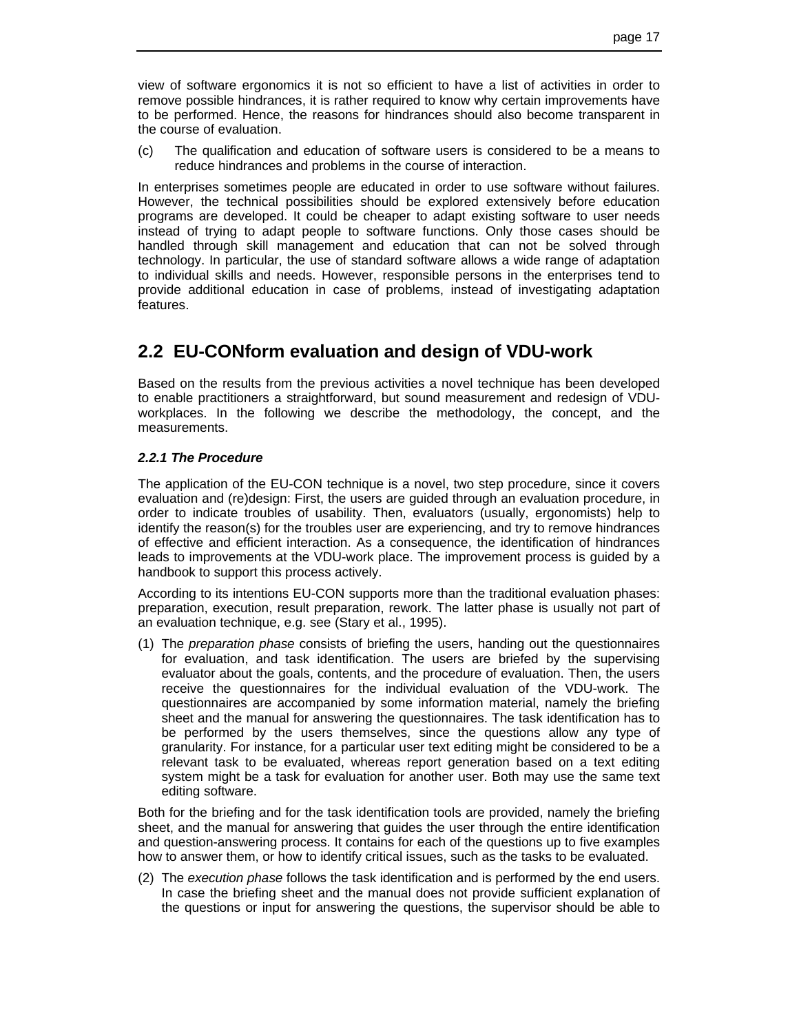view of software ergonomics it is not so efficient to have a list of activities in order to remove possible hindrances, it is rather required to know why certain improvements have to be performed. Hence, the reasons for hindrances should also become transparent in the course of evaluation.

(c) The qualification and education of software users is considered to be a means to reduce hindrances and problems in the course of interaction.

In enterprises sometimes people are educated in order to use software without failures. However, the technical possibilities should be explored extensively before education programs are developed. It could be cheaper to adapt existing software to user needs instead of trying to adapt people to software functions. Only those cases should be handled through skill management and education that can not be solved through technology. In particular, the use of standard software allows a wide range of adaptation to individual skills and needs. However, responsible persons in the enterprises tend to provide additional education in case of problems, instead of investigating adaptation features.

## 2.2 EU-CONform evaluation and design of VDU-work

Based on the results from the previous activities a novel technique has been developed to enable practitioners a straightforward, but sound measurement and redesign of VDU-workplaces. In the following we describe the methodology, the concept, and the measurements.

### *2.2.1 The Procedure*

The application of the EU-CON technique is a novel, two step procedure, since it covers evaluation and (re)design: First, the users are guided through an evaluation procedure, in order to indicate troubles of usability. Then, evaluators (usually, ergonomists) help to identify the reason(s) for the troubles user are experiencing, and try to remove hindrances of effective and efficient interaction. As a consequence, the identification of hindrances leads to improvements at the VDU-work place. The improvement process is guided by a handbook to support this process actively.

According to its intentions EU-CON supports more than the traditional evaluation phases: preparation, execution, result preparation, rework. The latter phase is usually not part of an evaluation technique, e.g. see (Stary et al., 1995).

(1) The *preparation phase* consists of briefing the users, handing out the questionnaires for evaluation, and task identification. The users are briefed by the supervising evaluator about the goals, contents, and the procedure of evaluation. Then, the users receive the questionnaires for the individual evaluation of the VDU-work. The questionnaires are accompanied by some information material, namely the briefing sheet and the manual for answering the questionnaires. The task identification has to be performed by the users themselves, since the questions allow any type of granularity. For instance, for a particular user text editing might be considered to be a relevant task to be evaluated, whereas report generation based on a text editing system might be a task for evaluation for another user. Both may use the same text editing software.

Both for the briefing and for the task identification tools are provided, namely the briefing sheet, and the manual for answering that guides the user through the entire identification and question-answering process. It contains for each of the questions up to five examples how to answer them, or how to identify critical issues, such as the tasks to be evaluated.

(2) The *execution phase* follows the task identification and is performed by the end users. In case the briefing sheet and the manual does not provide sufficient explanation of the questions or input for answering the questions, the supervisor should be able to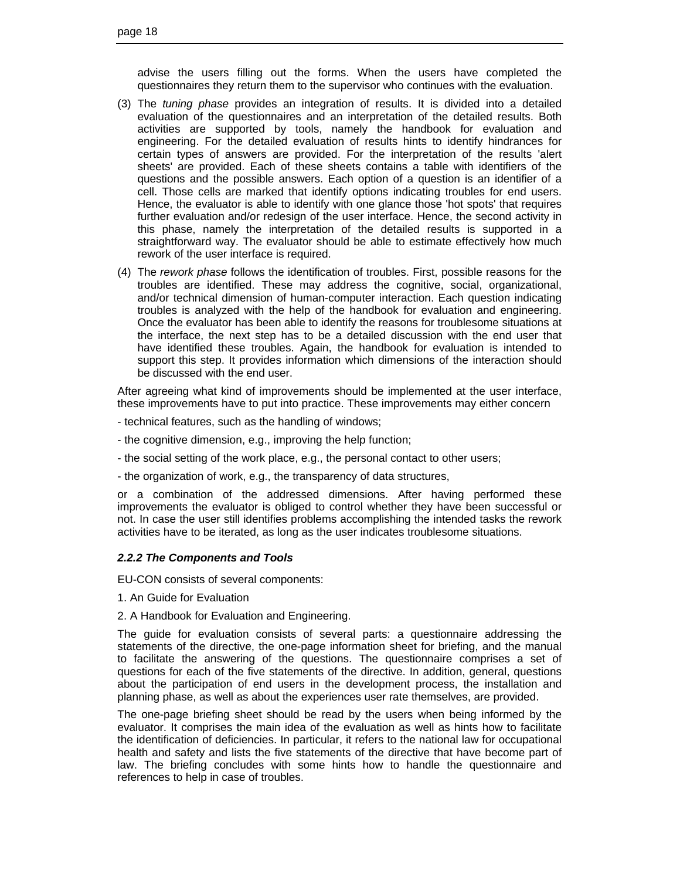advise the users filling out the forms. When the users have completed the questionnaires they return them to the supervisor who continues with the evaluation.

(3) The *tuning phase* provides an integration of results. It is divided into a detailed evaluation of the questionnaires and an interpretation of the detailed results. Both activities are supported by tools, namely the handbook for evaluation and engineering. For the detailed evaluation of results hints to identify hindrances for certain types of answers are provided. For the interpretation of the results 'alert sheets' are provided. Each of these sheets contains a table with identifiers of the questions and the possible answers. Each option of a question is an identifier of a cell. Those cells are marked that identify options indicating troubles for end users. Hence, the evaluator is able to identify with one glance those 'hot spots' that requires further evaluation and/or redesign of the user interface. Hence, the second activity in this phase, namely the interpretation of the detailed results is supported in a straightforward way. The evaluator should be able to estimate effectively how much rework of the user interface is required.

(4) The *rework phase* follows the identification of troubles. First, possible reasons for the troubles are identified. These may address the cognitive, social, organizational, and/or technical dimension of human-computer interaction. Each question indicating troubles is analyzed with the help of the handbook for evaluation and engineering. Once the evaluator has been able to identify the reasons for troublesome situations at the interface, the next step has to be a detailed discussion with the end user that have identified these troubles. Again, the handbook for evaluation is intended to support this step. It provides information which dimensions of the interaction should be discussed with the end user.

After agreeing what kind of improvements should be implemented at the user interface, these improvements have to put into practice. These improvements may either concern

- technical features, such as the handling of windows;
- the cognitive dimension, e.g., improving the help function;
- the social setting of the work place, e.g., the personal contact to other users;
- the organization of work, e.g., the transparency of data structures,

or a combination of the addressed dimensions. After having performed these improvements the evaluator is obliged to control whether they have been successful or not. In case the user still identifies problems accomplishing the intended tasks the rework activities have to be iterated, as long as the user indicates troublesome situations.

#### *2.2.2 The Components and Tools*

EU-CON consists of several components:

1. An Guide for Evaluation
2. A Handbook for Evaluation and Engineering.

The guide for evaluation consists of several parts: a questionnaire addressing the statements of the directive, the one-page information sheet for briefing, and the manual to facilitate the answering of the questions. The questionnaire comprises a set of questions for each of the five statements of the directive. In addition, general, questions about the participation of end users in the development process, the installation and planning phase, as well as about the experiences user rate themselves, are provided.

The one-page briefing sheet should be read by the users when being informed by the evaluator. It comprises the main idea of the evaluation as well as hints how to facilitate the identification of deficiencies. In particular, it refers to the national law for occupational health and safety and lists the five statements of the directive that have become part of law. The briefing concludes with some hints how to handle the questionnaire and references to help in case of troubles.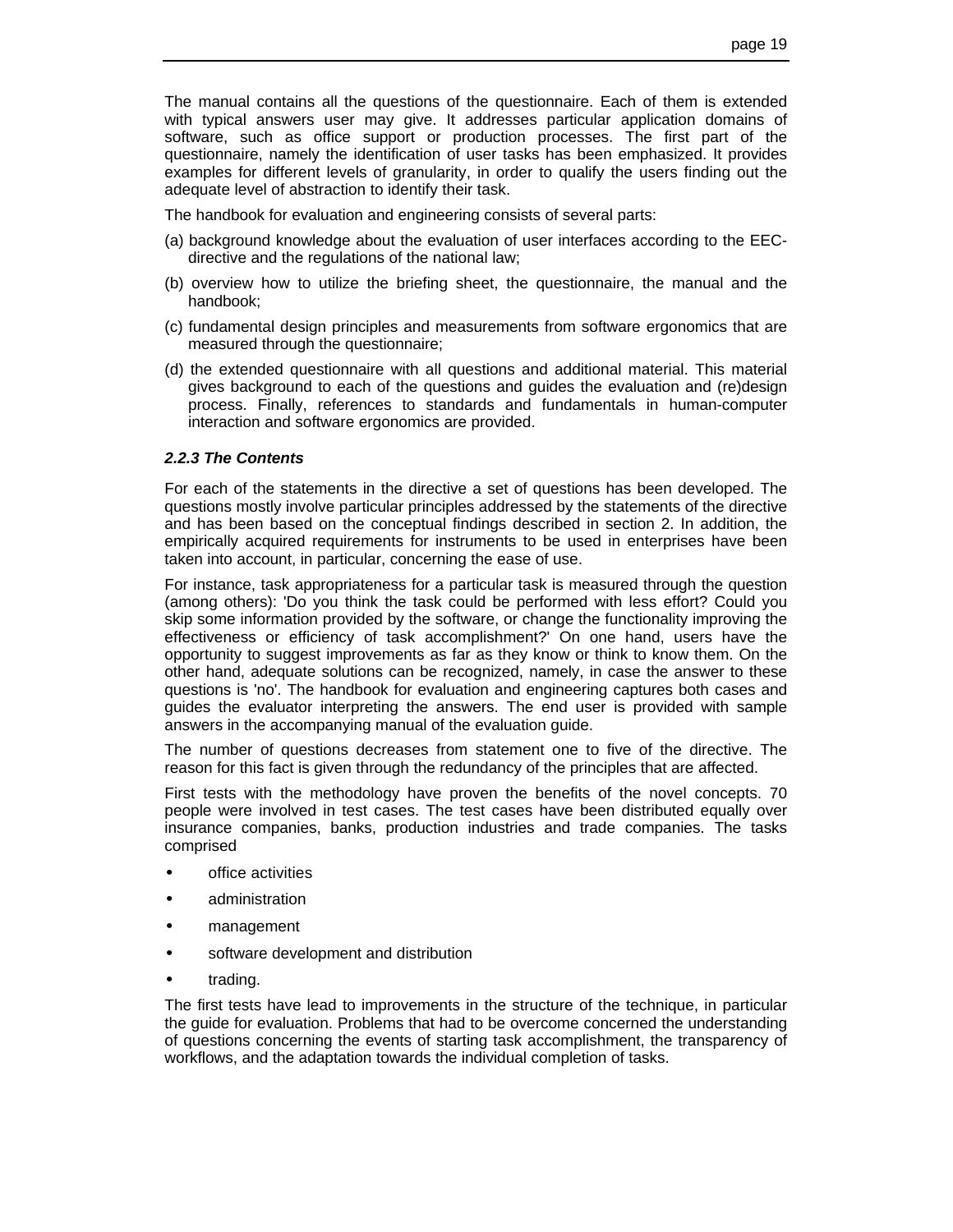The manual contains all the questions of the questionnaire. Each of them is extended with typical answers user may give. It addresses particular application domains of software, such as office support or production processes. The first part of the questionnaire, namely the identification of user tasks has been emphasized. It provides examples for different levels of granularity, in order to qualify the users finding out the adequate level of abstraction to identify their task.

The handbook for evaluation and engineering consists of several parts:

(a) background knowledge about the evaluation of user interfaces according to the EEC-directive and the regulations of the national law;

(b) overview how to utilize the briefing sheet, the questionnaire, the manual and the handbook;

(c) fundamental design principles and measurements from software ergonomics that are measured through the questionnaire;

(d) the extended questionnaire with all questions and additional material. This material gives background to each of the questions and guides the evaluation and (re)design process. Finally, references to standards and fundamentals in human-computer interaction and software ergonomics are provided.

### *2.2.3 The Contents*

For each of the statements in the directive a set of questions has been developed. The questions mostly involve particular principles addressed by the statements of the directive and has been based on the conceptual findings described in section 2. In addition, the empirically acquired requirements for instruments to be used in enterprises have been taken into account, in particular, concerning the ease of use.

For instance, task appropriateness for a particular task is measured through the question (among others): 'Do you think the task could be performed with less effort? Could you skip some information provided by the software, or change the functionality improving the effectiveness or efficiency of task accomplishment?' On one hand, users have the opportunity to suggest improvements as far as they know or think to know them. On the other hand, adequate solutions can be recognized, namely, in case the answer to these questions is 'no'. The handbook for evaluation and engineering captures both cases and guides the evaluator interpreting the answers. The end user is provided with sample answers in the accompanying manual of the evaluation guide.

The number of questions decreases from statement one to five of the directive. The reason for this fact is given through the redundancy of the principles that are affected.

First tests with the methodology have proven the benefits of the novel concepts. 70 people were involved in test cases. The test cases have been distributed equally over insurance companies, banks, production industries and trade companies. The tasks comprised

- office activities
- administration
- management
- software development and distribution
- trading.

The first tests have lead to improvements in the structure of the technique, in particular the guide for evaluation. Problems that had to be overcome concerned the understanding of questions concerning the events of starting task accomplishment, the transparency of workflows, and the adaptation towards the individual completion of tasks.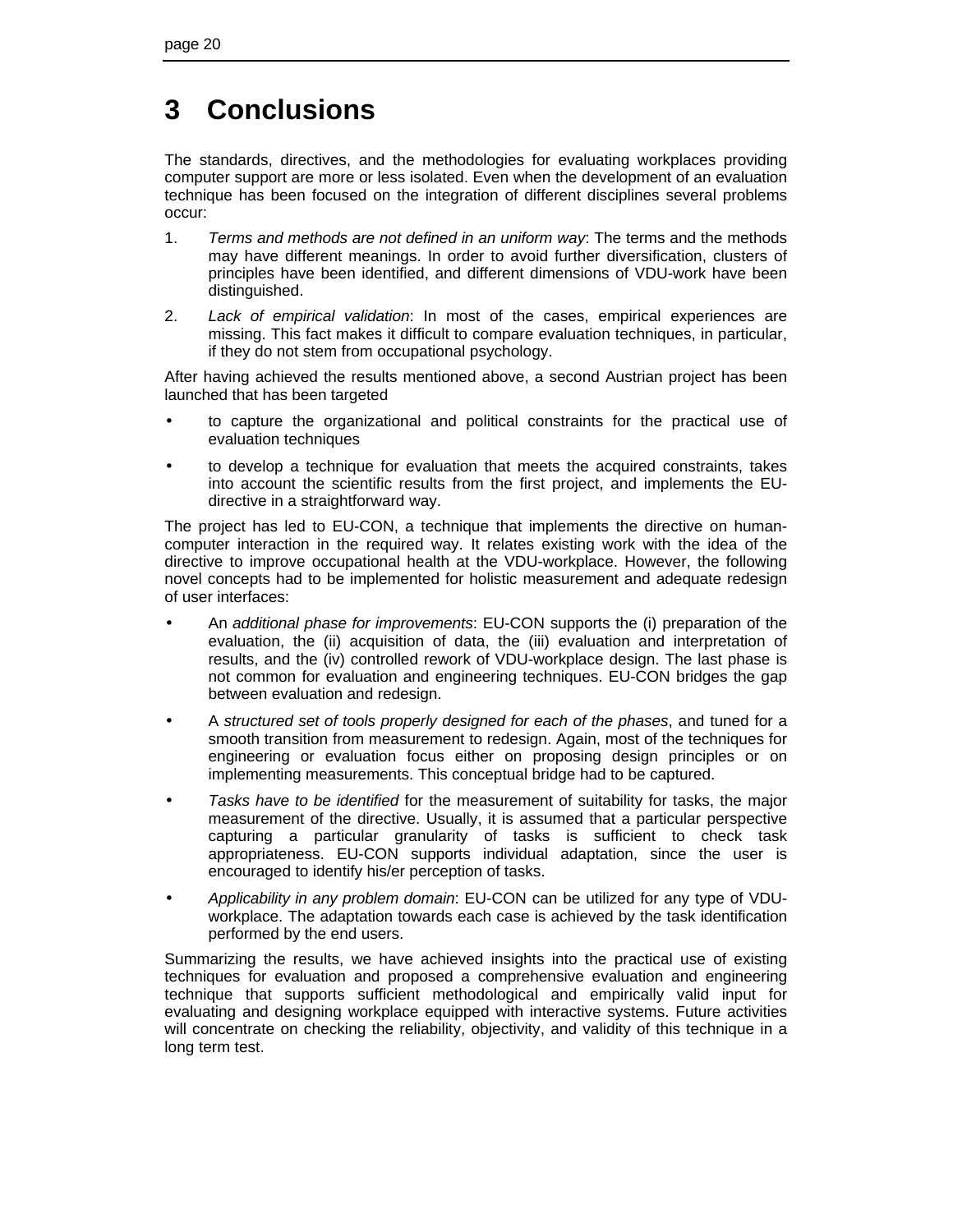# 3 Conclusions

The standards, directives, and the methodologies for evaluating workplaces providing computer support are more or less isolated. Even when the development of an evaluation technique has been focused on the integration of different disciplines several problems occur:

1. *Terms and methods are not defined in an uniform way*: The terms and the methods may have different meanings. In order to avoid further diversification, clusters of principles have been identified, and different dimensions of VDU-work have been distinguished.
2. *Lack of empirical validation*: In most of the cases, empirical experiences are missing. This fact makes it difficult to compare evaluation techniques, in particular, if they do not stem from occupational psychology.

After having achieved the results mentioned above, a second Austrian project has been launched that has been targeted

- to capture the organizational and political constraints for the practical use of evaluation techniques
- to develop a technique for evaluation that meets the acquired constraints, takes into account the scientific results from the first project, and implements the EU-directive in a straightforward way.

The project has led to EU-CON, a technique that implements the directive on human-computer interaction in the required way. It relates existing work with the idea of the directive to improve occupational health at the VDU-workplace. However, the following novel concepts had to be implemented for holistic measurement and adequate redesign of user interfaces:

- An *additional phase for improvements*: EU-CON supports the (i) preparation of the evaluation, the (ii) acquisition of data, the (iii) evaluation and interpretation of results, and the (iv) controlled rework of VDU-workplace design. The last phase is not common for evaluation and engineering techniques. EU-CON bridges the gap between evaluation and redesign.
- A *structured set of tools properly designed for each of the phases*, and tuned for a smooth transition from measurement to redesign. Again, most of the techniques for engineering or evaluation focus either on proposing design principles or on implementing measurements. This conceptual bridge had to be captured.
- *Tasks have to be identified* for the measurement of suitability for tasks, the major measurement of the directive. Usually, it is assumed that a particular perspective capturing a particular granularity of tasks is sufficient to check task appropriateness. EU-CON supports individual adaptation, since the user is encouraged to identify his/er perception of tasks.
- *Applicability in any problem domain*: EU-CON can be utilized for any type of VDU-workplace. The adaptation towards each case is achieved by the task identification performed by the end users.

Summarizing the results, we have achieved insights into the practical use of existing techniques for evaluation and proposed a comprehensive evaluation and engineering technique that supports sufficient methodological and empirically valid input for evaluating and designing workplace equipped with interactive systems. Future activities will concentrate on checking the reliability, objectivity, and validity of this technique in a long term test.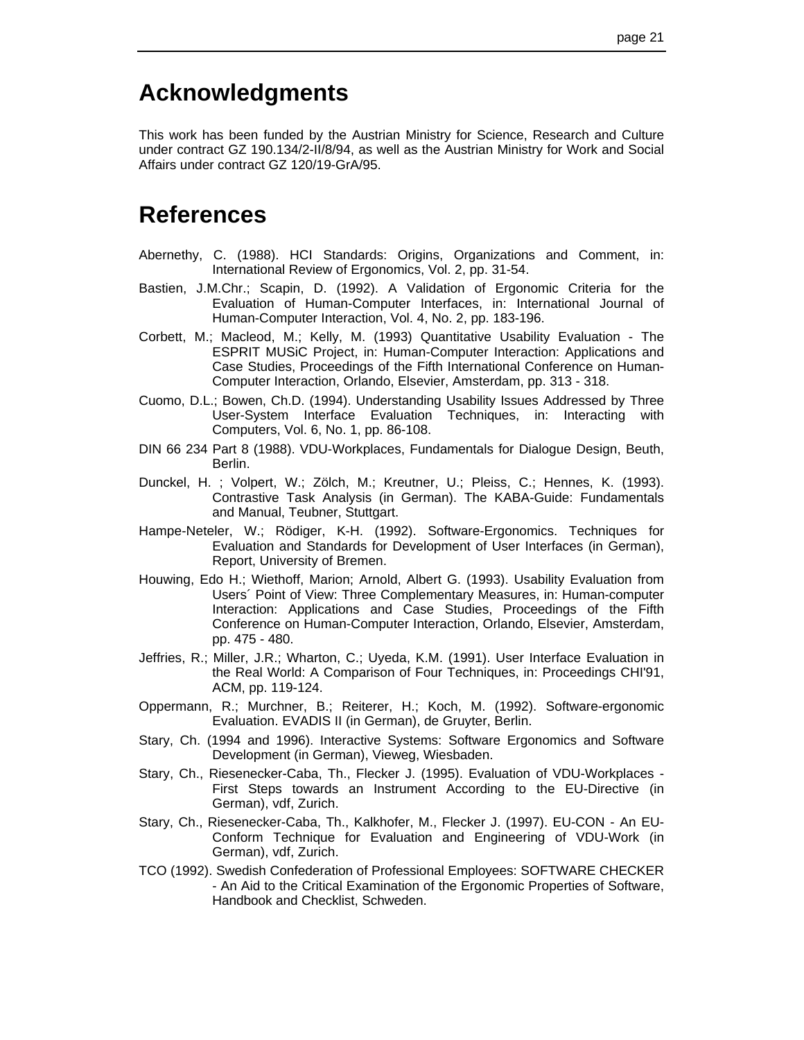# Acknowledgments

This work has been funded by the Austrian Ministry for Science, Research and Culture under contract GZ 190.134/2-II/8/94, as well as the Austrian Ministry for Work and Social Affairs under contract GZ 120/19-GrA/95.

# References

Abernethy, C. (1988). HCI Standards: Origins, Organizations and Comment, in: International Review of Ergonomics, Vol. 2, pp. 31-54.

Bastien, J.M.Chr.; Scapin, D. (1992). A Validation of Ergonomic Criteria for the Evaluation of Human-Computer Interfaces, in: International Journal of Human-Computer Interaction, Vol. 4, No. 2, pp. 183-196.

Corbett, M.; Macleod, M.; Kelly, M. (1993) Quantitative Usability Evaluation - The ESPRIT MUSiC Project, in: Human-Computer Interaction: Applications and Case Studies, Proceedings of the Fifth International Conference on Human-Computer Interaction, Orlando, Elsevier, Amsterdam, pp. 313 - 318.

Cuomo, D.L.; Bowen, Ch.D. (1994). Understanding Usability Issues Addressed by Three User-System Interface Evaluation Techniques, in: Interacting with Computers, Vol. 6, No. 1, pp. 86-108.

DIN 66 234 Part 8 (1988). VDU-Workplaces, Fundamentals for Dialogue Design, Beuth, Berlin.

Dunckel, H. ; Volpert, W.; Zölch, M.; Kreutner, U.; Pleiss, C.; Hennes, K. (1993). Contrastive Task Analysis (in German). The KABA-Guide: Fundamentals and Manual, Teubner, Stuttgart.

Hampe-Neteler, W.; Rödiger, K-H. (1992). Software-Ergonomics. Techniques for Evaluation and Standards for Development of User Interfaces (in German), Report, University of Bremen.

Houwing, Edo H.; Wiethoff, Marion; Arnold, Albert G. (1993). Usability Evaluation from Users´ Point of View: Three Complementary Measures, in: Human-computer Interaction: Applications and Case Studies, Proceedings of the Fifth Conference on Human-Computer Interaction, Orlando, Elsevier, Amsterdam, pp. 475 - 480.

Jeffries, R.; Miller, J.R.; Wharton, C.; Uyeda, K.M. (1991). User Interface Evaluation in the Real World: A Comparison of Four Techniques, in: Proceedings CHI'91, ACM, pp. 119-124.

Oppermann, R.; Murchner, B.; Reiterer, H.; Koch, M. (1992). Software-ergonomic Evaluation. EVADIS II (in German), de Gruyter, Berlin.

Stary, Ch. (1994 and 1996). Interactive Systems: Software Ergonomics and Software Development (in German), Vieweg, Wiesbaden.

Stary, Ch., Riesenecker-Caba, Th., Flecker J. (1995). Evaluation of VDU-Workplaces - First Steps towards an Instrument According to the EU-Directive (in German), vdf, Zurich.

Stary, Ch., Riesenecker-Caba, Th., Kalkhofer, M., Flecker J. (1997). EU-CON - An EU-Conform Technique for Evaluation and Engineering of VDU-Work (in German), vdf, Zurich.

TCO (1992). Swedish Confederation of Professional Employees: SOFTWARE CHECKER - An Aid to the Critical Examination of the Ergonomic Properties of Software, Handbook and Checklist, Schweden.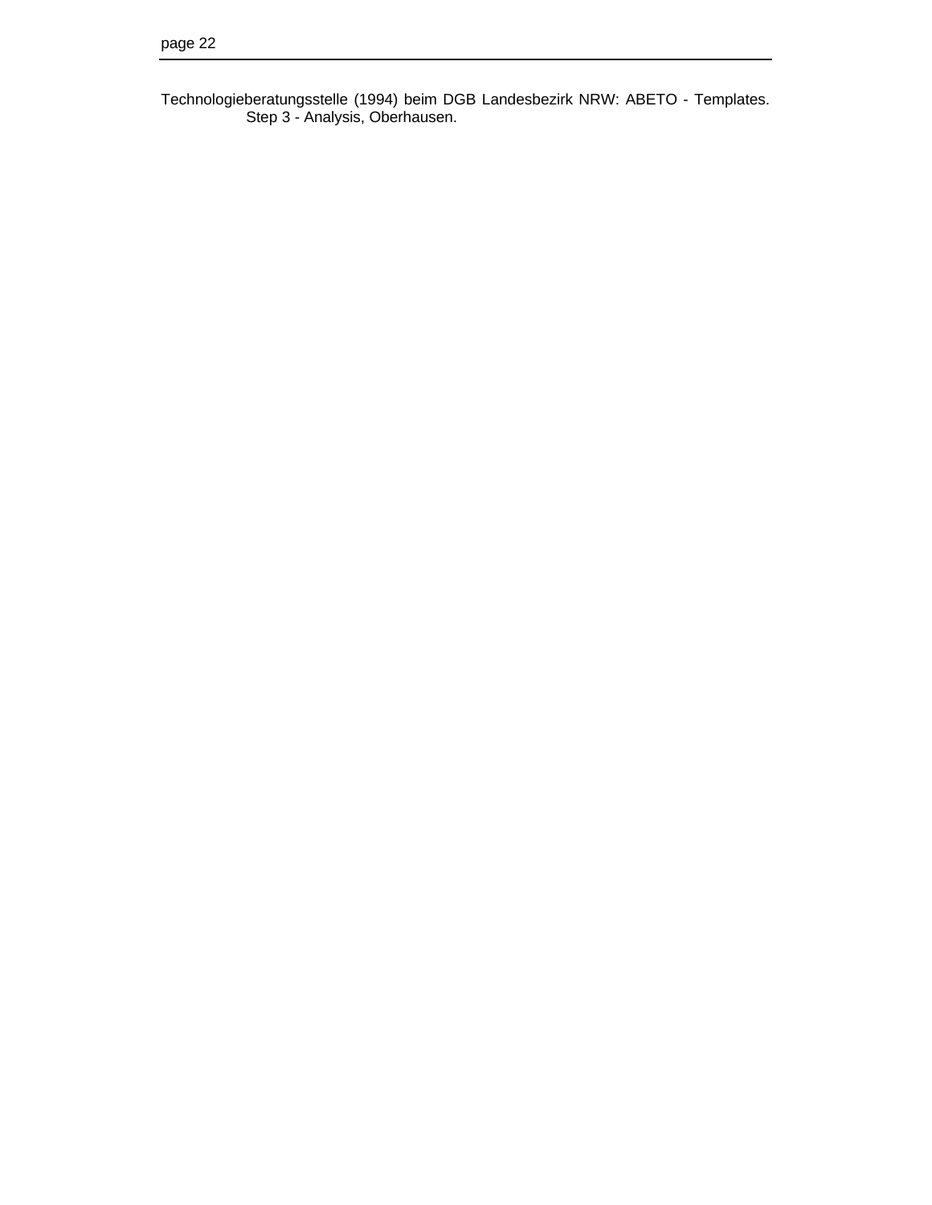Technologieberatungsstelle (1994) beim DGB Landesbezirk NRW: ABETO - Templates. Step 3 - Analysis, Oberhausen.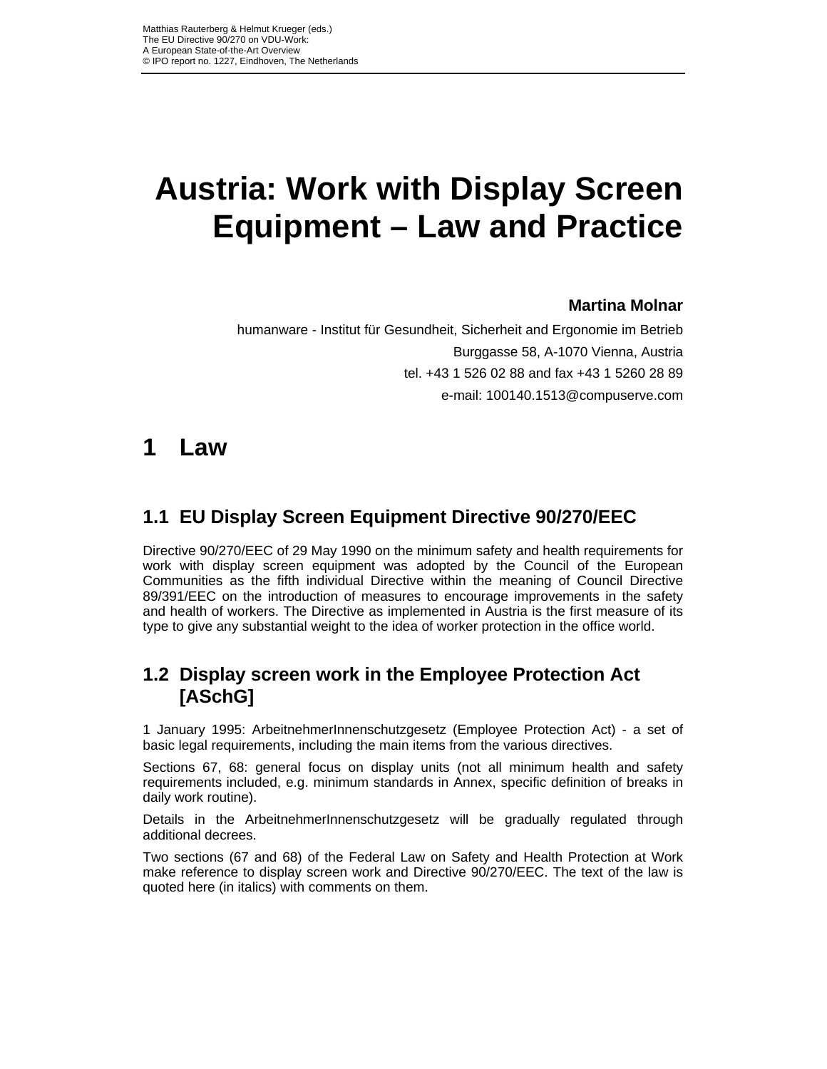# Austria: Work with Display Screen Equipment – Law and Practice

**Martina Molnar**

humanware - Institut für Gesundheit, Sicherheit and Ergonomie im Betrieb

Burggasse 58, A-1070 Vienna, Austria

tel. +43 1 526 02 88 and fax +43 1 5260 28 89

e-mail: 100140.1513@compuserve.com

## 1 Law

### 1.1 EU Display Screen Equipment Directive 90/270/EEC

Directive 90/270/EEC of 29 May 1990 on the minimum safety and health requirements for work with display screen equipment was adopted by the Council of the European Communities as the fifth individual Directive within the meaning of Council Directive 89/391/EEC on the introduction of measures to encourage improvements in the safety and health of workers. The Directive as implemented in Austria is the first measure of its type to give any substantial weight to the idea of worker protection in the office world.

### 1.2 Display screen work in the Employee Protection Act [ASchG]

1 January 1995: ArbeitnehmerInnenschutzgesetz (Employee Protection Act) - a set of basic legal requirements, including the main items from the various directives.

Sections 67, 68: general focus on display units (not all minimum health and safety requirements included, e.g. minimum standards in Annex, specific definition of breaks in daily work routine).

Details in the ArbeitnehmerInnenschutzgesetz will be gradually regulated through additional decrees.

Two sections (67 and 68) of the Federal Law on Safety and Health Protection at Work make reference to display screen work and Directive 90/270/EEC. The text of the law is quoted here (in italics) with comments on them.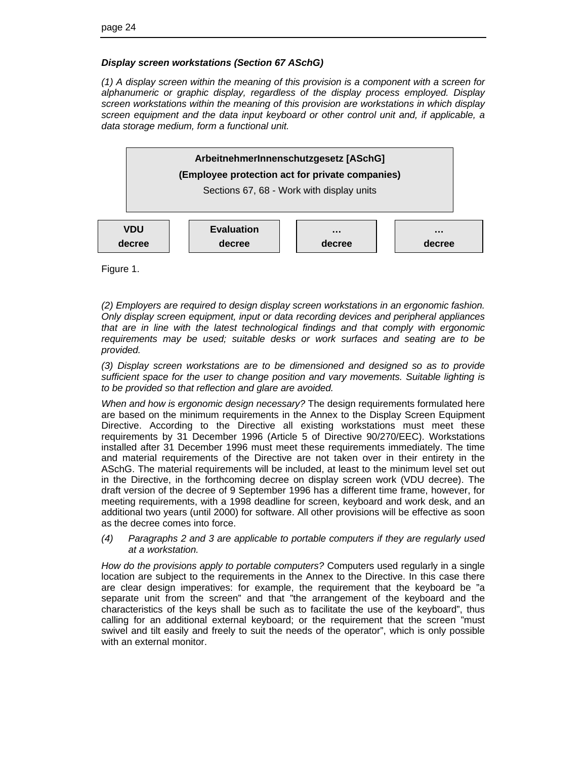***Display screen workstations (Section 67 ASchG)***

*(1) A display screen within the meaning of this provision is a component with a screen for alphanumeric or graphic display, regardless of the display process employed. Display screen workstations within the meaning of this provision are workstations in which display screen equipment and the data input keyboard or other control unit and, if applicable, a data storage medium, form a functional unit.*

**ArbeitnehmerInnenschutzgesetz [ASchG]**

**(Employee protection act for private companies)**

Sections 67, 68 - Work with display units

| **VDU decree** | **Evaluation decree** | **… decree** | **… decree** |
|---|---|---|---|

Figure 1.

*(2) Employers are required to design display screen workstations in an ergonomic fashion. Only display screen equipment, input or data recording devices and peripheral appliances that are in line with the latest technological findings and that comply with ergonomic requirements may be used; suitable desks or work surfaces and seating are to be provided.*

*(3) Display screen workstations are to be dimensioned and designed so as to provide sufficient space for the user to change position and vary movements. Suitable lighting is to be provided so that reflection and glare are avoided.*

*When and how is ergonomic design necessary?* The design requirements formulated here are based on the minimum requirements in the Annex to the Display Screen Equipment Directive. According to the Directive all existing workstations must meet these requirements by 31 December 1996 (Article 5 of Directive 90/270/EEC). Workstations installed after 31 December 1996 must meet these requirements immediately. The time and material requirements of the Directive are not taken over in their entirety in the ASchG. The material requirements will be included, at least to the minimum level set out in the Directive, in the forthcoming decree on display screen work (VDU decree). The draft version of the decree of 9 September 1996 has a different time frame, however, for meeting requirements, with a 1998 deadline for screen, keyboard and work desk, and an additional two years (until 2000) for software. All other provisions will be effective as soon as the decree comes into force.

*(4) Paragraphs 2 and 3 are applicable to portable computers if they are regularly used at a workstation.*

*How do the provisions apply to portable computers?* Computers used regularly in a single location are subject to the requirements in the Annex to the Directive. In this case there are clear design imperatives: for example, the requirement that the keyboard be "a separate unit from the screen" and that "the arrangement of the keyboard and the characteristics of the keys shall be such as to facilitate the use of the keyboard", thus calling for an additional external keyboard; or the requirement that the screen "must swivel and tilt easily and freely to suit the needs of the operator", which is only possible with an external monitor.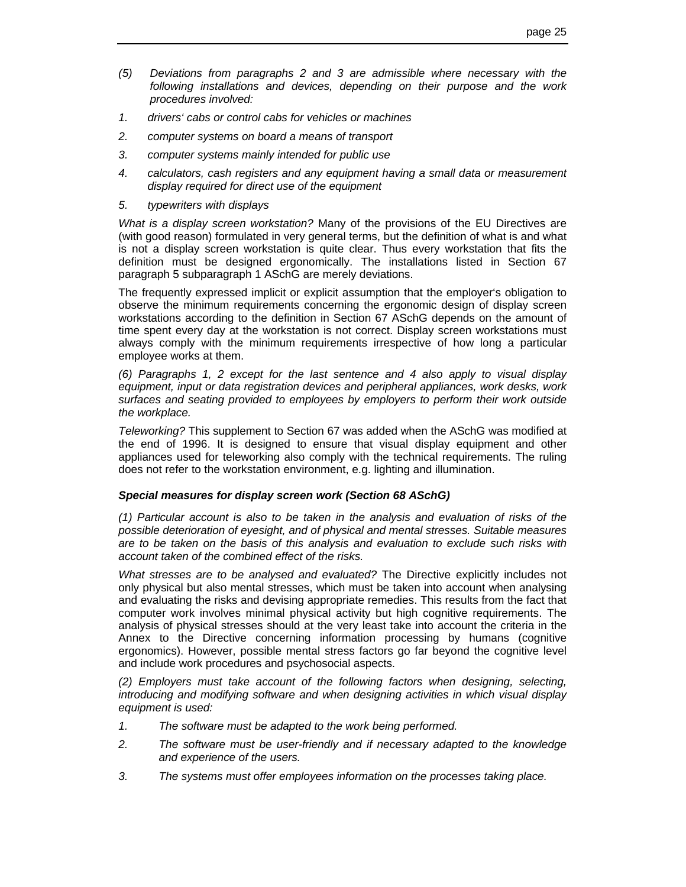*(5) Deviations from paragraphs 2 and 3 are admissible where necessary with the following installations and devices, depending on their purpose and the work procedures involved:*

*1. drivers' cabs or control cabs for vehicles or machines*

*2. computer systems on board a means of transport*

*3. computer systems mainly intended for public use*

*4. calculators, cash registers and any equipment having a small data or measurement display required for direct use of the equipment*

*5. typewriters with displays*

*What is a display screen workstation?* Many of the provisions of the EU Directives are (with good reason) formulated in very general terms, but the definition of what is and what is not a display screen workstation is quite clear. Thus every workstation that fits the definition must be designed ergonomically. The installations listed in Section 67 paragraph 5 subparagraph 1 ASchG are merely deviations.

The frequently expressed implicit or explicit assumption that the employer's obligation to observe the minimum requirements concerning the ergonomic design of display screen workstations according to the definition in Section 67 ASchG depends on the amount of time spent every day at the workstation is not correct. Display screen workstations must always comply with the minimum requirements irrespective of how long a particular employee works at them.

*(6) Paragraphs 1, 2 except for the last sentence and 4 also apply to visual display equipment, input or data registration devices and peripheral appliances, work desks, work surfaces and seating provided to employees by employers to perform their work outside the workplace.*

*Teleworking?* This supplement to Section 67 was added when the ASchG was modified at the end of 1996. It is designed to ensure that visual display equipment and other appliances used for teleworking also comply with the technical requirements. The ruling does not refer to the workstation environment, e.g. lighting and illumination.

***Special measures for display screen work (Section 68 ASchG)***

*(1) Particular account is also to be taken in the analysis and evaluation of risks of the possible deterioration of eyesight, and of physical and mental stresses. Suitable measures are to be taken on the basis of this analysis and evaluation to exclude such risks with account taken of the combined effect of the risks.*

*What stresses are to be analysed and evaluated?* The Directive explicitly includes not only physical but also mental stresses, which must be taken into account when analysing and evaluating the risks and devising appropriate remedies. This results from the fact that computer work involves minimal physical activity but high cognitive requirements. The analysis of physical stresses should at the very least take into account the criteria in the Annex to the Directive concerning information processing by humans (cognitive ergonomics). However, possible mental stress factors go far beyond the cognitive level and include work procedures and psychosocial aspects.

*(2) Employers must take account of the following factors when designing, selecting, introducing and modifying software and when designing activities in which visual display equipment is used:*

*1. The software must be adapted to the work being performed.*

*2. The software must be user-friendly and if necessary adapted to the knowledge and experience of the users.*

*3. The systems must offer employees information on the processes taking place.*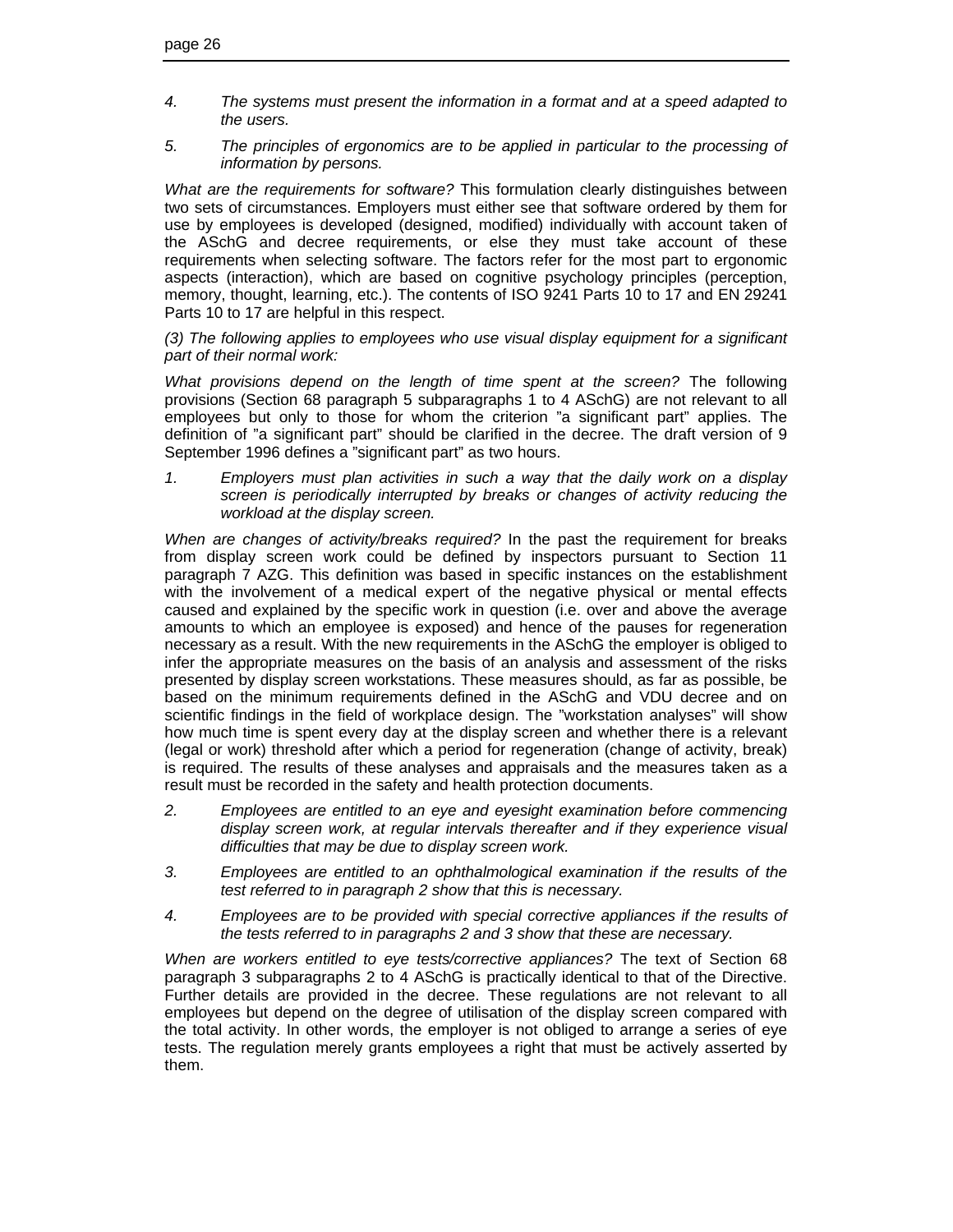4. *The systems must present the information in a format and at a speed adapted to the users.*

5. *The principles of ergonomics are to be applied in particular to the processing of information by persons.*

*What are the requirements for software?* This formulation clearly distinguishes between two sets of circumstances. Employers must either see that software ordered by them for use by employees is developed (designed, modified) individually with account taken of the ASchG and decree requirements, or else they must take account of these requirements when selecting software. The factors refer for the most part to ergonomic aspects (interaction), which are based on cognitive psychology principles (perception, memory, thought, learning, etc.). The contents of ISO 9241 Parts 10 to 17 and EN 29241 Parts 10 to 17 are helpful in this respect.

*(3) The following applies to employees who use visual display equipment for a significant part of their normal work:*

*What provisions depend on the length of time spent at the screen?* The following provisions (Section 68 paragraph 5 subparagraphs 1 to 4 ASchG) are not relevant to all employees but only to those for whom the criterion "a significant part" applies. The definition of "a significant part" should be clarified in the decree. The draft version of 9 September 1996 defines a "significant part" as two hours.

1. *Employers must plan activities in such a way that the daily work on a display screen is periodically interrupted by breaks or changes of activity reducing the workload at the display screen.*

*When are changes of activity/breaks required?* In the past the requirement for breaks from display screen work could be defined by inspectors pursuant to Section 11 paragraph 7 AZG. This definition was based in specific instances on the establishment with the involvement of a medical expert of the negative physical or mental effects caused and explained by the specific work in question (i.e. over and above the average amounts to which an employee is exposed) and hence of the pauses for regeneration necessary as a result. With the new requirements in the ASchG the employer is obliged to infer the appropriate measures on the basis of an analysis and assessment of the risks presented by display screen workstations. These measures should, as far as possible, be based on the minimum requirements defined in the ASchG and VDU decree and on scientific findings in the field of workplace design. The "workstation analyses" will show how much time is spent every day at the display screen and whether there is a relevant (legal or work) threshold after which a period for regeneration (change of activity, break) is required. The results of these analyses and appraisals and the measures taken as a result must be recorded in the safety and health protection documents.

2. *Employees are entitled to an eye and eyesight examination before commencing display screen work, at regular intervals thereafter and if they experience visual difficulties that may be due to display screen work.*

3. *Employees are entitled to an ophthalmological examination if the results of the test referred to in paragraph 2 show that this is necessary.*

4. *Employees are to be provided with special corrective appliances if the results of the tests referred to in paragraphs 2 and 3 show that these are necessary.*

*When are workers entitled to eye tests/corrective appliances?* The text of Section 68 paragraph 3 subparagraphs 2 to 4 ASchG is practically identical to that of the Directive. Further details are provided in the decree. These regulations are not relevant to all employees but depend on the degree of utilisation of the display screen compared with the total activity. In other words, the employer is not obliged to arrange a series of eye tests. The regulation merely grants employees a right that must be actively asserted by them.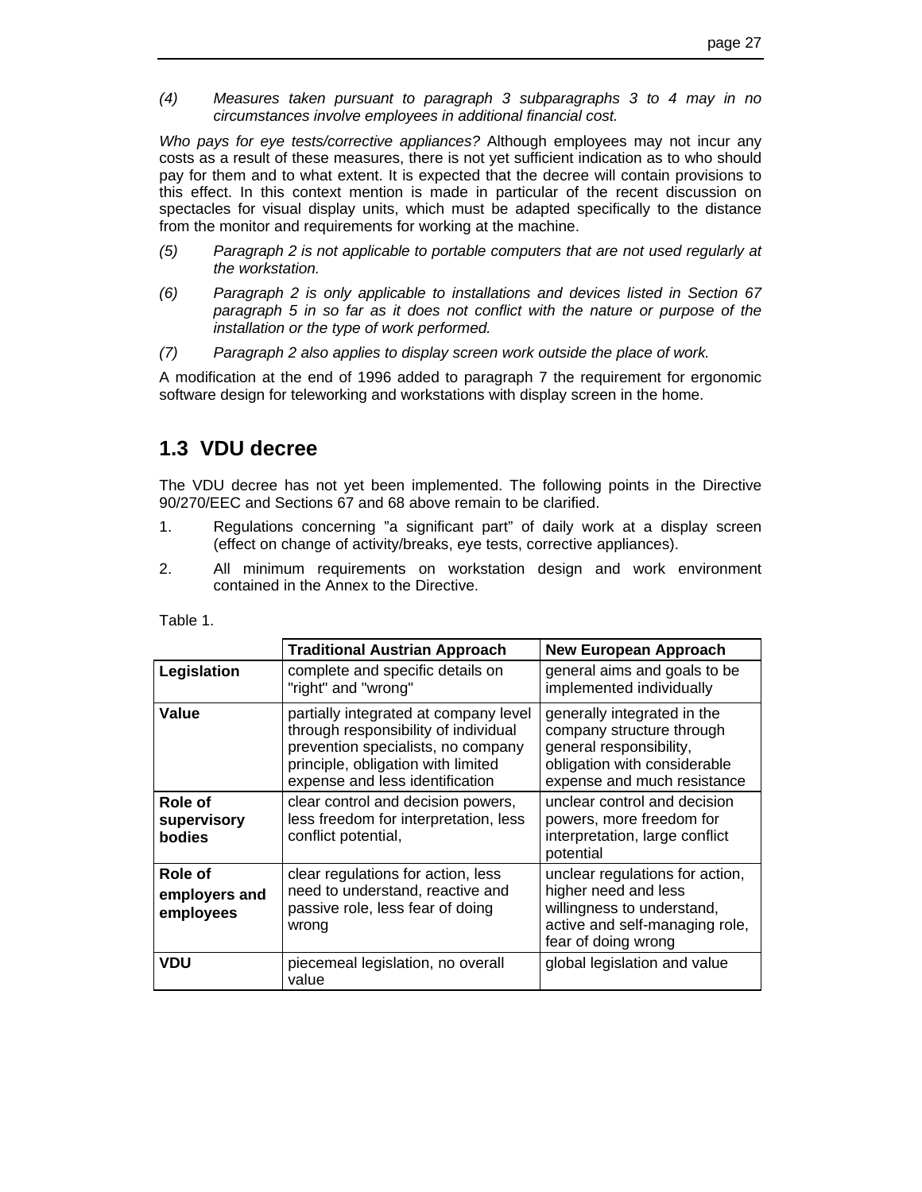(4) *Measures taken pursuant to paragraph 3 subparagraphs 3 to 4 may in no circumstances involve employees in additional financial cost.*

*Who pays for eye tests/corrective appliances?* Although employees may not incur any costs as a result of these measures, there is not yet sufficient indication as to who should pay for them and to what extent. It is expected that the decree will contain provisions to this effect. In this context mention is made in particular of the recent discussion on spectacles for visual display units, which must be adapted specifically to the distance from the monitor and requirements for working at the machine.

(5) *Paragraph 2 is not applicable to portable computers that are not used regularly at the workstation.*

(6) *Paragraph 2 is only applicable to installations and devices listed in Section 67 paragraph 5 in so far as it does not conflict with the nature or purpose of the installation or the type of work performed.*

(7) *Paragraph 2 also applies to display screen work outside the place of work.*

A modification at the end of 1996 added to paragraph 7 the requirement for ergonomic software design for teleworking and workstations with display screen in the home.

## 1.3 VDU decree

The VDU decree has not yet been implemented. The following points in the Directive 90/270/EEC and Sections 67 and 68 above remain to be clarified.

1. Regulations concerning "a significant part" of daily work at a display screen (effect on change of activity/breaks, eye tests, corrective appliances).
2. All minimum requirements on workstation design and work environment contained in the Annex to the Directive.

Table 1.

| | **Traditional Austrian Approach** | **New European Approach** |
|---|---|---|
| **Legislation** | complete and specific details on "right" and "wrong" | general aims and goals to be implemented individually |
| **Value** | partially integrated at company level through responsibility of individual prevention specialists, no company principle, obligation with limited expense and less identification | generally integrated in the company structure through general responsibility, obligation with considerable expense and much resistance |
| **Role of supervisory bodies** | clear control and decision powers, less freedom for interpretation, less conflict potential, | unclear control and decision powers, more freedom for interpretation, large conflict potential |
| **Role of employers and employees** | clear regulations for action, less need to understand, reactive and passive role, less fear of doing wrong | unclear regulations for action, higher need and less willingness to understand, active and self-managing role, fear of doing wrong |
| **VDU** | piecemeal legislation, no overall value | global legislation and value |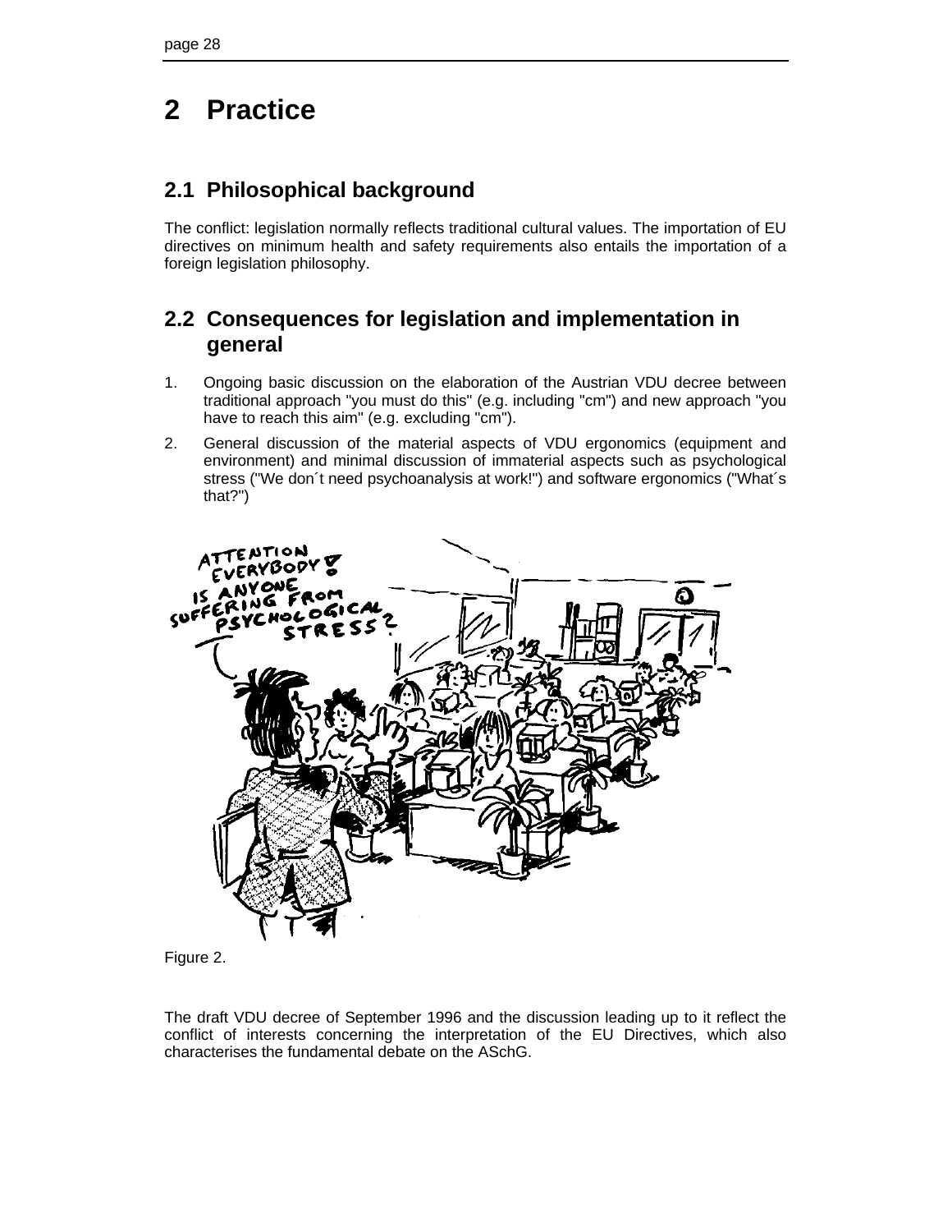# 2 Practice

## 2.1 Philosophical background

The conflict: legislation normally reflects traditional cultural values. The importation of EU directives on minimum health and safety requirements also entails the importation of a foreign legislation philosophy.

## 2.2 Consequences for legislation and implementation in general

1. Ongoing basic discussion on the elaboration of the Austrian VDU decree between traditional approach "you must do this" (e.g. including "cm") and new approach "you have to reach this aim" (e.g. excluding "cm").
2. General discussion of the material aspects of VDU ergonomics (equipment and environment) and minimal discussion of immaterial aspects such as psychological stress ("We don´t need psychoanalysis at work!") and software ergonomics ("What´s that?")

Figure 2.

The draft VDU decree of September 1996 and the discussion leading up to it reflect the conflict of interests concerning the interpretation of the EU Directives, which also characterises the fundamental debate on the ASchG.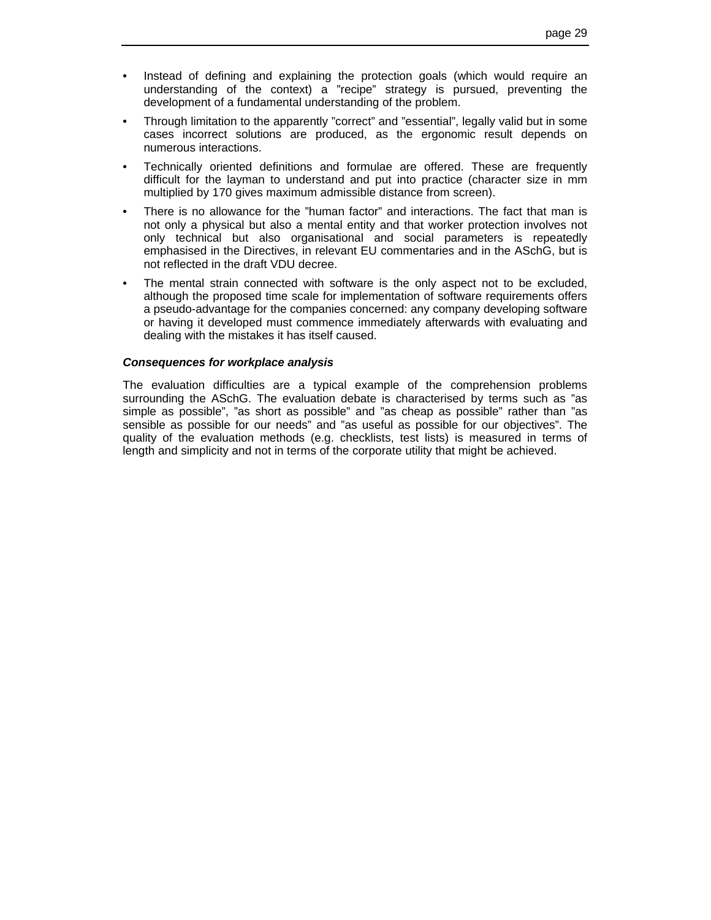- Instead of defining and explaining the protection goals (which would require an understanding of the context) a ”recipe” strategy is pursued, preventing the development of a fundamental understanding of the problem.
- Through limitation to the apparently ”correct” and ”essential”, legally valid but in some cases incorrect solutions are produced, as the ergonomic result depends on numerous interactions.
- Technically oriented definitions and formulae are offered. These are frequently difficult for the layman to understand and put into practice (character size in mm multiplied by 170 gives maximum admissible distance from screen).
- There is no allowance for the ”human factor” and interactions. The fact that man is not only a physical but also a mental entity and that worker protection involves not only technical but also organisational and social parameters is repeatedly emphasised in the Directives, in relevant EU commentaries and in the ASchG, but is not reflected in the draft VDU decree.
- The mental strain connected with software is the only aspect not to be excluded, although the proposed time scale for implementation of software requirements offers a pseudo-advantage for the companies concerned: any company developing software or having it developed must commence immediately afterwards with evaluating and dealing with the mistakes it has itself caused.

***Consequences for workplace analysis***

The evaluation difficulties are a typical example of the comprehension problems surrounding the ASchG. The evaluation debate is characterised by terms such as ”as simple as possible”, ”as short as possible” and ”as cheap as possible” rather than ”as sensible as possible for our needs” and ”as useful as possible for our objectives”. The quality of the evaluation methods (e.g. checklists, test lists) is measured in terms of length and simplicity and not in terms of the corporate utility that might be achieved.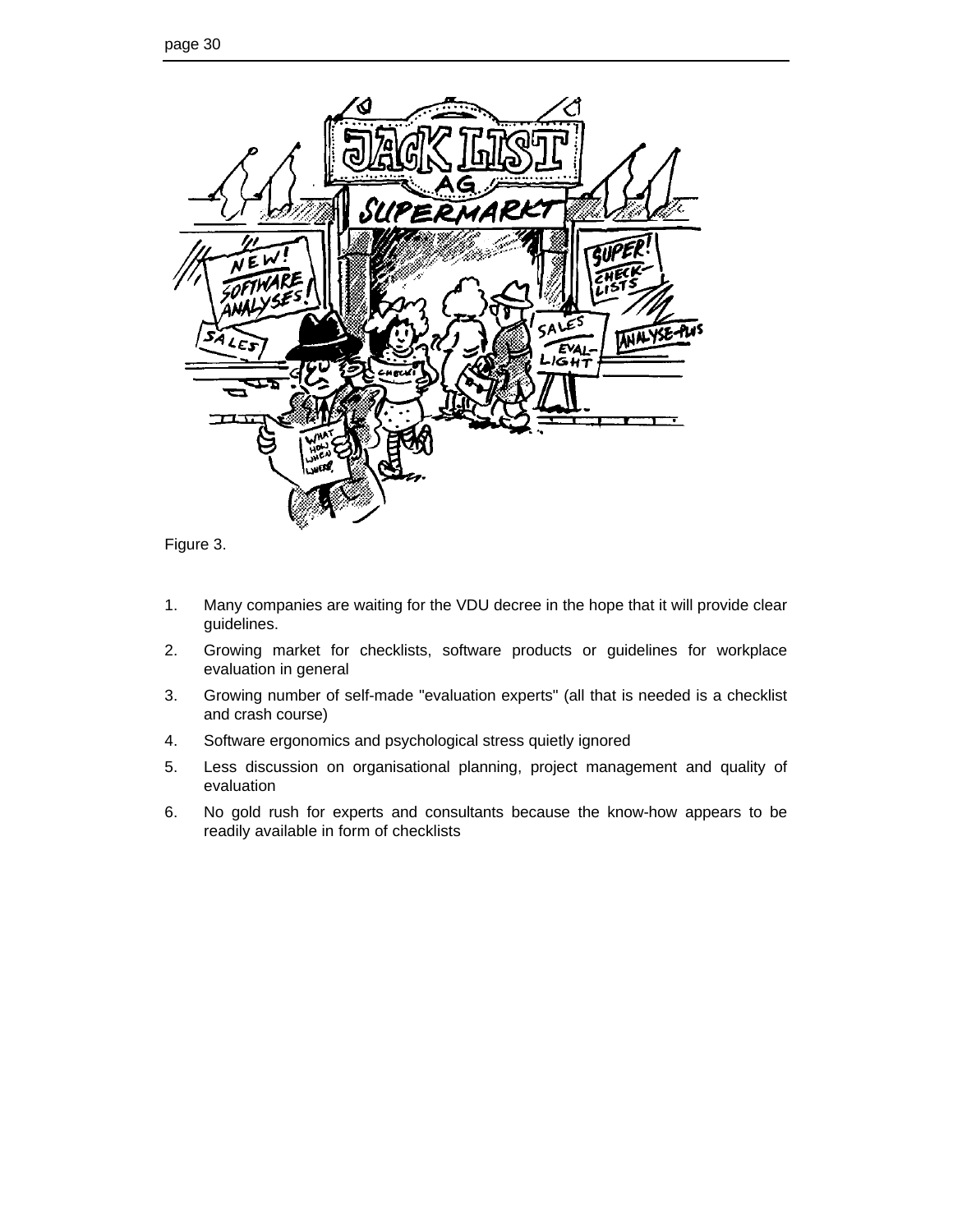Figure 3.

1. Many companies are waiting for the VDU decree in the hope that it will provide clear guidelines.
2. Growing market for checklists, software products or guidelines for workplace evaluation in general
3. Growing number of self-made "evaluation experts" (all that is needed is a checklist and crash course)
4. Software ergonomics and psychological stress quietly ignored
5. Less discussion on organisational planning, project management and quality of evaluation
6. No gold rush for experts and consultants because the know-how appears to be readily available in form of checklists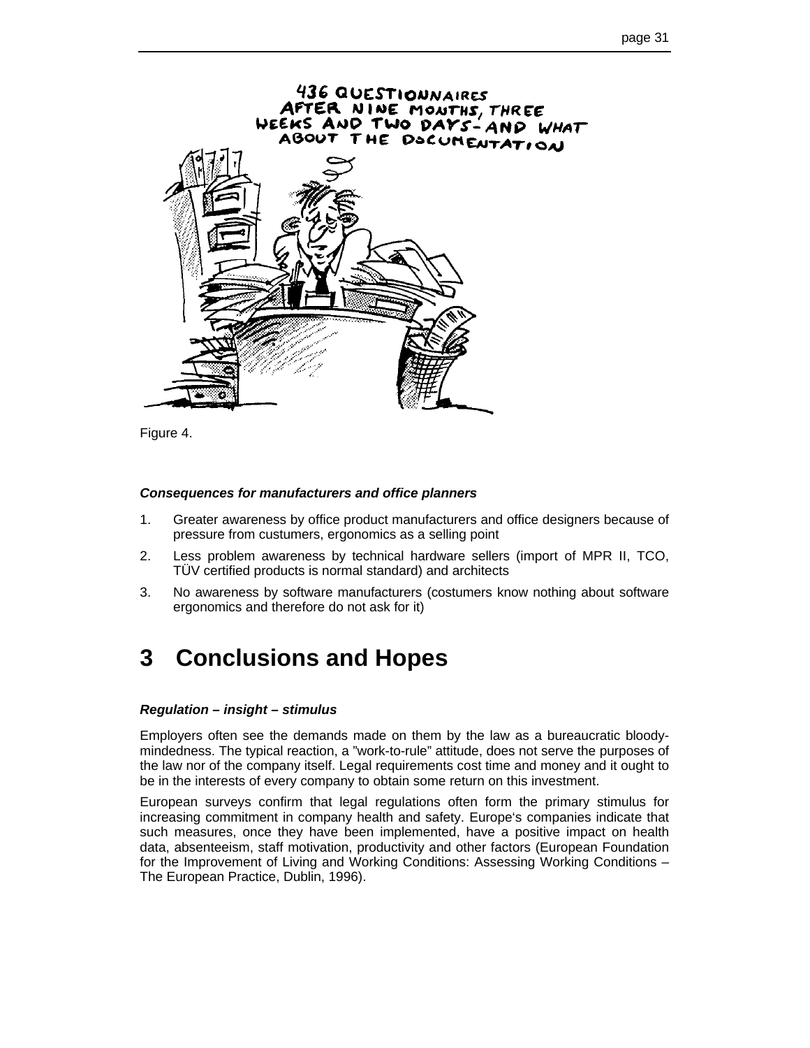Figure 4.

***Consequences for manufacturers and office planners***

1. Greater awareness by office product manufacturers and office designers because of pressure from custumers, ergonomics as a selling point
2. Less problem awareness by technical hardware sellers (import of MPR II, TCO, TÜV certified products is normal standard) and architects
3. No awareness by software manufacturers (costumers know nothing about software ergonomics and therefore do not ask for it)

# 3 Conclusions and Hopes

***Regulation – insight – stimulus***

Employers often see the demands made on them by the law as a bureaucratic bloody-mindedness. The typical reaction, a ”work-to-rule” attitude, does not serve the purposes of the law nor of the company itself. Legal requirements cost time and money and it ought to be in the interests of every company to obtain some return on this investment.

European surveys confirm that legal regulations often form the primary stimulus for increasing commitment in company health and safety. Europe's companies indicate that such measures, once they have been implemented, have a positive impact on health data, absenteeism, staff motivation, productivity and other factors (European Foundation for the Improvement of Living and Working Conditions: Assessing Working Conditions – The European Practice, Dublin, 1996).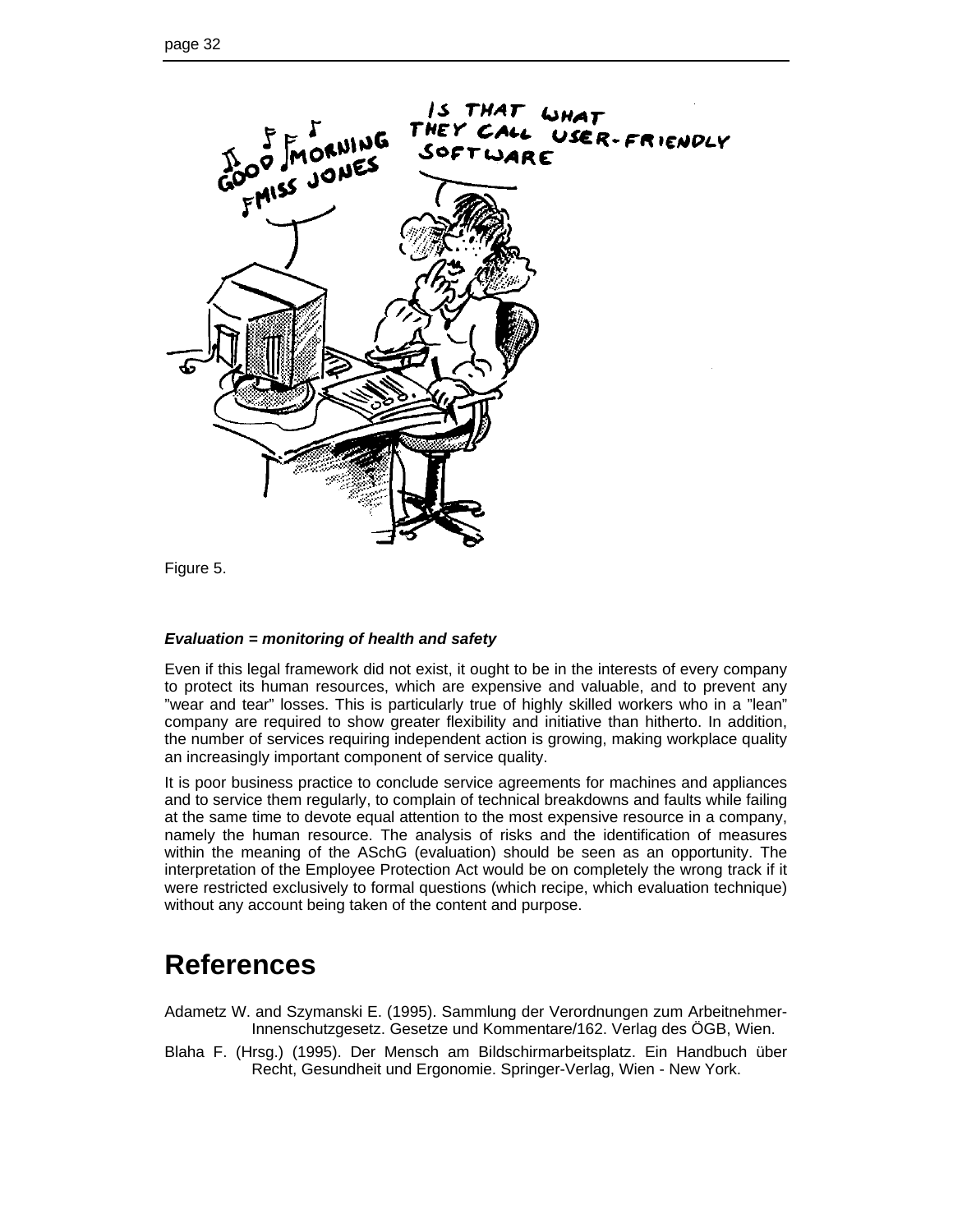Figure 5.

***Evaluation = monitoring of health and safety***

Even if this legal framework did not exist, it ought to be in the interests of every company to protect its human resources, which are expensive and valuable, and to prevent any "wear and tear" losses. This is particularly true of highly skilled workers who in a "lean" company are required to show greater flexibility and initiative than hitherto. In addition, the number of services requiring independent action is growing, making workplace quality an increasingly important component of service quality.

It is poor business practice to conclude service agreements for machines and appliances and to service them regularly, to complain of technical breakdowns and faults while failing at the same time to devote equal attention to the most expensive resource in a company, namely the human resource. The analysis of risks and the identification of measures within the meaning of the ASchG (evaluation) should be seen as an opportunity. The interpretation of the Employee Protection Act would be on completely the wrong track if it were restricted exclusively to formal questions (which recipe, which evaluation technique) without any account being taken of the content and purpose.

# References

Adametz W. and Szymanski E. (1995). Sammlung der Verordnungen zum Arbeitnehmer-Innenschutzgesetz. Gesetze und Kommentare/162. Verlag des ÖGB, Wien.

Blaha F. (Hrsg.) (1995). Der Mensch am Bildschirmarbeitsplatz. Ein Handbuch über Recht, Gesundheit und Ergonomie. Springer-Verlag, Wien - New York.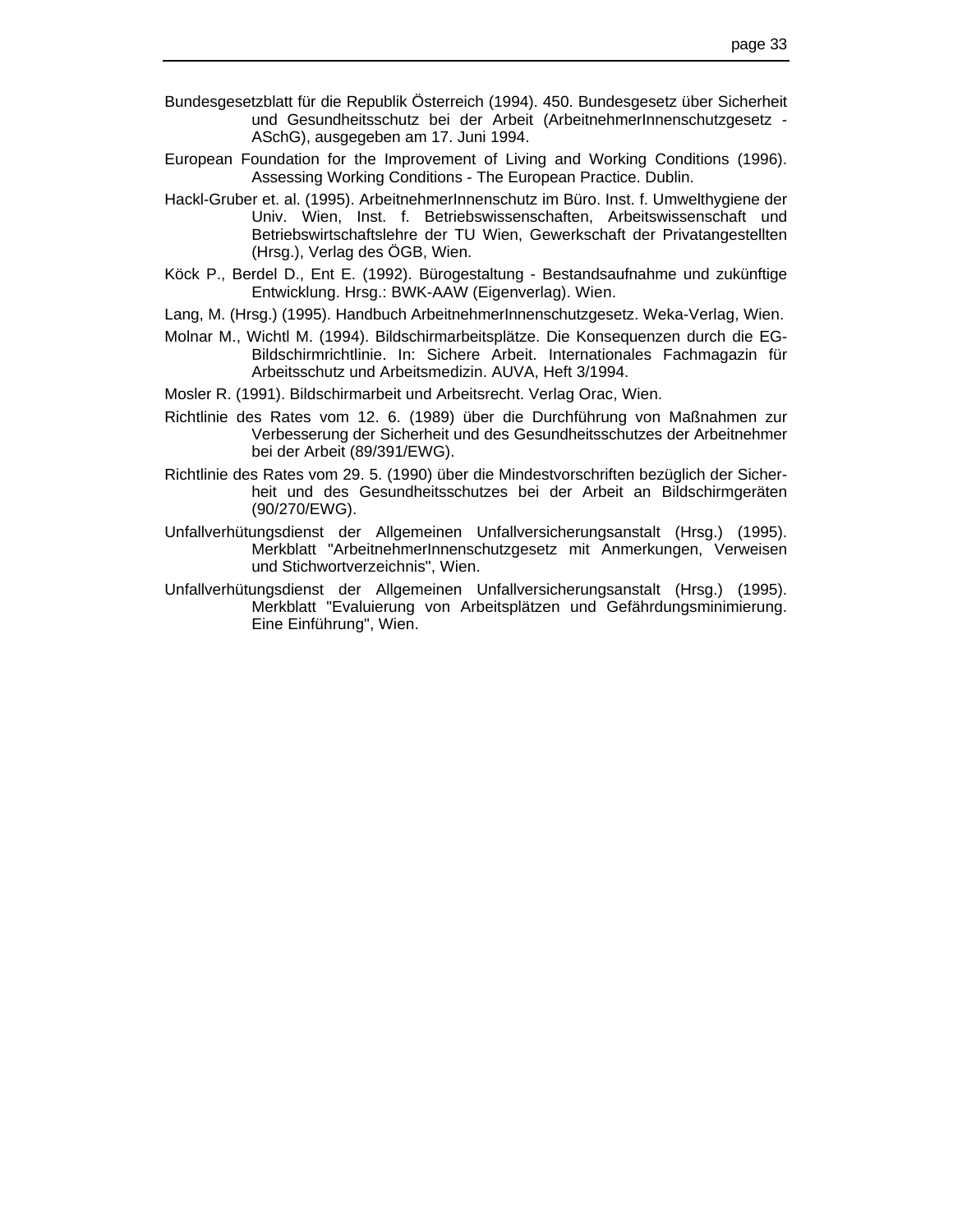Bundesgesetzblatt für die Republik Österreich (1994). 450. Bundesgesetz über Sicherheit und Gesundheitsschutz bei der Arbeit (ArbeitnehmerInnenschutzgesetz - ASchG), ausgegeben am 17. Juni 1994.

European Foundation for the Improvement of Living and Working Conditions (1996). Assessing Working Conditions - The European Practice. Dublin.

Hackl-Gruber et. al. (1995). ArbeitnehmerInnenschutz im Büro. Inst. f. Umwelthygiene der Univ. Wien, Inst. f. Betriebswissenschaften, Arbeitswissenschaft und Betriebswirtschaftslehre der TU Wien, Gewerkschaft der Privatangestellten (Hrsg.), Verlag des ÖGB, Wien.

Köck P., Berdel D., Ent E. (1992). Bürogestaltung - Bestandsaufnahme und zukünftige Entwicklung. Hrsg.: BWK-AAW (Eigenverlag). Wien.

Lang, M. (Hrsg.) (1995). Handbuch ArbeitnehmerInnenschutzgesetz. Weka-Verlag, Wien.

Molnar M., Wichtl M. (1994). Bildschirmarbeitsplätze. Die Konsequenzen durch die EG-Bildschirmrichtlinie. In: Sichere Arbeit. Internationales Fachmagazin für Arbeitsschutz und Arbeitsmedizin. AUVA, Heft 3/1994.

Mosler R. (1991). Bildschirmarbeit und Arbeitsrecht. Verlag Orac, Wien.

Richtlinie des Rates vom 12. 6. (1989) über die Durchführung von Maßnahmen zur Verbesserung der Sicherheit und des Gesundheitsschutzes der Arbeitnehmer bei der Arbeit (89/391/EWG).

Richtlinie des Rates vom 29. 5. (1990) über die Mindestvorschriften bezüglich der Sicherheit und des Gesundheitsschutzes bei der Arbeit an Bildschirmgeräten (90/270/EWG).

Unfallverhütungsdienst der Allgemeinen Unfallversicherungsanstalt (Hrsg.) (1995). Merkblatt "ArbeitnehmerInnenschutzgesetz mit Anmerkungen, Verweisen und Stichwortverzeichnis", Wien.

Unfallverhütungsdienst der Allgemeinen Unfallversicherungsanstalt (Hrsg.) (1995). Merkblatt "Evaluierung von Arbeitsplätzen und Gefährdungsminimierung. Eine Einführung", Wien.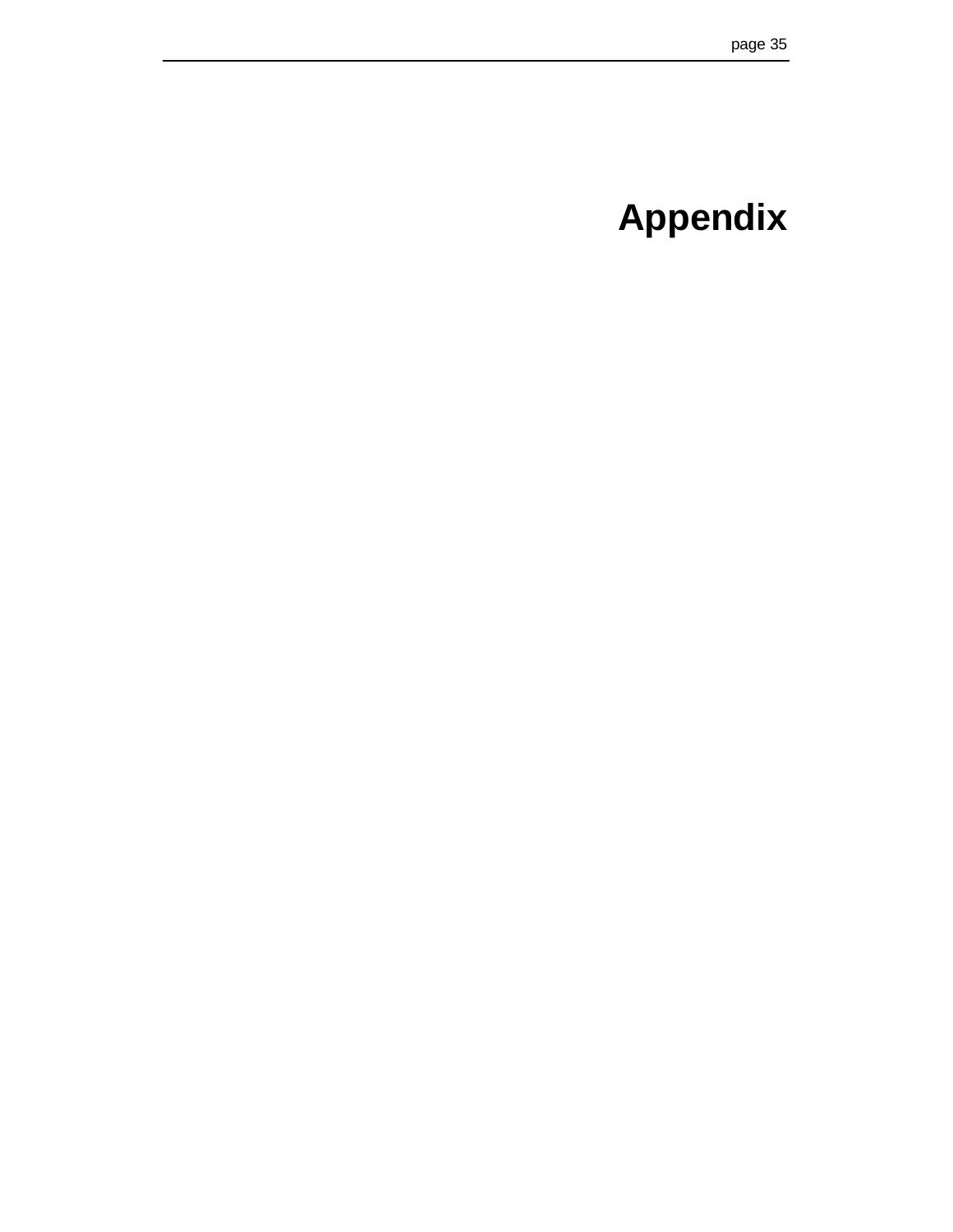# Appendix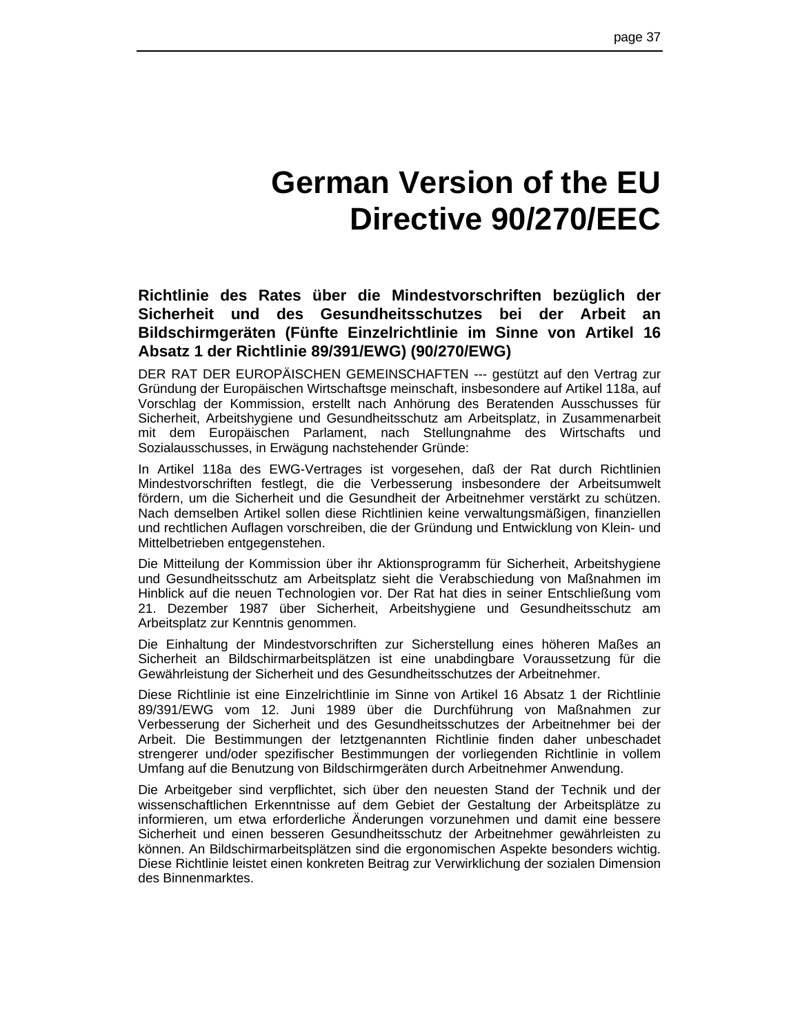# German Version of the EU Directive 90/270/EEC

## Richtlinie des Rates über die Mindestvorschriften bezüglich der Sicherheit und des Gesundheitsschutzes bei der Arbeit an Bildschirmgeräten (Fünfte Einzelrichtlinie im Sinne von Artikel 16 Absatz 1 der Richtlinie 89/391/EWG) (90/270/EWG)

DER RAT DER EUROPÄISCHEN GEMEINSCHAFTEN --- gestützt auf den Vertrag zur Gründung der Europäischen Wirtschaftsge meinschaft, insbesondere auf Artikel 118a, auf Vorschlag der Kommission, erstellt nach Anhörung des Beratenden Ausschusses für Sicherheit, Arbeitshygiene und Gesundheitsschutz am Arbeitsplatz, in Zusammenarbeit mit dem Europäischen Parlament, nach Stellungnahme des Wirtschafts und Sozialausschusses, in Erwägung nachstehender Gründe:

In Artikel 118a des EWG-Vertrages ist vorgesehen, daß der Rat durch Richtlinien Mindestvorschriften festlegt, die die Verbesserung insbesondere der Arbeitsumwelt fördern, um die Sicherheit und die Gesundheit der Arbeitnehmer verstärkt zu schützen. Nach demselben Artikel sollen diese Richtlinien keine verwaltungsmäßigen, finanziellen und rechtlichen Auflagen vorschreiben, die der Gründung und Entwicklung von Klein- und Mittelbetrieben entgegenstehen.

Die Mitteilung der Kommission über ihr Aktionsprogramm für Sicherheit, Arbeitshygiene und Gesundheitsschutz am Arbeitsplatz sieht die Verabschiedung von Maßnahmen im Hinblick auf die neuen Technologien vor. Der Rat hat dies in seiner Entschließung vom 21. Dezember 1987 über Sicherheit, Arbeitshygiene und Gesundheitsschutz am Arbeitsplatz zur Kenntnis genommen.

Die Einhaltung der Mindestvorschriften zur Sicherstellung eines höheren Maßes an Sicherheit an Bildschirmarbeitsplätzen ist eine unabdingbare Voraussetzung für die Gewährleistung der Sicherheit und des Gesundheitsschutzes der Arbeitnehmer.

Diese Richtlinie ist eine Einzelrichtlinie im Sinne von Artikel 16 Absatz 1 der Richtlinie 89/391/EWG vom 12. Juni 1989 über die Durchführung von Maßnahmen zur Verbesserung der Sicherheit und des Gesundheitsschutzes der Arbeitnehmer bei der Arbeit. Die Bestimmungen der letztgenannten Richtlinie finden daher unbeschadet strengerer und/oder spezifischer Bestimmungen der vorliegenden Richtlinie in vollem Umfang auf die Benutzung von Bildschirmgeräten durch Arbeitnehmer Anwendung.

Die Arbeitgeber sind verpflichtet, sich über den neuesten Stand der Technik und der wissenschaftlichen Erkenntnisse auf dem Gebiet der Gestaltung der Arbeitsplätze zu informieren, um etwa erforderliche Änderungen vorzunehmen und damit eine bessere Sicherheit und einen besseren Gesundheitsschutz der Arbeitnehmer gewährleisten zu können. An Bildschirmarbeitsplätzen sind die ergonomischen Aspekte besonders wichtig. Diese Richtlinie leistet einen konkreten Beitrag zur Verwirklichung der sozialen Dimension des Binnenmarktes.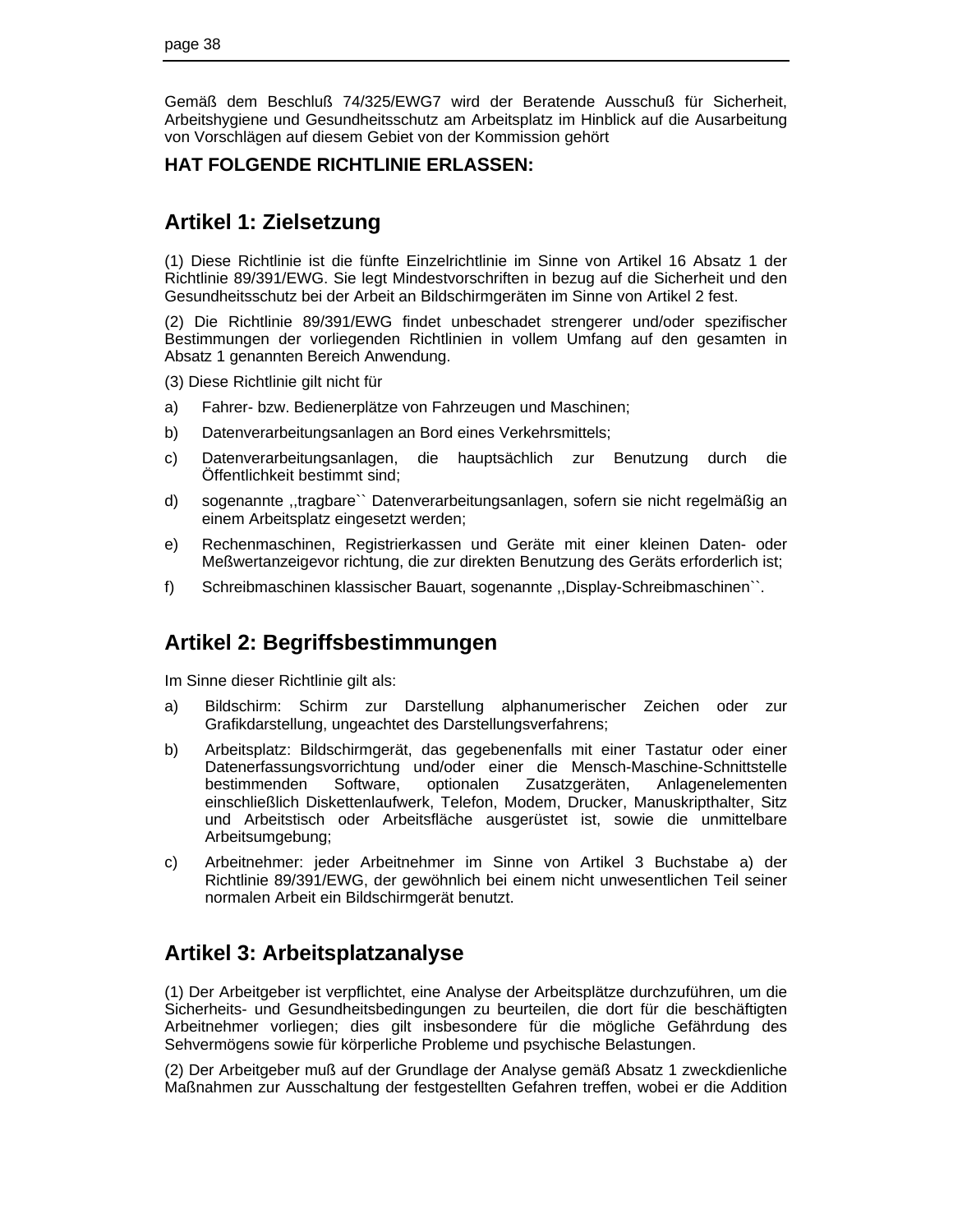Gemäß dem Beschluß 74/325/EWG7 wird der Beratende Ausschuß für Sicherheit, Arbeitshygiene und Gesundheitsschutz am Arbeitsplatz im Hinblick auf die Ausarbeitung von Vorschlägen auf diesem Gebiet von der Kommission gehört

**HAT FOLGENDE RICHTLINIE ERLASSEN:**

## Artikel 1: Zielsetzung

(1) Diese Richtlinie ist die fünfte Einzelrichtlinie im Sinne von Artikel 16 Absatz 1 der Richtlinie 89/391/EWG. Sie legt Mindestvorschriften in bezug auf die Sicherheit und den Gesundheitsschutz bei der Arbeit an Bildschirmgeräten im Sinne von Artikel 2 fest.

(2) Die Richtlinie 89/391/EWG findet unbeschadet strengerer und/oder spezifischer Bestimmungen der vorliegenden Richtlinien in vollem Umfang auf den gesamten in Absatz 1 genannten Bereich Anwendung.

(3) Diese Richtlinie gilt nicht für

a) Fahrer- bzw. Bedienerplätze von Fahrzeugen und Maschinen;

b) Datenverarbeitungsanlagen an Bord eines Verkehrsmittels;

c) Datenverarbeitungsanlagen, die hauptsächlich zur Benutzung durch die Öffentlichkeit bestimmt sind;

d) sogenannte ,,tragbare`` Datenverarbeitungsanlagen, sofern sie nicht regelmäßig an einem Arbeitsplatz eingesetzt werden;

e) Rechenmaschinen, Registrierkassen und Geräte mit einer kleinen Daten- oder Meßwertanzeigevor richtung, die zur direkten Benutzung des Geräts erforderlich ist;

f) Schreibmaschinen klassischer Bauart, sogenannte ,,Display-Schreibmaschinen``.

## Artikel 2: Begriffsbestimmungen

Im Sinne dieser Richtlinie gilt als:

a) Bildschirm: Schirm zur Darstellung alphanumerischer Zeichen oder zur Grafikdarstellung, ungeachtet des Darstellungsverfahrens;

b) Arbeitsplatz: Bildschirmgerät, das gegebenenfalls mit einer Tastatur oder einer Datenerfassungsvorrichtung und/oder einer die Mensch-Maschine-Schnittstelle bestimmenden Software, optionalen Zusatzgeräten, Anlagenelementen einschließlich Diskettenlaufwerk, Telefon, Modem, Drucker, Manuskripthalter, Sitz und Arbeitstisch oder Arbeitsfläche ausgerüstet ist, sowie die unmittelbare Arbeitsumgebung;

c) Arbeitnehmer: jeder Arbeitnehmer im Sinne von Artikel 3 Buchstabe a) der Richtlinie 89/391/EWG, der gewöhnlich bei einem nicht unwesentlichen Teil seiner normalen Arbeit ein Bildschirmgerät benutzt.

## Artikel 3: Arbeitsplatzanalyse

(1) Der Arbeitgeber ist verpflichtet, eine Analyse der Arbeitsplätze durchzuführen, um die Sicherheits- und Gesundheitsbedingungen zu beurteilen, die dort für die beschäftigten Arbeitnehmer vorliegen; dies gilt insbesondere für die mögliche Gefährdung des Sehvermögens sowie für körperliche Probleme und psychische Belastungen.

(2) Der Arbeitgeber muß auf der Grundlage der Analyse gemäß Absatz 1 zweckdienliche Maßnahmen zur Ausschaltung der festgestellten Gefahren treffen, wobei er die Addition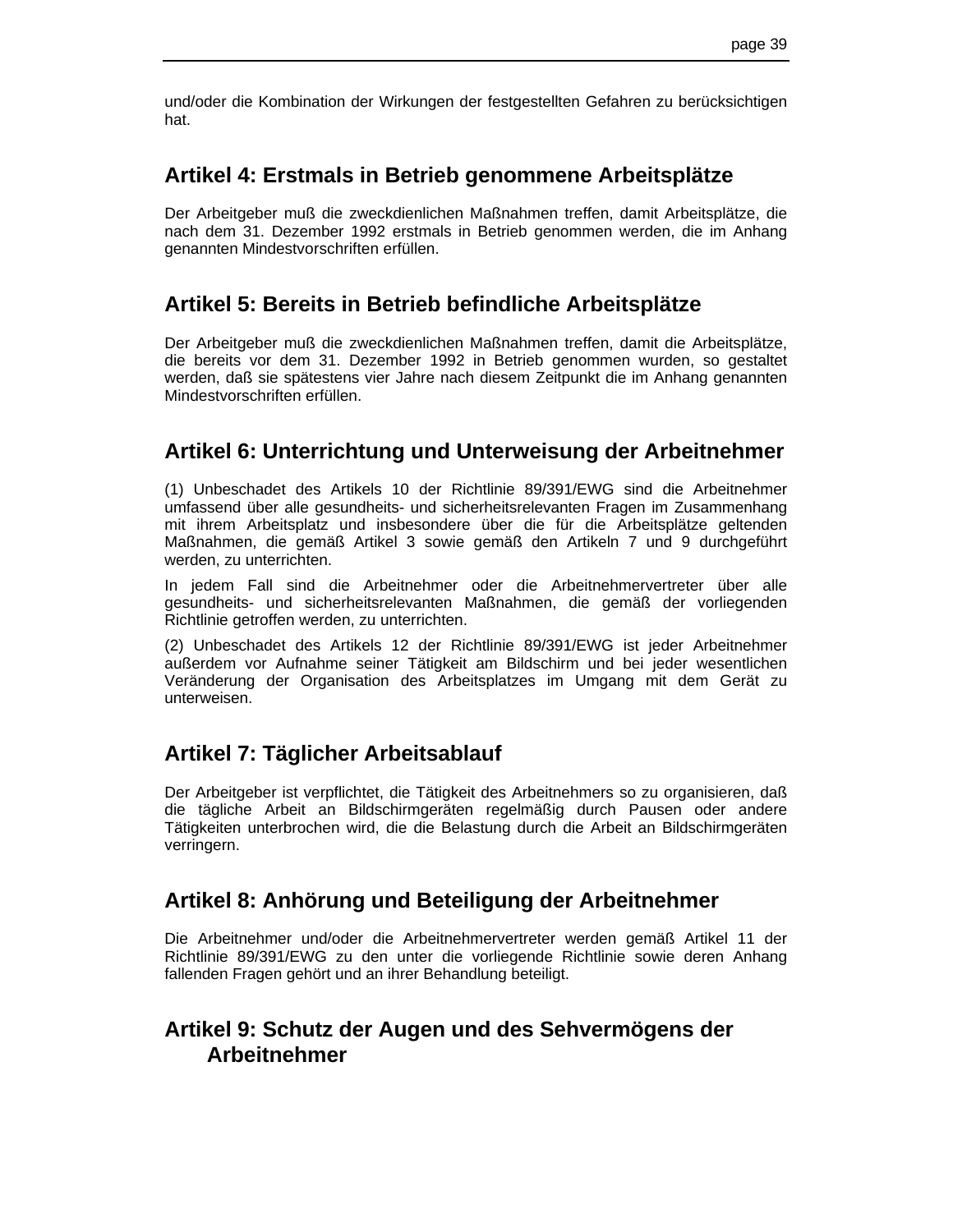und/oder die Kombination der Wirkungen der festgestellten Gefahren zu berücksichtigen hat.

## Artikel 4: Erstmals in Betrieb genommene Arbeitsplätze

Der Arbeitgeber muß die zweckdienlichen Maßnahmen treffen, damit Arbeitsplätze, die nach dem 31. Dezember 1992 erstmals in Betrieb genommen werden, die im Anhang genannten Mindestvorschriften erfüllen.

## Artikel 5: Bereits in Betrieb befindliche Arbeitsplätze

Der Arbeitgeber muß die zweckdienlichen Maßnahmen treffen, damit die Arbeitsplätze, die bereits vor dem 31. Dezember 1992 in Betrieb genommen wurden, so gestaltet werden, daß sie spätestens vier Jahre nach diesem Zeitpunkt die im Anhang genannten Mindestvorschriften erfüllen.

## Artikel 6: Unterrichtung und Unterweisung der Arbeitnehmer

(1) Unbeschadet des Artikels 10 der Richtlinie 89/391/EWG sind die Arbeitnehmer umfassend über alle gesundheits- und sicherheitsrelevanten Fragen im Zusammenhang mit ihrem Arbeitsplatz und insbesondere über die für die Arbeitsplätze geltenden Maßnahmen, die gemäß Artikel 3 sowie gemäß den Artikeln 7 und 9 durchgeführt werden, zu unterrichten.

In jedem Fall sind die Arbeitnehmer oder die Arbeitnehmervertreter über alle gesundheits- und sicherheitsrelevanten Maßnahmen, die gemäß der vorliegenden Richtlinie getroffen werden, zu unterrichten.

(2) Unbeschadet des Artikels 12 der Richtlinie 89/391/EWG ist jeder Arbeitnehmer außerdem vor Aufnahme seiner Tätigkeit am Bildschirm und bei jeder wesentlichen Veränderung der Organisation des Arbeitsplatzes im Umgang mit dem Gerät zu unterweisen.

## Artikel 7: Täglicher Arbeitsablauf

Der Arbeitgeber ist verpflichtet, die Tätigkeit des Arbeitnehmers so zu organisieren, daß die tägliche Arbeit an Bildschirmgeräten regelmäßig durch Pausen oder andere Tätigkeiten unterbrochen wird, die die Belastung durch die Arbeit an Bildschirmgeräten verringern.

## Artikel 8: Anhörung und Beteiligung der Arbeitnehmer

Die Arbeitnehmer und/oder die Arbeitnehmervertreter werden gemäß Artikel 11 der Richtlinie 89/391/EWG zu den unter die vorliegende Richtlinie sowie deren Anhang fallenden Fragen gehört und an ihrer Behandlung beteiligt.

## Artikel 9: Schutz der Augen und des Sehvermögens der Arbeitnehmer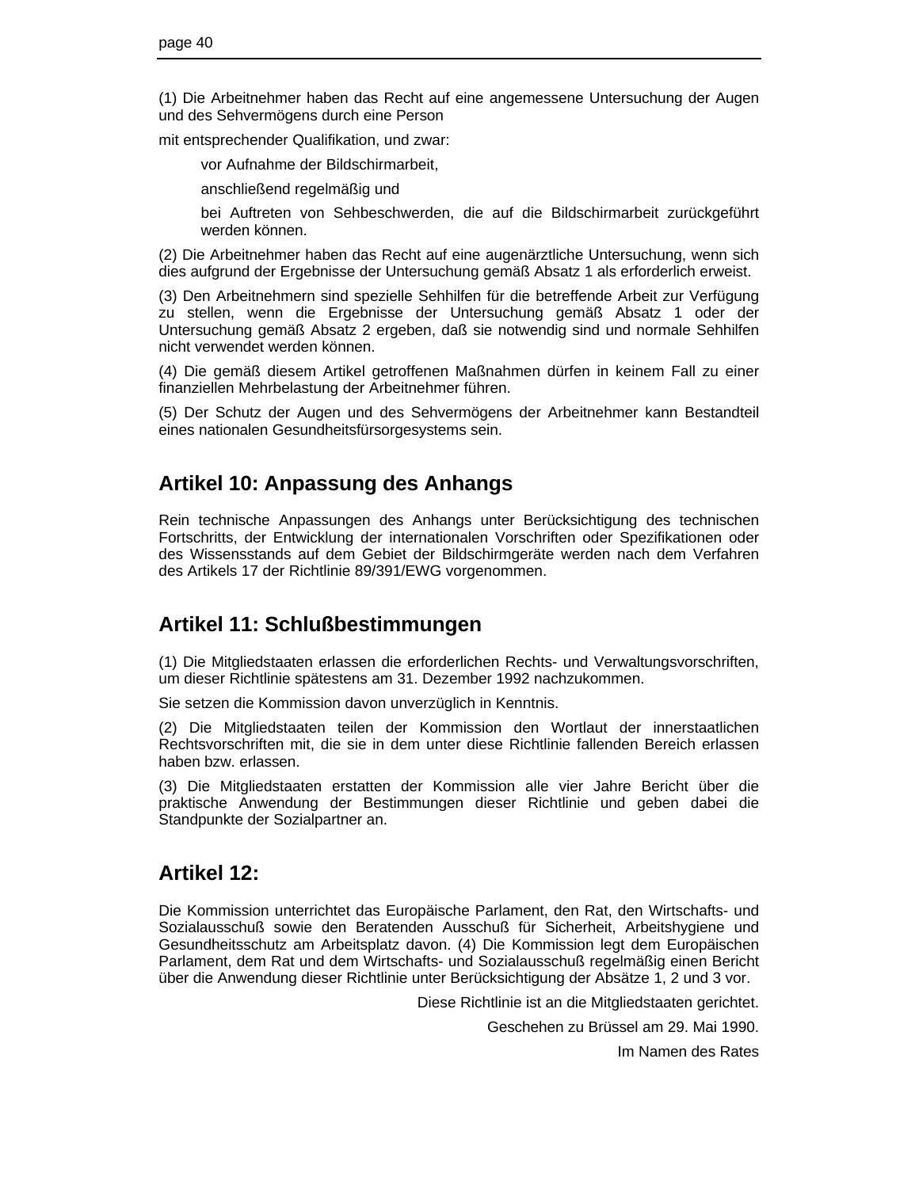(1) Die Arbeitnehmer haben das Recht auf eine angemessene Untersuchung der Augen und des Sehvermögens durch eine Person

mit entsprechender Qualifikation, und zwar:

vor Aufnahme der Bildschirmarbeit,

anschließend regelmäßig und

bei Auftreten von Sehbeschwerden, die auf die Bildschirmarbeit zurückgeführt werden können.

(2) Die Arbeitnehmer haben das Recht auf eine augenärztliche Untersuchung, wenn sich dies aufgrund der Ergebnisse der Untersuchung gemäß Absatz 1 als erforderlich erweist.

(3) Den Arbeitnehmern sind spezielle Sehhilfen für die betreffende Arbeit zur Verfügung zu stellen, wenn die Ergebnisse der Untersuchung gemäß Absatz 1 oder der Untersuchung gemäß Absatz 2 ergeben, daß sie notwendig sind und normale Sehhilfen nicht verwendet werden können.

(4) Die gemäß diesem Artikel getroffenen Maßnahmen dürfen in keinem Fall zu einer finanziellen Mehrbelastung der Arbeitnehmer führen.

(5) Der Schutz der Augen und des Sehvermögens der Arbeitnehmer kann Bestandteil eines nationalen Gesundheitsfürsorgesystems sein.

## Artikel 10: Anpassung des Anhangs

Rein technische Anpassungen des Anhangs unter Berücksichtigung des technischen Fortschritts, der Entwicklung der internationalen Vorschriften oder Spezifikationen oder des Wissensstands auf dem Gebiet der Bildschirmgeräte werden nach dem Verfahren des Artikels 17 der Richtlinie 89/391/EWG vorgenommen.

## Artikel 11: Schlußbestimmungen

(1) Die Mitgliedstaaten erlassen die erforderlichen Rechts- und Verwaltungsvorschriften, um dieser Richtlinie spätestens am 31. Dezember 1992 nachzukommen.

Sie setzen die Kommission davon unverzüglich in Kenntnis.

(2) Die Mitgliedstaaten teilen der Kommission den Wortlaut der innerstaatlichen Rechtsvorschriften mit, die sie in dem unter diese Richtlinie fallenden Bereich erlassen haben bzw. erlassen.

(3) Die Mitgliedstaaten erstatten der Kommission alle vier Jahre Bericht über die praktische Anwendung der Bestimmungen dieser Richtlinie und geben dabei die Standpunkte der Sozialpartner an.

## Artikel 12:

Die Kommission unterrichtet das Europäische Parlament, den Rat, den Wirtschafts- und Sozialausschuß sowie den Beratenden Ausschuß für Sicherheit, Arbeitshygiene und Gesundheitsschutz am Arbeitsplatz davon. (4) Die Kommission legt dem Europäischen Parlament, dem Rat und dem Wirtschafts- und Sozialausschuß regelmäßig einen Bericht über die Anwendung dieser Richtlinie unter Berücksichtigung der Absätze 1, 2 und 3 vor.

Diese Richtlinie ist an die Mitgliedstaaten gerichtet.

Geschehen zu Brüssel am 29. Mai 1990.

Im Namen des Rates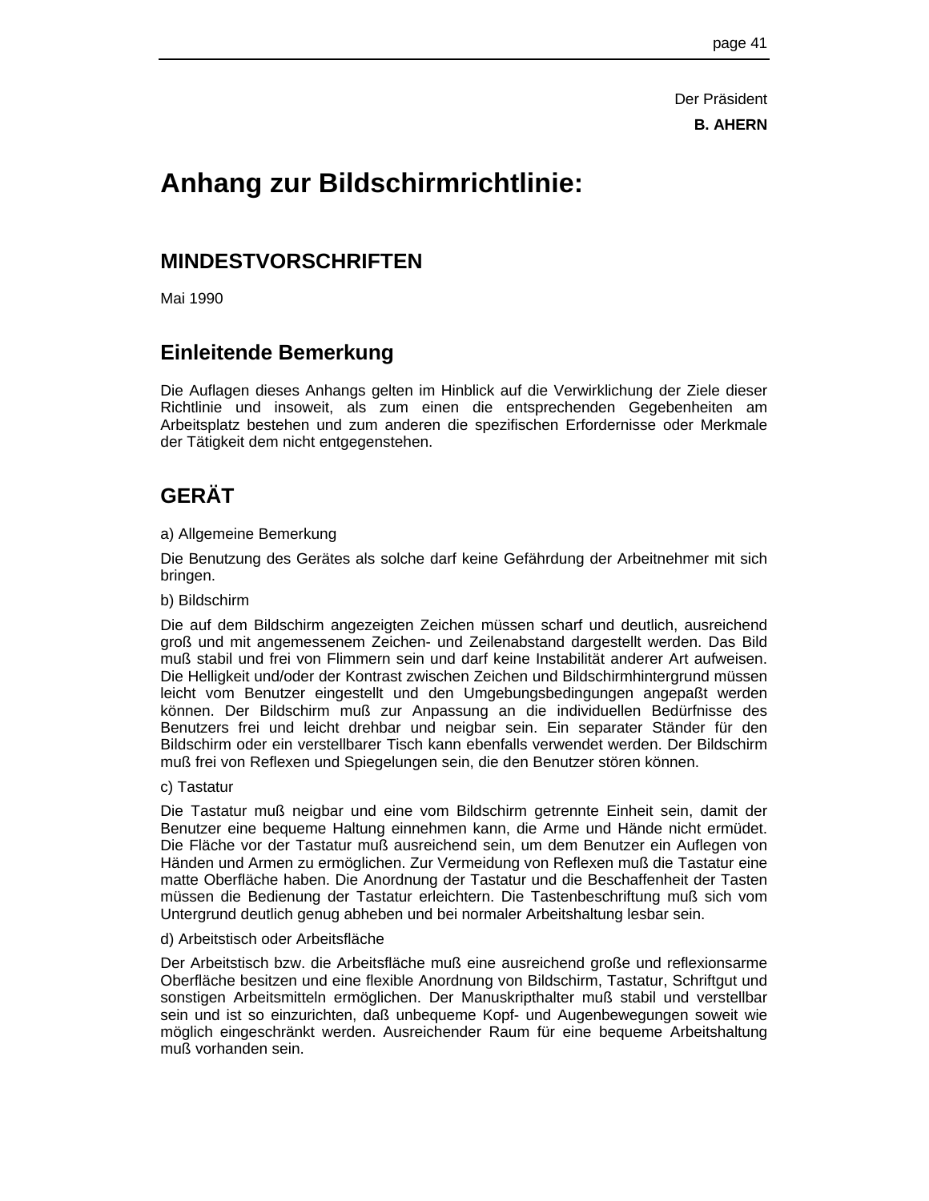Der Präsident

**B. AHERN**

# Anhang zur Bildschirmrichtlinie:

## MINDESTVORSCHRIFTEN

Mai 1990

## Einleitende Bemerkung

Die Auflagen dieses Anhangs gelten im Hinblick auf die Verwirklichung der Ziele dieser Richtlinie und insoweit, als zum einen die entsprechenden Gegebenheiten am Arbeitsplatz bestehen und zum anderen die spezifischen Erfordernisse oder Merkmale der Tätigkeit dem nicht entgegenstehen.

## GERÄT

a) Allgemeine Bemerkung

Die Benutzung des Gerätes als solche darf keine Gefährdung der Arbeitnehmer mit sich bringen.

b) Bildschirm

Die auf dem Bildschirm angezeigten Zeichen müssen scharf und deutlich, ausreichend groß und mit angemessenem Zeichen- und Zeilenabstand dargestellt werden. Das Bild muß stabil und frei von Flimmern sein und darf keine Instabilität anderer Art aufweisen. Die Helligkeit und/oder der Kontrast zwischen Zeichen und Bildschirmhintergrund müssen leicht vom Benutzer eingestellt und den Umgebungsbedingungen angepaßt werden können. Der Bildschirm muß zur Anpassung an die individuellen Bedürfnisse des Benutzers frei und leicht drehbar und neigbar sein. Ein separater Ständer für den Bildschirm oder ein verstellbarer Tisch kann ebenfalls verwendet werden. Der Bildschirm muß frei von Reflexen und Spiegelungen sein, die den Benutzer stören können.

c) Tastatur

Die Tastatur muß neigbar und eine vom Bildschirm getrennte Einheit sein, damit der Benutzer eine bequeme Haltung einnehmen kann, die Arme und Hände nicht ermüdet. Die Fläche vor der Tastatur muß ausreichend sein, um dem Benutzer ein Auflegen von Händen und Armen zu ermöglichen. Zur Vermeidung von Reflexen muß die Tastatur eine matte Oberfläche haben. Die Anordnung der Tastatur und die Beschaffenheit der Tasten müssen die Bedienung der Tastatur erleichtern. Die Tastenbeschriftung muß sich vom Untergrund deutlich genug abheben und bei normaler Arbeitshaltung lesbar sein.

d) Arbeitstisch oder Arbeitsfläche

Der Arbeitstisch bzw. die Arbeitsfläche muß eine ausreichend große und reflexionsarme Oberfläche besitzen und eine flexible Anordnung von Bildschirm, Tastatur, Schriftgut und sonstigen Arbeitsmitteln ermöglichen. Der Manuskripthalter muß stabil und verstellbar sein und ist so einzurichten, daß unbequeme Kopf- und Augenbewegungen soweit wie möglich eingeschränkt werden. Ausreichender Raum für eine bequeme Arbeitshaltung muß vorhanden sein.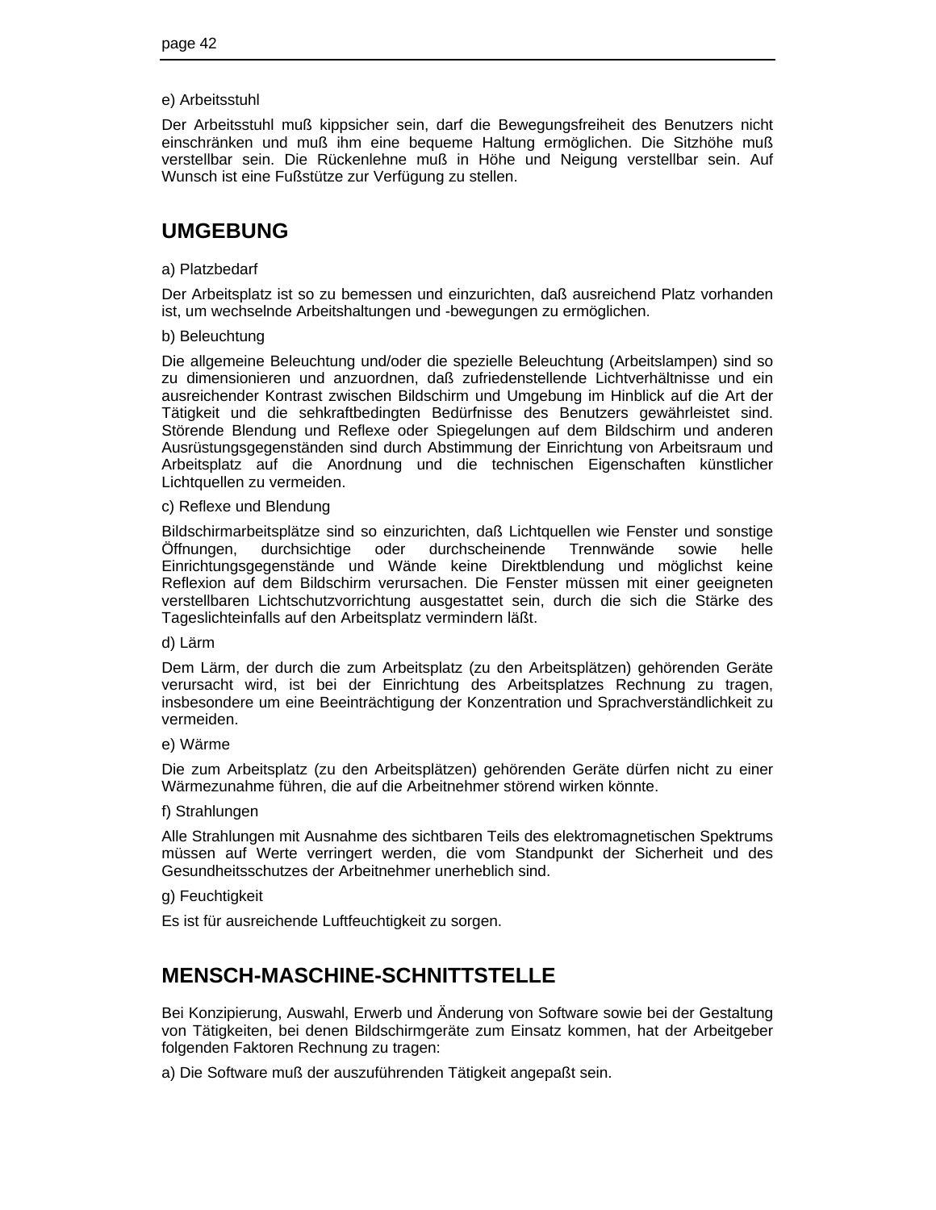e) Arbeitsstuhl

Der Arbeitsstuhl muß kippsicher sein, darf die Bewegungsfreiheit des Benutzers nicht einschränken und muß ihm eine bequeme Haltung ermöglichen. Die Sitzhöhe muß verstellbar sein. Die Rückenlehne muß in Höhe und Neigung verstellbar sein. Auf Wunsch ist eine Fußstütze zur Verfügung zu stellen.

## UMGEBUNG

a) Platzbedarf

Der Arbeitsplatz ist so zu bemessen und einzurichten, daß ausreichend Platz vorhanden ist, um wechselnde Arbeitshaltungen und -bewegungen zu ermöglichen.

b) Beleuchtung

Die allgemeine Beleuchtung und/oder die spezielle Beleuchtung (Arbeitslampen) sind so zu dimensionieren und anzuordnen, daß zufriedenstellende Lichtverhältnisse und ein ausreichender Kontrast zwischen Bildschirm und Umgebung im Hinblick auf die Art der Tätigkeit und die sehkraftbedingten Bedürfnisse des Benutzers gewährleistet sind. Störende Blendung und Reflexe oder Spiegelungen auf dem Bildschirm und anderen Ausrüstungsgegenständen sind durch Abstimmung der Einrichtung von Arbeitsraum und Arbeitsplatz auf die Anordnung und die technischen Eigenschaften künstlicher Lichtquellen zu vermeiden.

c) Reflexe und Blendung

Bildschirmarbeitsplätze sind so einzurichten, daß Lichtquellen wie Fenster und sonstige Öffnungen, durchsichtige oder durchscheinende Trennwände sowie helle Einrichtungsgegenstände und Wände keine Direktblendung und möglichst keine Reflexion auf dem Bildschirm verursachen. Die Fenster müssen mit einer geeigneten verstellbaren Lichtschutzvorrichtung ausgestattet sein, durch die sich die Stärke des Tageslichteinfalls auf den Arbeitsplatz vermindern läßt.

d) Lärm

Dem Lärm, der durch die zum Arbeitsplatz (zu den Arbeitsplätzen) gehörenden Geräte verursacht wird, ist bei der Einrichtung des Arbeitsplatzes Rechnung zu tragen, insbesondere um eine Beeinträchtigung der Konzentration und Sprachverständlichkeit zu vermeiden.

e) Wärme

Die zum Arbeitsplatz (zu den Arbeitsplätzen) gehörenden Geräte dürfen nicht zu einer Wärmezunahme führen, die auf die Arbeitnehmer störend wirken könnte.

f) Strahlungen

Alle Strahlungen mit Ausnahme des sichtbaren Teils des elektromagnetischen Spektrums müssen auf Werte verringert werden, die vom Standpunkt der Sicherheit und des Gesundheitsschutzes der Arbeitnehmer unerheblich sind.

g) Feuchtigkeit

Es ist für ausreichende Luftfeuchtigkeit zu sorgen.

## MENSCH-MASCHINE-SCHNITTSTELLE

Bei Konzipierung, Auswahl, Erwerb und Änderung von Software sowie bei der Gestaltung von Tätigkeiten, bei denen Bildschirmgeräte zum Einsatz kommen, hat der Arbeitgeber folgenden Faktoren Rechnung zu tragen:

a) Die Software muß der auszuführenden Tätigkeit angepaßt sein.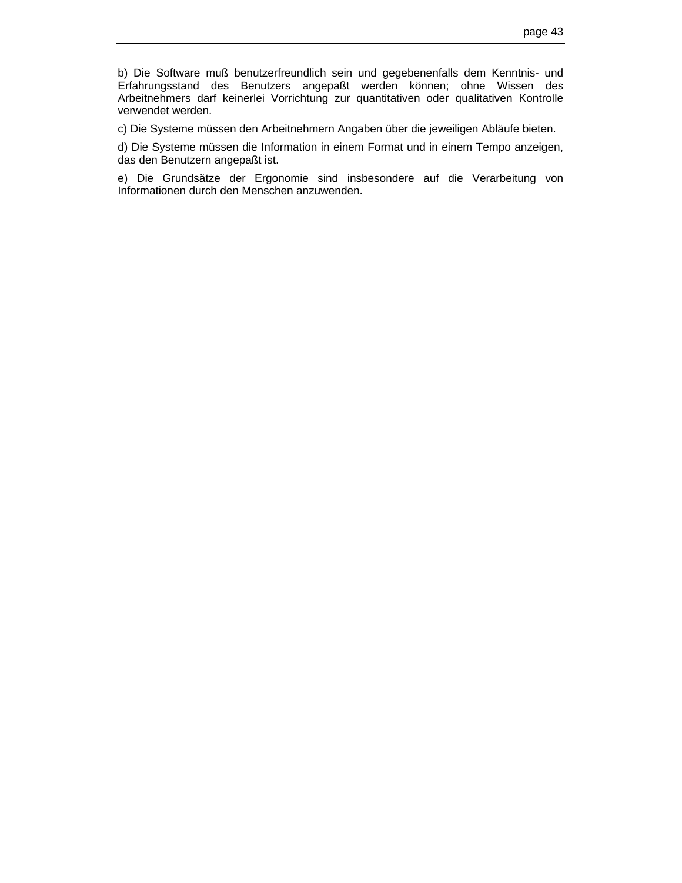b) Die Software muß benutzerfreundlich sein und gegebenenfalls dem Kenntnis- und Erfahrungsstand des Benutzers angepaßt werden können; ohne Wissen des Arbeitnehmers darf keinerlei Vorrichtung zur quantitativen oder qualitativen Kontrolle verwendet werden.

c) Die Systeme müssen den Arbeitnehmern Angaben über die jeweiligen Abläufe bieten.

d) Die Systeme müssen die Information in einem Format und in einem Tempo anzeigen, das den Benutzern angepaßt ist.

e) Die Grundsätze der Ergonomie sind insbesondere auf die Verarbeitung von Informationen durch den Menschen anzuwenden.